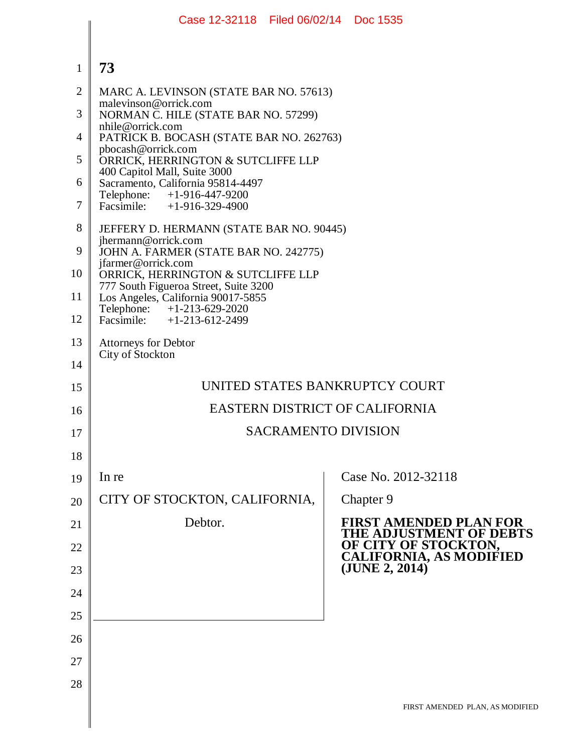MARC A. LEVINSON (STATE BAR NO. 57613)
malevinson@orrick.com
NORMAN C. HILE (STATE BAR NO. 57299)
nhile@orrick.com
PATRICK B. BOCASH (STATE BAR NO. 262763)
pbocash@orrick.com
ORRICK, HERRINGTON & SUTCLIFFE LLP
400 Capitol Mall, Suite 3000
Sacramento, California 95814-4497
Telephone: +1-916-447-9200
Facsimile: +1-916-329-4900

JEFFERY D. HERMANN (STATE BAR NO. 90445)
jhermann@orrick.com
JOHN A. FARMER (STATE BAR NO. 242775)
jfarmer@orrick.com
ORRICK, HERRINGTON & SUTCLIFFE LLP
777 South Figueroa Street, Suite 3200
Los Angeles, California 90017-5855
Telephone: +1-213-629-2020
Facsimile: +1-213-612-2499

Attorneys for Debtor
City of Stockton

UNITED STATES BANKRUPTCY COURT

EASTERN DISTRICT OF CALIFORNIA

SACRAMENTO DIVISION

| | |
|---|---|
| In re<br><br>CITY OF STOCKTON, CALIFORNIA,<br><br>Debtor. | Case No. 2012-32118<br><br>Chapter 9<br><br>**FIRST AMENDED PLAN FOR THE ADJUSTMENT OF DEBTS OF CITY OF STOCKTON, CALIFORNIA, AS MODIFIED (JUNE 2, 2014)** |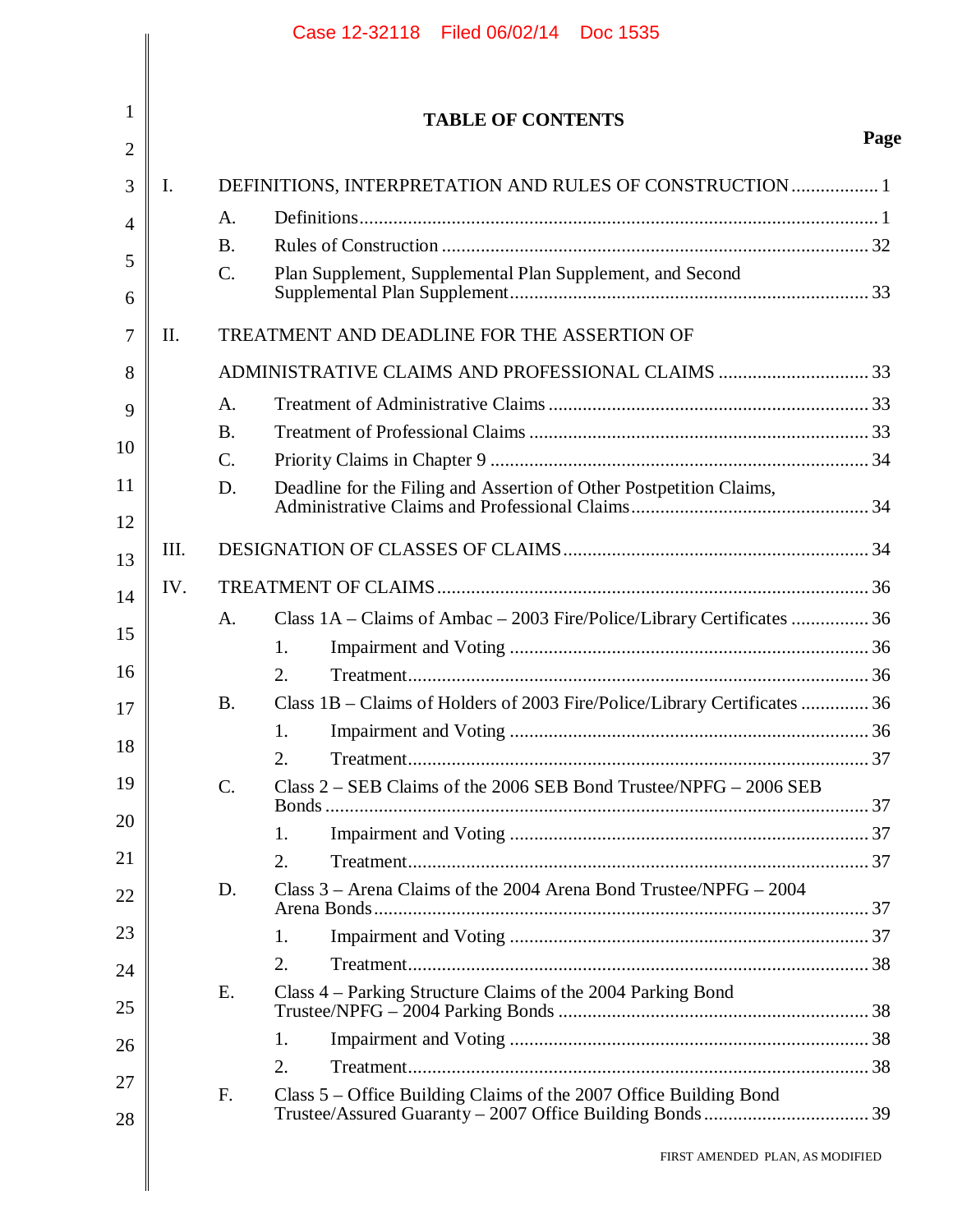**TABLE OF CONTENTS**

| | | Page |
|---|---|---|
| I. | DEFINITIONS, INTERPRETATION AND RULES OF CONSTRUCTION | 1 |
| | A. Definitions | 1 |
| | B. Rules of Construction | 32 |
| | C. Plan Supplement, Supplemental Plan Supplement, and Second Supplemental Plan Supplement | 33 |
| II. | TREATMENT AND DEADLINE FOR THE ASSERTION OF ADMINISTRATIVE CLAIMS AND PROFESSIONAL CLAIMS | 33 |
| | A. Treatment of Administrative Claims | 33 |
| | B. Treatment of Professional Claims | 33 |
| | C. Priority Claims in Chapter 9 | 34 |
| | D. Deadline for the Filing and Assertion of Other Postpetition Claims, Administrative Claims and Professional Claims | 34 |
| III. | DESIGNATION OF CLASSES OF CLAIMS | 34 |
| IV. | TREATMENT OF CLAIMS | 36 |
| | A. Class 1A – Claims of Ambac – 2003 Fire/Police/Library Certificates | 36 |
| | 1. Impairment and Voting | 36 |
| | 2. Treatment | 36 |
| | B. Class 1B – Claims of Holders of 2003 Fire/Police/Library Certificates | 36 |
| | 1. Impairment and Voting | 36 |
| | 2. Treatment | 37 |
| | C. Class 2 – SEB Claims of the 2006 SEB Bond Trustee/NPFG – 2006 SEB Bonds | 37 |
| | 1. Impairment and Voting | 37 |
| | 2. Treatment | 37 |
| | D. Class 3 – Arena Claims of the 2004 Arena Bond Trustee/NPFG – 2004 Arena Bonds | 37 |
| | 1. Impairment and Voting | 37 |
| | 2. Treatment | 38 |
| | E. Class 4 – Parking Structure Claims of the 2004 Parking Bond Trustee/NPFG – 2004 Parking Bonds | 38 |
| | 1. Impairment and Voting | 38 |
| | 2. Treatment | 38 |
| | F. Class 5 – Office Building Claims of the 2007 Office Building Bond Trustee/Assured Guaranty – 2007 Office Building Bonds | 39 |

FIRST AMENDED PLAN, AS MODIFIED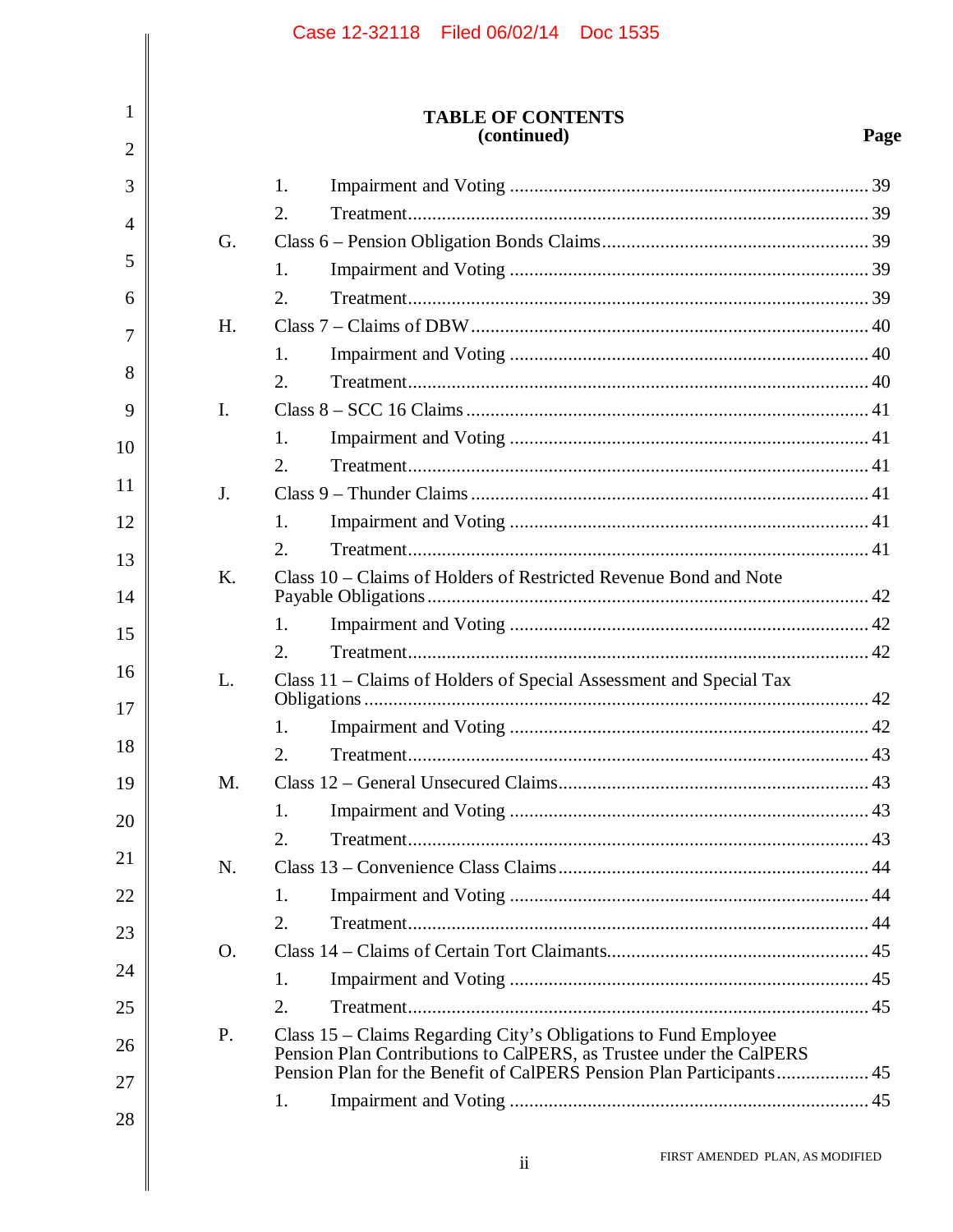**TABLE OF CONTENTS**
**(continued)**

| | | | Page |
|---|---|---|---|
| | 1. | Impairment and Voting | 39 |
| | 2. | Treatment | 39 |
| G. | Class 6 – Pension Obligation Bonds Claims | | 39 |
| | 1. | Impairment and Voting | 39 |
| | 2. | Treatment | 39 |
| H. | Class 7 – Claims of DBW | | 40 |
| | 1. | Impairment and Voting | 40 |
| | 2. | Treatment | 40 |
| I. | Class 8 – SCC 16 Claims | | 41 |
| | 1. | Impairment and Voting | 41 |
| | 2. | Treatment | 41 |
| J. | Class 9 – Thunder Claims | | 41 |
| | 1. | Impairment and Voting | 41 |
| | 2. | Treatment | 41 |
| K. | Class 10 – Claims of Holders of Restricted Revenue Bond and Note Payable Obligations | | 42 |
| | 1. | Impairment and Voting | 42 |
| | 2. | Treatment | 42 |
| L. | Class 11 – Claims of Holders of Special Assessment and Special Tax Obligations | | 42 |
| | 1. | Impairment and Voting | 42 |
| | 2. | Treatment | 43 |
| M. | Class 12 – General Unsecured Claims | | 43 |
| | 1. | Impairment and Voting | 43 |
| | 2. | Treatment | 43 |
| N. | Class 13 – Convenience Class Claims | | 44 |
| | 1. | Impairment and Voting | 44 |
| | 2. | Treatment | 44 |
| O. | Class 14 – Claims of Certain Tort Claimants | | 45 |
| | 1. | Impairment and Voting | 45 |
| | 2. | Treatment | 45 |
| P. | Class 15 – Claims Regarding City's Obligations to Fund Employee Pension Plan Contributions to CalPERS, as Trustee under the CalPERS Pension Plan for the Benefit of CalPERS Pension Plan Participants | | 45 |
| | 1. | Impairment and Voting | 45 |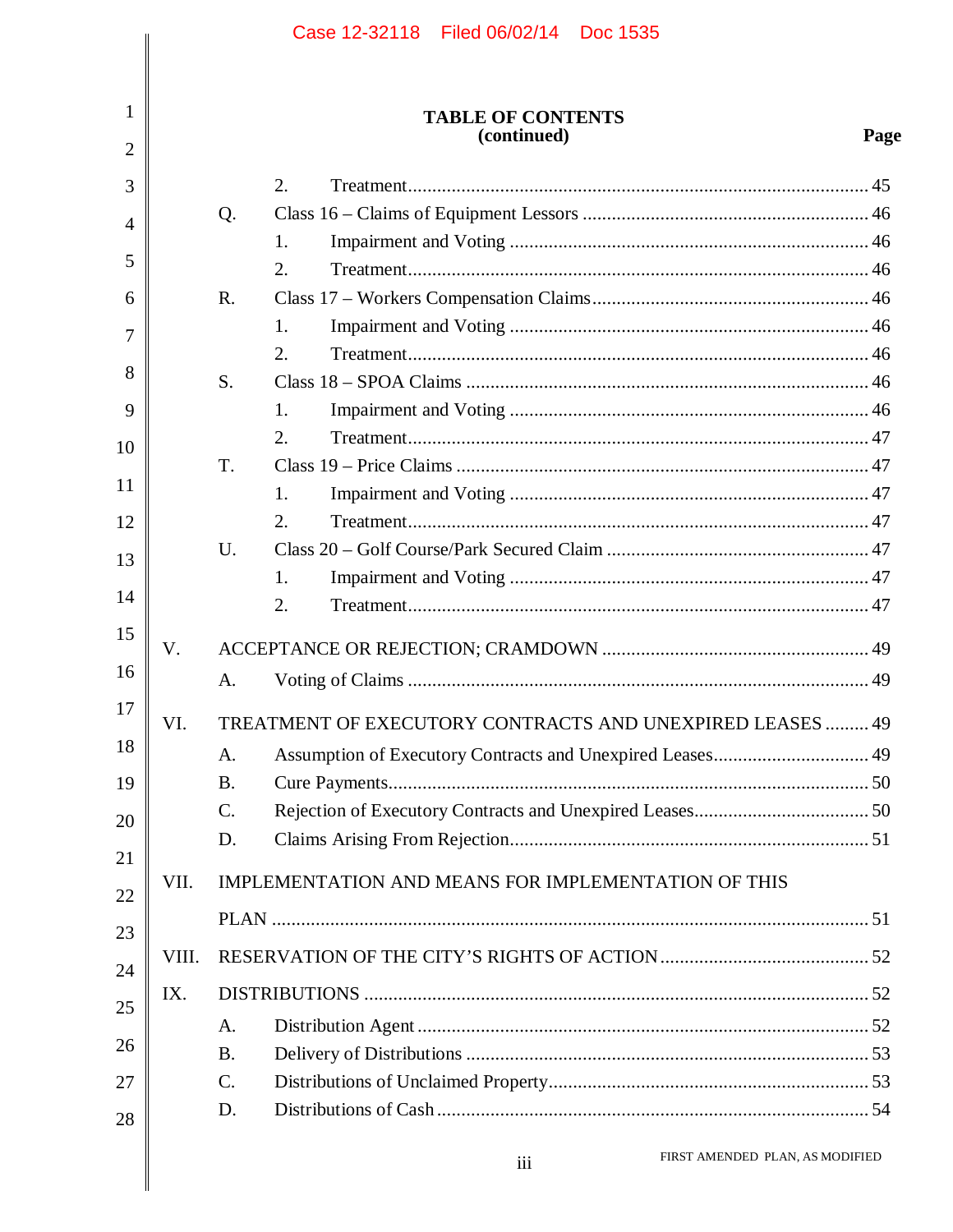# TABLE OF CONTENTS
## (continued)

| | | | Page |
|---|---|---|---|
| | | 2. Treatment | 45 |
| | Q. | Class 16 – Claims of Equipment Lessors | 46 |
| | | 1. Impairment and Voting | 46 |
| | | 2. Treatment | 46 |
| | R. | Class 17 – Workers Compensation Claims | 46 |
| | | 1. Impairment and Voting | 46 |
| | | 2. Treatment | 46 |
| | S. | Class 18 – SPOA Claims | 46 |
| | | 1. Impairment and Voting | 46 |
| | | 2. Treatment | 47 |
| | T. | Class 19 – Price Claims | 47 |
| | | 1. Impairment and Voting | 47 |
| | | 2. Treatment | 47 |
| | U. | Class 20 – Golf Course/Park Secured Claim | 47 |
| | | 1. Impairment and Voting | 47 |
| | | 2. Treatment | 47 |
| V. | ACCEPTANCE OR REJECTION; CRAMDOWN | | 49 |
| | A. | Voting of Claims | 49 |
| VI. | TREATMENT OF EXECUTORY CONTRACTS AND UNEXPIRED LEASES | | 49 |
| | A. | Assumption of Executory Contracts and Unexpired Leases | 49 |
| | B. | Cure Payments | 50 |
| | C. | Rejection of Executory Contracts and Unexpired Leases | 50 |
| | D. | Claims Arising From Rejection | 51 |
| VII. | IMPLEMENTATION AND MEANS FOR IMPLEMENTATION OF THIS PLAN | | 51 |
| VIII. | RESERVATION OF THE CITY'S RIGHTS OF ACTION | | 52 |
| IX. | DISTRIBUTIONS | | 52 |
| | A. | Distribution Agent | 52 |
| | B. | Delivery of Distributions | 53 |
| | C. | Distributions of Unclaimed Property | 53 |
| | D. | Distributions of Cash | 54 |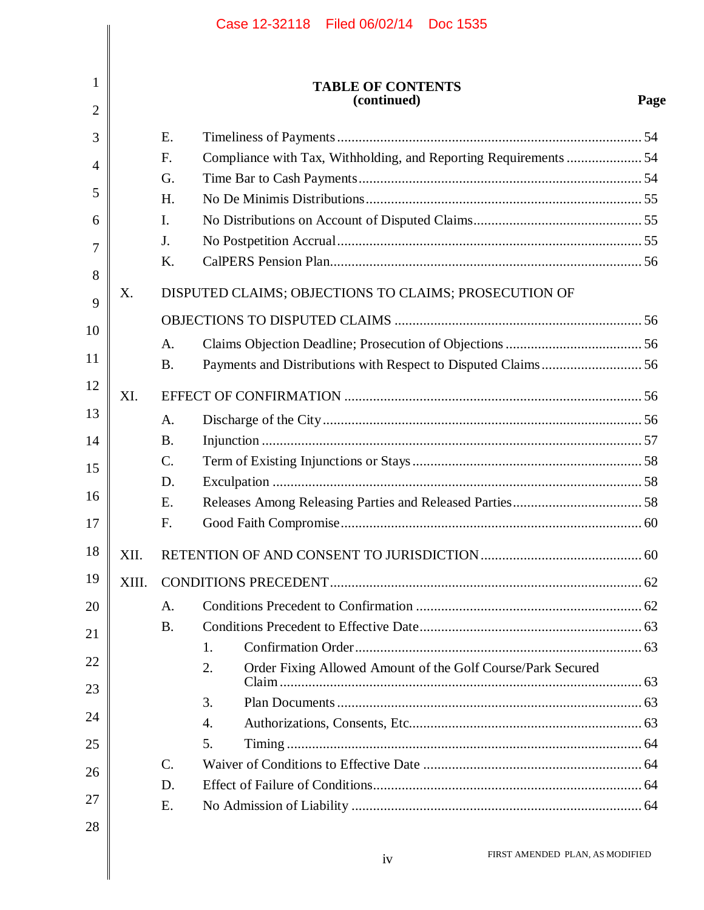**TABLE OF CONTENTS**
**(continued)**

| | | | Page |
|---|---|---|---|
| | E. | Timeliness of Payments | 54 |
| | F. | Compliance with Tax, Withholding, and Reporting Requirements | 54 |
| | G. | Time Bar to Cash Payments | 54 |
| | H. | No De Minimis Distributions | 55 |
| | I. | No Distributions on Account of Disputed Claims | 55 |
| | J. | No Postpetition Accrual | 55 |
| | K. | CalPERS Pension Plan | 56 |
| X. | DISPUTED CLAIMS; OBJECTIONS TO CLAIMS; PROSECUTION OF OBJECTIONS TO DISPUTED CLAIMS | | 56 |
| | A. | Claims Objection Deadline; Prosecution of Objections | 56 |
| | B. | Payments and Distributions with Respect to Disputed Claims | 56 |
| XI. | EFFECT OF CONFIRMATION | | 56 |
| | A. | Discharge of the City | 56 |
| | B. | Injunction | 57 |
| | C. | Term of Existing Injunctions or Stays | 58 |
| | D. | Exculpation | 58 |
| | E. | Releases Among Releasing Parties and Released Parties | 58 |
| | F. | Good Faith Compromise | 60 |
| XII. | RETENTION OF AND CONSENT TO JURISDICTION | | 60 |
| XIII. | CONDITIONS PRECEDENT | | 62 |
| | A. | Conditions Precedent to Confirmation | 62 |
| | B. | Conditions Precedent to Effective Date | 63 |
| | | 1. Confirmation Order | 63 |
| | | 2. Order Fixing Allowed Amount of the Golf Course/Park Secured Claim | 63 |
| | | 3. Plan Documents | 63 |
| | | 4. Authorizations, Consents, Etc. | 63 |
| | | 5. Timing | 64 |
| | C. | Waiver of Conditions to Effective Date | 64 |
| | D. | Effect of Failure of Conditions | 64 |
| | E. | No Admission of Liability | 64 |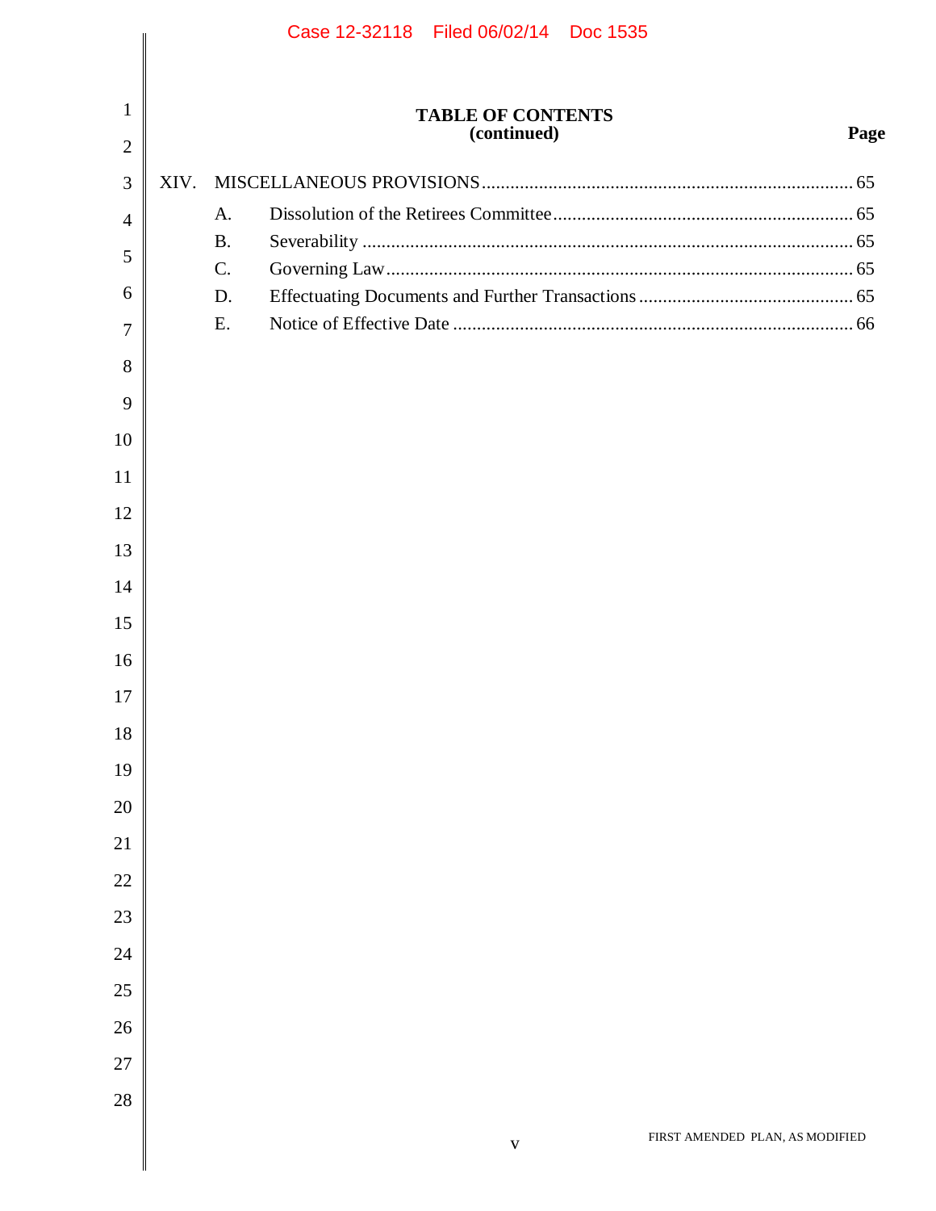**TABLE OF CONTENTS**
**(continued)**

| | | | Page |
|---|---|---|---|
| XIV. | MISCELLANEOUS PROVISIONS | | 65 |
| | A. | Dissolution of the Retirees Committee | 65 |
| | B. | Severability | 65 |
| | C. | Governing Law | 65 |
| | D. | Effectuating Documents and Further Transactions | 65 |
| | E. | Notice of Effective Date | 66 |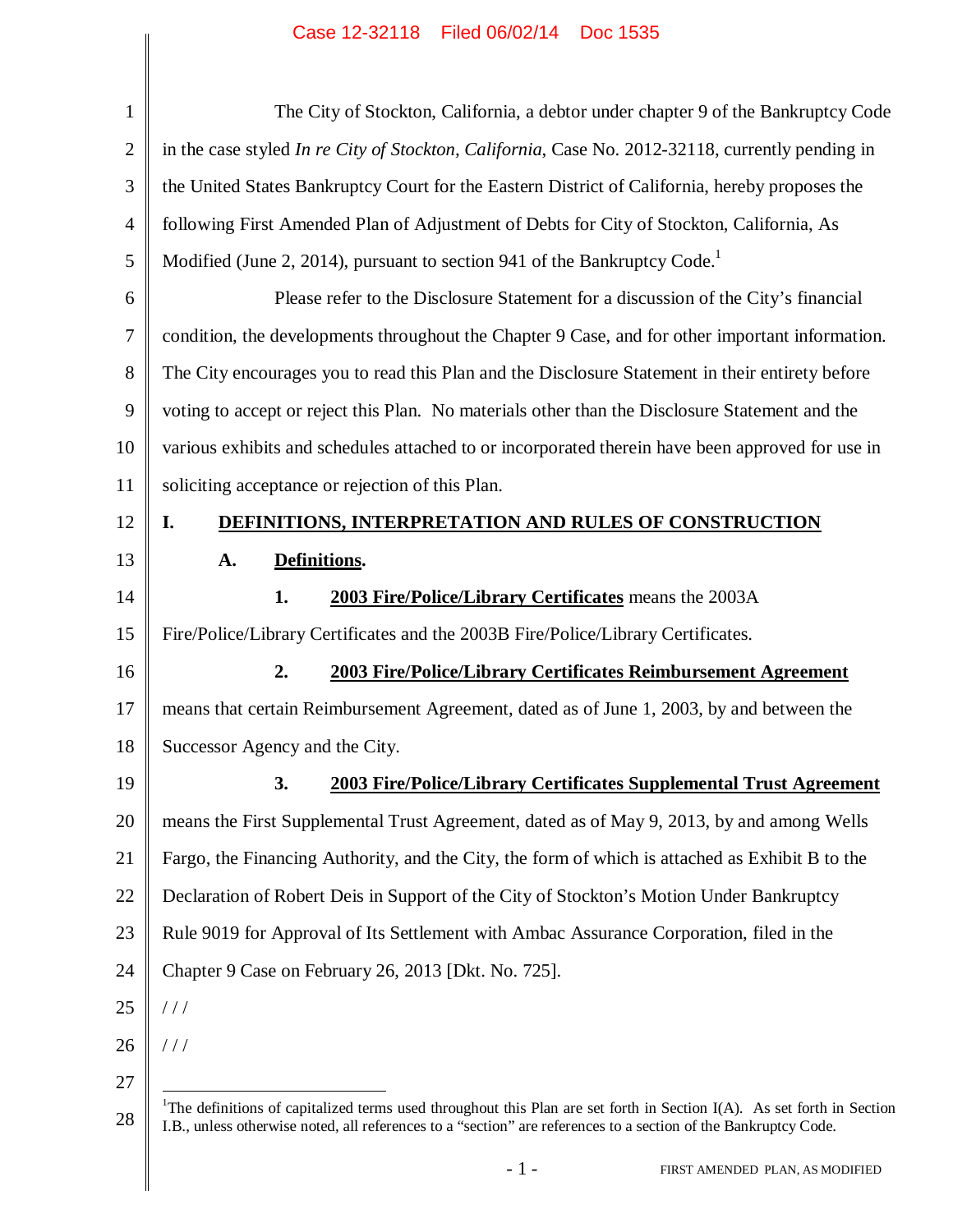The City of Stockton, California, a debtor under chapter 9 of the Bankruptcy Code in the case styled *In re City of Stockton, California*, Case No. 2012-32118, currently pending in the United States Bankruptcy Court for the Eastern District of California, hereby proposes the following First Amended Plan of Adjustment of Debts for City of Stockton, California, As Modified (June 2, 2014), pursuant to section 941 of the Bankruptcy Code.[1]

Please refer to the Disclosure Statement for a discussion of the City's financial condition, the developments throughout the Chapter 9 Case, and for other important information. The City encourages you to read this Plan and the Disclosure Statement in their entirety before voting to accept or reject this Plan. No materials other than the Disclosure Statement and the various exhibits and schedules attached to or incorporated therein have been approved for use in soliciting acceptance or rejection of this Plan.

# I. DEFINITIONS, INTERPRETATION AND RULES OF CONSTRUCTION

## A. Definitions.

1. **2003 Fire/Police/Library Certificates** means the 2003A Fire/Police/Library Certificates and the 2003B Fire/Police/Library Certificates.

2. **2003 Fire/Police/Library Certificates Reimbursement Agreement** means that certain Reimbursement Agreement, dated as of June 1, 2003, by and between the Successor Agency and the City.

3. **2003 Fire/Police/Library Certificates Supplemental Trust Agreement** means the First Supplemental Trust Agreement, dated as of May 9, 2013, by and among Wells Fargo, the Financing Authority, and the City, the form of which is attached as Exhibit B to the Declaration of Robert Deis in Support of the City of Stockton's Motion Under Bankruptcy Rule 9019 for Approval of Its Settlement with Ambac Assurance Corporation, filed in the Chapter 9 Case on February 26, 2013 [Dkt. No. 725].

/ / /

/ / /

[1] The definitions of capitalized terms used throughout this Plan are set forth in Section I(A). As set forth in Section I.B., unless otherwise noted, all references to a "section" are references to a section of the Bankruptcy Code.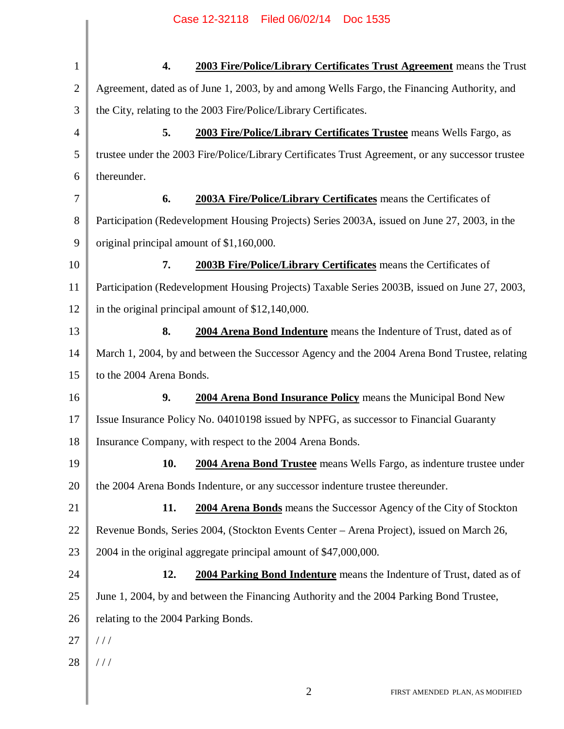**4. 2003 Fire/Police/Library Certificates Trust Agreement** means the Trust Agreement, dated as of June 1, 2003, by and among Wells Fargo, the Financing Authority, and the City, relating to the 2003 Fire/Police/Library Certificates.

**5. 2003 Fire/Police/Library Certificates Trustee** means Wells Fargo, as trustee under the 2003 Fire/Police/Library Certificates Trust Agreement, or any successor trustee thereunder.

**6. 2003A Fire/Police/Library Certificates** means the Certificates of Participation (Redevelopment Housing Projects) Series 2003A, issued on June 27, 2003, in the original principal amount of $1,160,000.

**7. 2003B Fire/Police/Library Certificates** means the Certificates of Participation (Redevelopment Housing Projects) Taxable Series 2003B, issued on June 27, 2003, in the original principal amount of $12,140,000.

**8. 2004 Arena Bond Indenture** means the Indenture of Trust, dated as of March 1, 2004, by and between the Successor Agency and the 2004 Arena Bond Trustee, relating to the 2004 Arena Bonds.

**9. 2004 Arena Bond Insurance Policy** means the Municipal Bond New Issue Insurance Policy No. 04010198 issued by NPFG, as successor to Financial Guaranty Insurance Company, with respect to the 2004 Arena Bonds.

**10. 2004 Arena Bond Trustee** means Wells Fargo, as indenture trustee under the 2004 Arena Bonds Indenture, or any successor indenture trustee thereunder.

**11. 2004 Arena Bonds** means the Successor Agency of the City of Stockton Revenue Bonds, Series 2004, (Stockton Events Center – Arena Project), issued on March 26, 2004 in the original aggregate principal amount of $47,000,000.

**12. 2004 Parking Bond Indenture** means the Indenture of Trust, dated as of June 1, 2004, by and between the Financing Authority and the 2004 Parking Bond Trustee, relating to the 2004 Parking Bonds.

/ / /

/ / /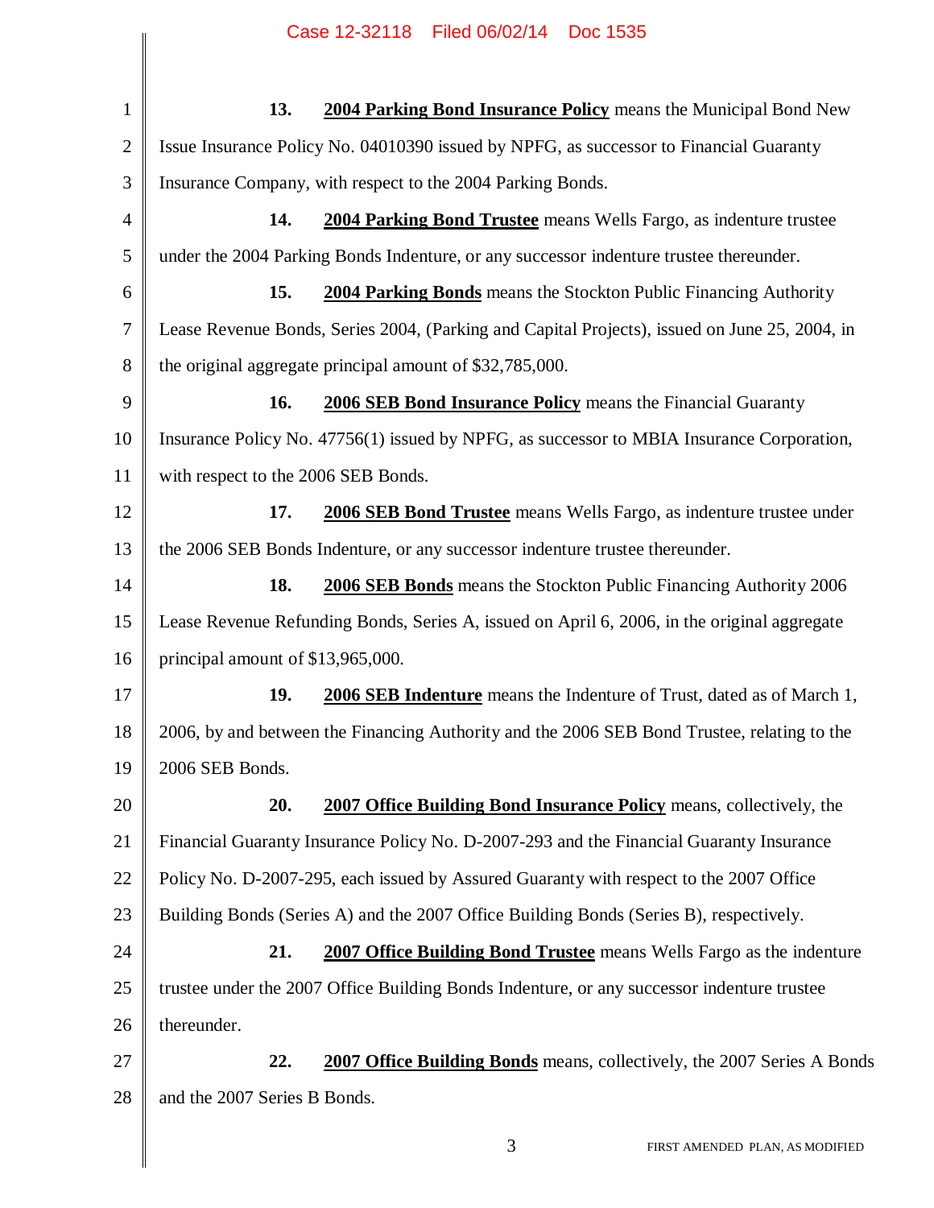**13.** **2004 Parking Bond Insurance Policy** means the Municipal Bond New Issue Insurance Policy No. 04010390 issued by NPFG, as successor to Financial Guaranty Insurance Company, with respect to the 2004 Parking Bonds.

**14.** **2004 Parking Bond Trustee** means Wells Fargo, as indenture trustee under the 2004 Parking Bonds Indenture, or any successor indenture trustee thereunder.

**15.** **2004 Parking Bonds** means the Stockton Public Financing Authority Lease Revenue Bonds, Series 2004, (Parking and Capital Projects), issued on June 25, 2004, in the original aggregate principal amount of $32,785,000.

**16.** **2006 SEB Bond Insurance Policy** means the Financial Guaranty Insurance Policy No. 47756(1) issued by NPFG, as successor to MBIA Insurance Corporation, with respect to the 2006 SEB Bonds.

**17.** **2006 SEB Bond Trustee** means Wells Fargo, as indenture trustee under the 2006 SEB Bonds Indenture, or any successor indenture trustee thereunder.

**18.** **2006 SEB Bonds** means the Stockton Public Financing Authority 2006 Lease Revenue Refunding Bonds, Series A, issued on April 6, 2006, in the original aggregate principal amount of $13,965,000.

**19.** **2006 SEB Indenture** means the Indenture of Trust, dated as of March 1, 2006, by and between the Financing Authority and the 2006 SEB Bond Trustee, relating to the 2006 SEB Bonds.

**20.** **2007 Office Building Bond Insurance Policy** means, collectively, the Financial Guaranty Insurance Policy No. D-2007-293 and the Financial Guaranty Insurance Policy No. D-2007-295, each issued by Assured Guaranty with respect to the 2007 Office Building Bonds (Series A) and the 2007 Office Building Bonds (Series B), respectively.

**21.** **2007 Office Building Bond Trustee** means Wells Fargo as the indenture trustee under the 2007 Office Building Bonds Indenture, or any successor indenture trustee thereunder.

**22.** **2007 Office Building Bonds** means, collectively, the 2007 Series A Bonds and the 2007 Series B Bonds.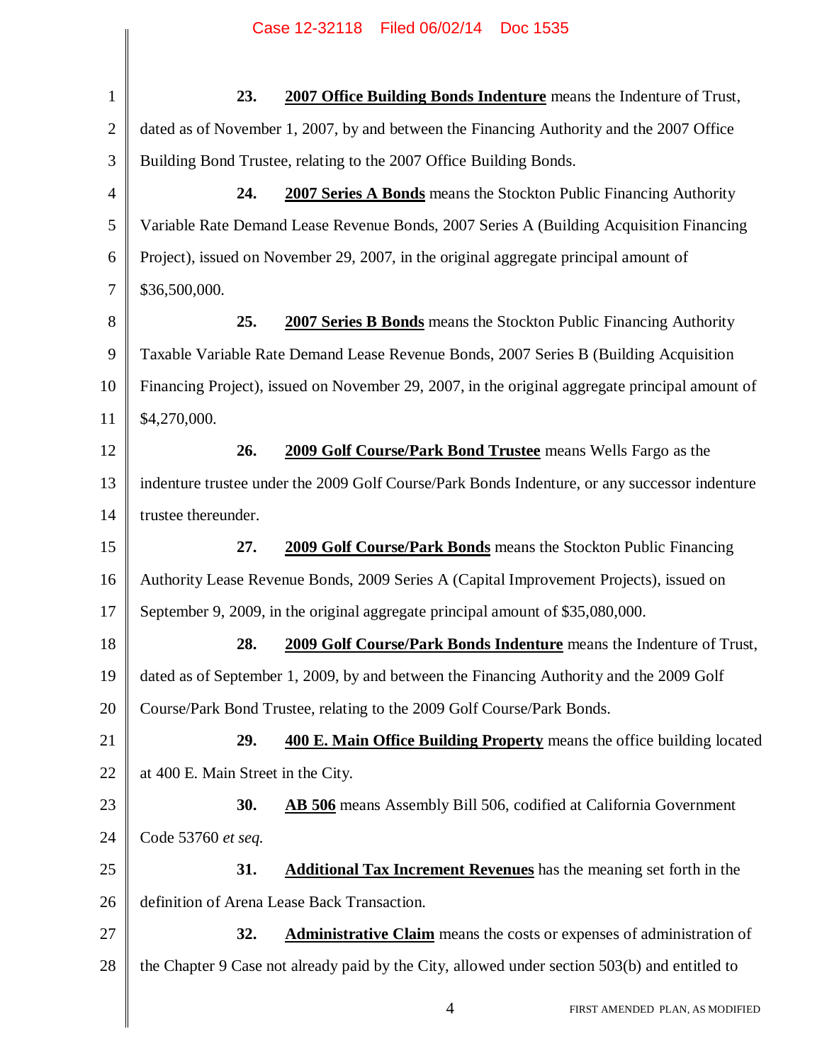**23.** **2007 Office Building Bonds Indenture** means the Indenture of Trust, dated as of November 1, 2007, by and between the Financing Authority and the 2007 Office Building Bond Trustee, relating to the 2007 Office Building Bonds.

**24.** **2007 Series A Bonds** means the Stockton Public Financing Authority Variable Rate Demand Lease Revenue Bonds, 2007 Series A (Building Acquisition Financing Project), issued on November 29, 2007, in the original aggregate principal amount of $36,500,000.

**25.** **2007 Series B Bonds** means the Stockton Public Financing Authority Taxable Variable Rate Demand Lease Revenue Bonds, 2007 Series B (Building Acquisition Financing Project), issued on November 29, 2007, in the original aggregate principal amount of $4,270,000.

**26.** **2009 Golf Course/Park Bond Trustee** means Wells Fargo as the indenture trustee under the 2009 Golf Course/Park Bonds Indenture, or any successor indenture trustee thereunder.

**27.** **2009 Golf Course/Park Bonds** means the Stockton Public Financing Authority Lease Revenue Bonds, 2009 Series A (Capital Improvement Projects), issued on September 9, 2009, in the original aggregate principal amount of $35,080,000.

**28.** **2009 Golf Course/Park Bonds Indenture** means the Indenture of Trust, dated as of September 1, 2009, by and between the Financing Authority and the 2009 Golf Course/Park Bond Trustee, relating to the 2009 Golf Course/Park Bonds.

**29.** **400 E. Main Office Building Property** means the office building located at 400 E. Main Street in the City.

**30.** **AB 506** means Assembly Bill 506, codified at California Government Code 53760 *et seq.*

**31.** **Additional Tax Increment Revenues** has the meaning set forth in the definition of Arena Lease Back Transaction.

**32.** **Administrative Claim** means the costs or expenses of administration of the Chapter 9 Case not already paid by the City, allowed under section 503(b) and entitled to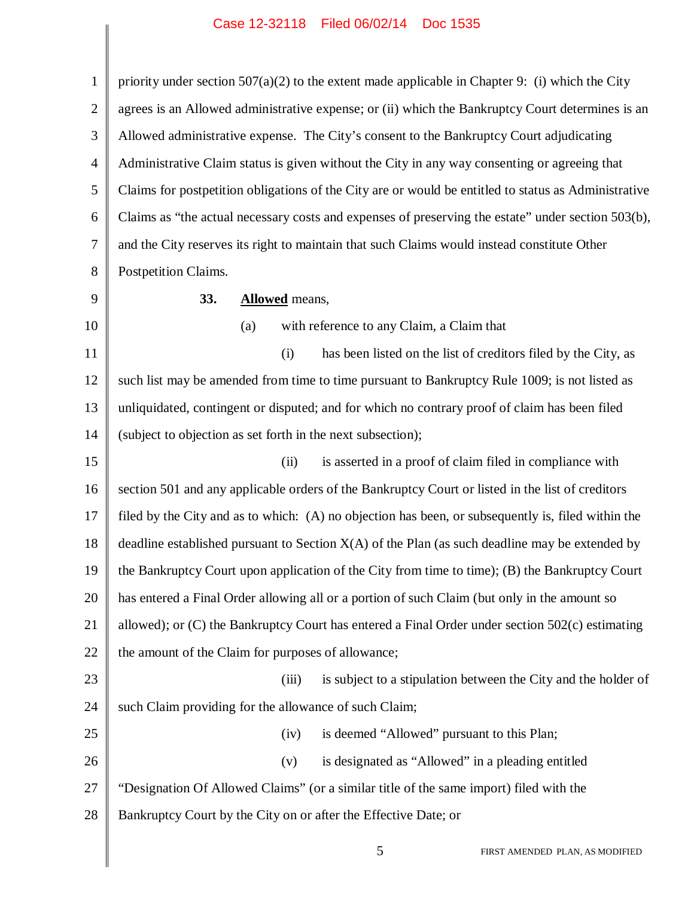priority under section 507(a)(2) to the extent made applicable in Chapter 9: (i) which the City agrees is an Allowed administrative expense; or (ii) which the Bankruptcy Court determines is an Allowed administrative expense. The City's consent to the Bankruptcy Court adjudicating Administrative Claim status is given without the City in any way consenting or agreeing that Claims for postpetition obligations of the City are or would be entitled to status as Administrative Claims as "the actual necessary costs and expenses of preserving the estate" under section 503(b), and the City reserves its right to maintain that such Claims would instead constitute Other Postpetition Claims.

**33. <u>Allowed</u>** means,

(a) with reference to any Claim, a Claim that

(i) has been listed on the list of creditors filed by the City, as such list may be amended from time to time pursuant to Bankruptcy Rule 1009; is not listed as unliquidated, contingent or disputed; and for which no contrary proof of claim has been filed (subject to objection as set forth in the next subsection);

(ii) is asserted in a proof of claim filed in compliance with section 501 and any applicable orders of the Bankruptcy Court or listed in the list of creditors filed by the City and as to which: (A) no objection has been, or subsequently is, filed within the deadline established pursuant to Section X(A) of the Plan (as such deadline may be extended by the Bankruptcy Court upon application of the City from time to time); (B) the Bankruptcy Court has entered a Final Order allowing all or a portion of such Claim (but only in the amount so allowed); or (C) the Bankruptcy Court has entered a Final Order under section 502(c) estimating the amount of the Claim for purposes of allowance;

(iii) is subject to a stipulation between the City and the holder of such Claim providing for the allowance of such Claim;

(iv) is deemed "Allowed" pursuant to this Plan;

(v) is designated as "Allowed" in a pleading entitled "Designation Of Allowed Claims" (or a similar title of the same import) filed with the Bankruptcy Court by the City on or after the Effective Date; or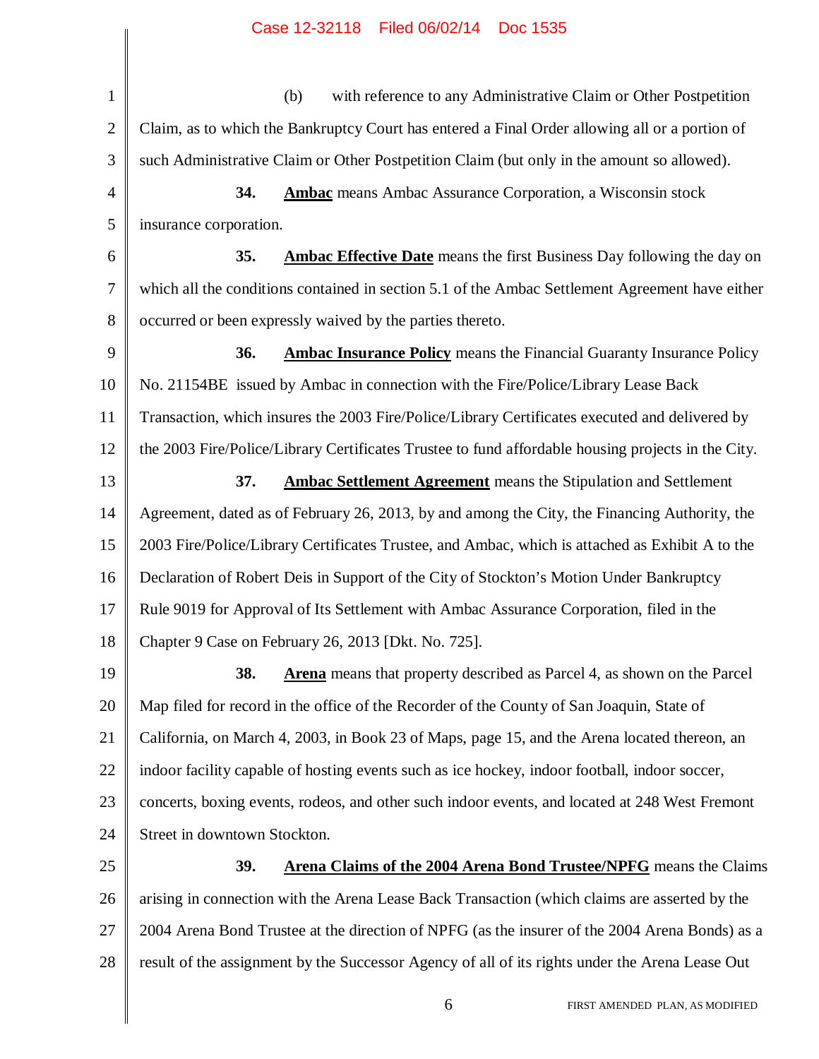(b) with reference to any Administrative Claim or Other Postpetition Claim, as to which the Bankruptcy Court has entered a Final Order allowing all or a portion of such Administrative Claim or Other Postpetition Claim (but only in the amount so allowed).

**34.** **Ambac** means Ambac Assurance Corporation, a Wisconsin stock insurance corporation.

**35.** **Ambac Effective Date** means the first Business Day following the day on which all the conditions contained in section 5.1 of the Ambac Settlement Agreement have either occurred or been expressly waived by the parties thereto.

**36.** **Ambac Insurance Policy** means the Financial Guaranty Insurance Policy No. 21154BE issued by Ambac in connection with the Fire/Police/Library Lease Back Transaction, which insures the 2003 Fire/Police/Library Certificates executed and delivered by the 2003 Fire/Police/Library Certificates Trustee to fund affordable housing projects in the City.

**37.** **Ambac Settlement Agreement** means the Stipulation and Settlement Agreement, dated as of February 26, 2013, by and among the City, the Financing Authority, the 2003 Fire/Police/Library Certificates Trustee, and Ambac, which is attached as Exhibit A to the Declaration of Robert Deis in Support of the City of Stockton's Motion Under Bankruptcy Rule 9019 for Approval of Its Settlement with Ambac Assurance Corporation, filed in the Chapter 9 Case on February 26, 2013 [Dkt. No. 725].

**38.** **Arena** means that property described as Parcel 4, as shown on the Parcel Map filed for record in the office of the Recorder of the County of San Joaquin, State of California, on March 4, 2003, in Book 23 of Maps, page 15, and the Arena located thereon, an indoor facility capable of hosting events such as ice hockey, indoor football, indoor soccer, concerts, boxing events, rodeos, and other such indoor events, and located at 248 West Fremont Street in downtown Stockton.

**39.** **Arena Claims of the 2004 Arena Bond Trustee/NPFG** means the Claims arising in connection with the Arena Lease Back Transaction (which claims are asserted by the 2004 Arena Bond Trustee at the direction of NPFG (as the insurer of the 2004 Arena Bonds) as a result of the assignment by the Successor Agency of all of its rights under the Arena Lease Out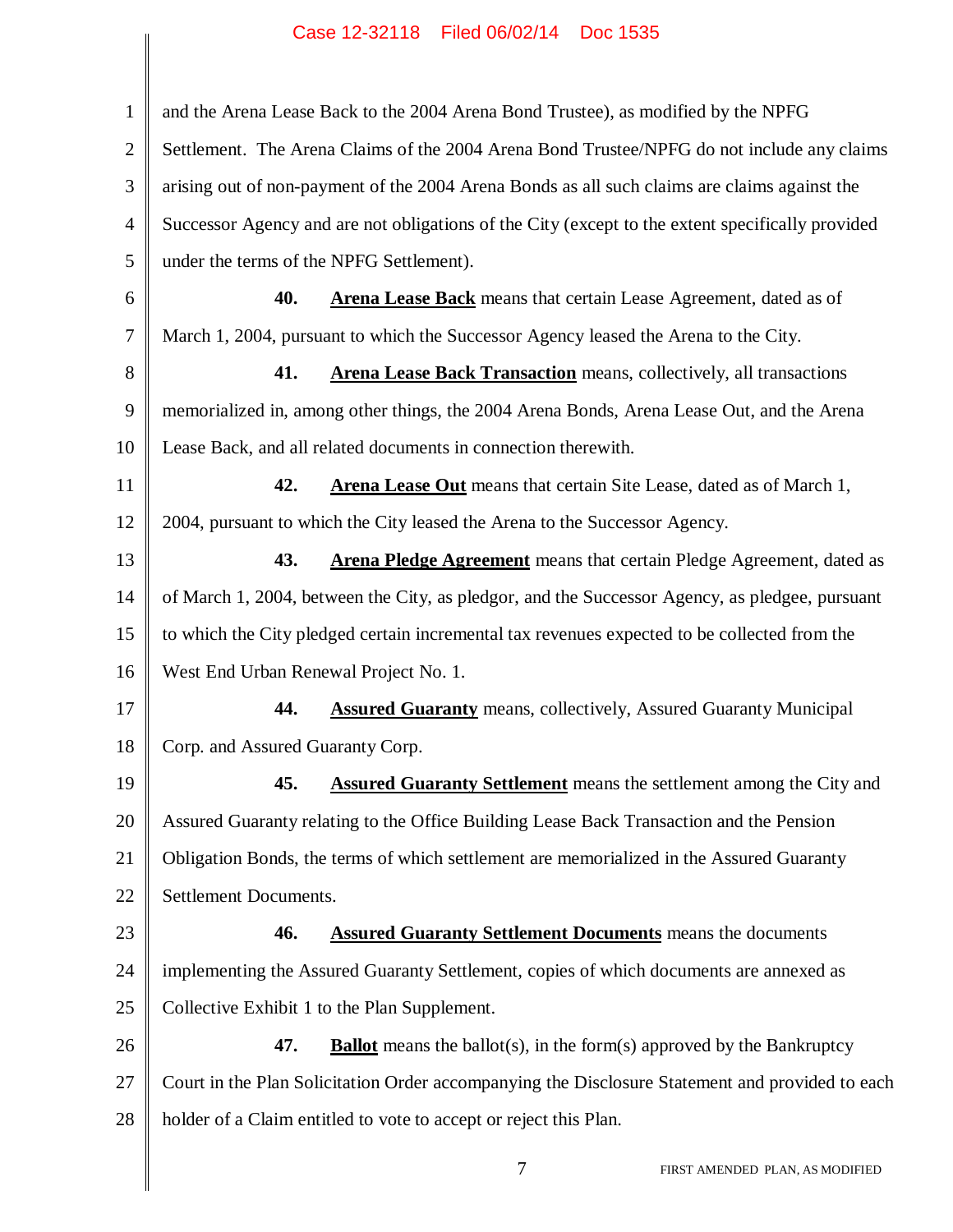and the Arena Lease Back to the 2004 Arena Bond Trustee), as modified by the NPFG Settlement. The Arena Claims of the 2004 Arena Bond Trustee/NPFG do not include any claims arising out of non-payment of the 2004 Arena Bonds as all such claims are claims against the Successor Agency and are not obligations of the City (except to the extent specifically provided under the terms of the NPFG Settlement).

**40.** **Arena Lease Back** means that certain Lease Agreement, dated as of March 1, 2004, pursuant to which the Successor Agency leased the Arena to the City.

**41.** **Arena Lease Back Transaction** means, collectively, all transactions memorialized in, among other things, the 2004 Arena Bonds, Arena Lease Out, and the Arena Lease Back, and all related documents in connection therewith.

**42.** **Arena Lease Out** means that certain Site Lease, dated as of March 1, 2004, pursuant to which the City leased the Arena to the Successor Agency.

**43.** **Arena Pledge Agreement** means that certain Pledge Agreement, dated as of March 1, 2004, between the City, as pledgor, and the Successor Agency, as pledgee, pursuant to which the City pledged certain incremental tax revenues expected to be collected from the West End Urban Renewal Project No. 1.

**44.** **Assured Guaranty** means, collectively, Assured Guaranty Municipal Corp. and Assured Guaranty Corp.

**45.** **Assured Guaranty Settlement** means the settlement among the City and Assured Guaranty relating to the Office Building Lease Back Transaction and the Pension Obligation Bonds, the terms of which settlement are memorialized in the Assured Guaranty Settlement Documents.

**46.** **Assured Guaranty Settlement Documents** means the documents implementing the Assured Guaranty Settlement, copies of which documents are annexed as Collective Exhibit 1 to the Plan Supplement.

**47.** **Ballot** means the ballot(s), in the form(s) approved by the Bankruptcy Court in the Plan Solicitation Order accompanying the Disclosure Statement and provided to each holder of a Claim entitled to vote to accept or reject this Plan.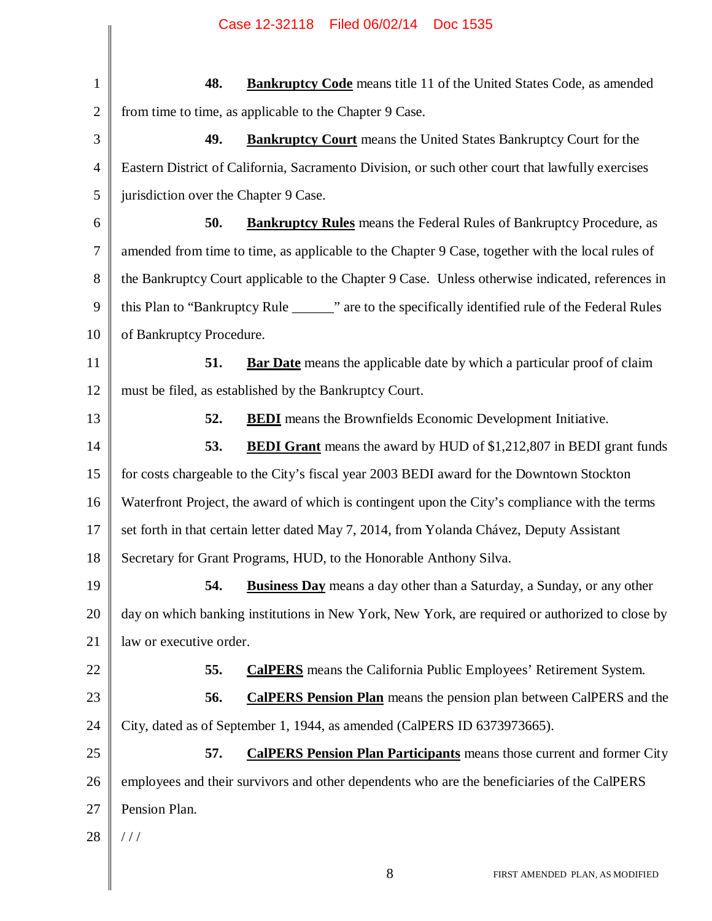**48.** **Bankruptcy Code** means title 11 of the United States Code, as amended from time to time, as applicable to the Chapter 9 Case.

**49.** **Bankruptcy Court** means the United States Bankruptcy Court for the Eastern District of California, Sacramento Division, or such other court that lawfully exercises jurisdiction over the Chapter 9 Case.

**50.** **Bankruptcy Rules** means the Federal Rules of Bankruptcy Procedure, as amended from time to time, as applicable to the Chapter 9 Case, together with the local rules of the Bankruptcy Court applicable to the Chapter 9 Case. Unless otherwise indicated, references in this Plan to "Bankruptcy Rule ______" are to the specifically identified rule of the Federal Rules of Bankruptcy Procedure.

**51.** **Bar Date** means the applicable date by which a particular proof of claim must be filed, as established by the Bankruptcy Court.

**52.** **BEDI** means the Brownfields Economic Development Initiative.

**53.** **BEDI Grant** means the award by HUD of $1,212,807 in BEDI grant funds for costs chargeable to the City's fiscal year 2003 BEDI award for the Downtown Stockton Waterfront Project, the award of which is contingent upon the City's compliance with the terms set forth in that certain letter dated May 7, 2014, from Yolanda Chávez, Deputy Assistant Secretary for Grant Programs, HUD, to the Honorable Anthony Silva.

**54.** **Business Day** means a day other than a Saturday, a Sunday, or any other day on which banking institutions in New York, New York, are required or authorized to close by law or executive order.

**55.** **CalPERS** means the California Public Employees' Retirement System.

**56.** **CalPERS Pension Plan** means the pension plan between CalPERS and the City, dated as of September 1, 1944, as amended (CalPERS ID 6373973665).

**57.** **CalPERS Pension Plan Participants** means those current and former City employees and their survivors and other dependents who are the beneficiaries of the CalPERS Pension Plan.

/ / /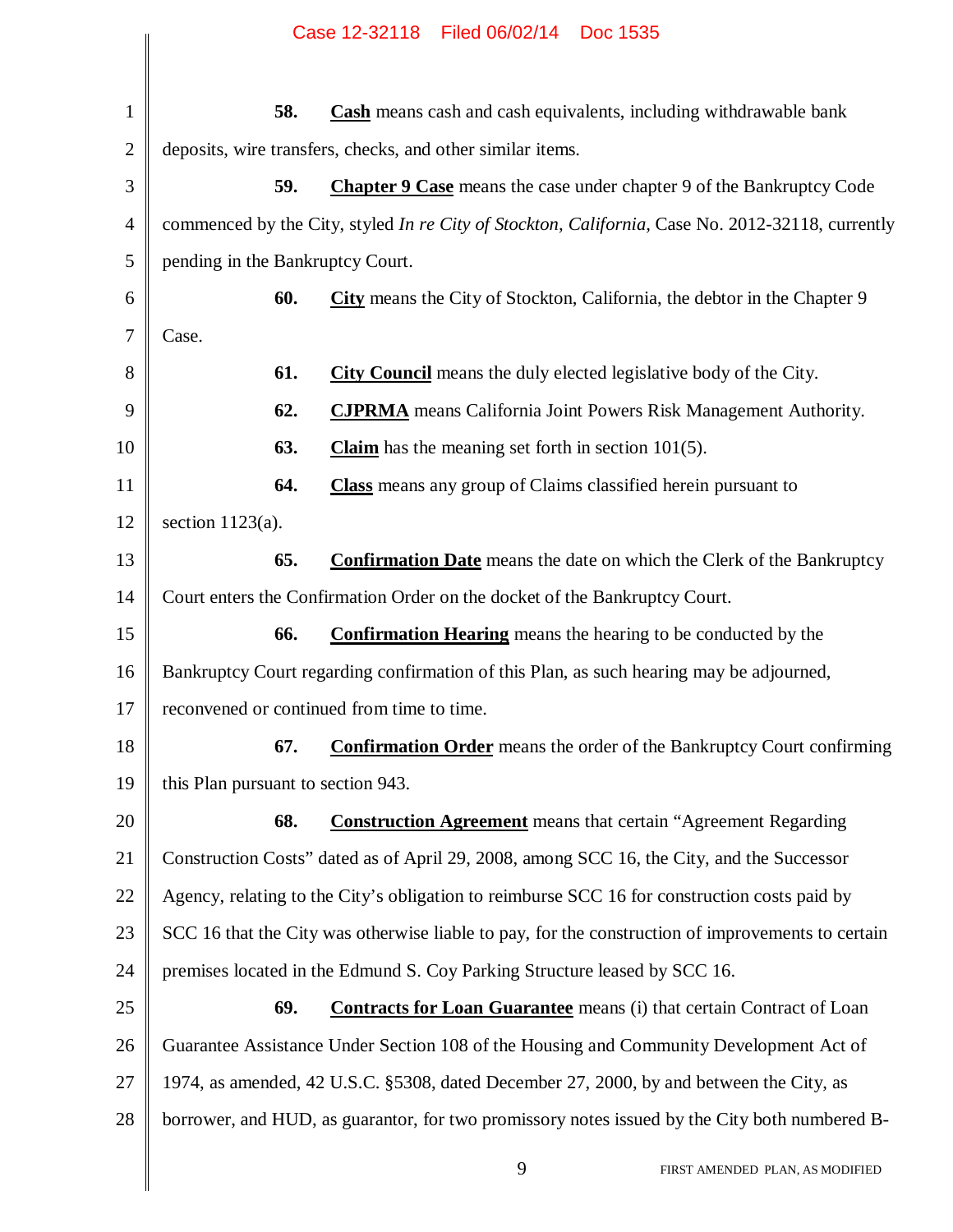**58.** **Cash** means cash and cash equivalents, including withdrawable bank deposits, wire transfers, checks, and other similar items.

**59.** **Chapter 9 Case** means the case under chapter 9 of the Bankruptcy Code commenced by the City, styled *In re City of Stockton, California*, Case No. 2012-32118, currently pending in the Bankruptcy Court.

**60.** **City** means the City of Stockton, California, the debtor in the Chapter 9 Case.

**61.** **City Council** means the duly elected legislative body of the City.

**62.** **CJPRMA** means California Joint Powers Risk Management Authority.

**63.** **Claim** has the meaning set forth in section 101(5).

**64.** **Class** means any group of Claims classified herein pursuant to section 1123(a).

**65.** **Confirmation Date** means the date on which the Clerk of the Bankruptcy Court enters the Confirmation Order on the docket of the Bankruptcy Court.

**66.** **Confirmation Hearing** means the hearing to be conducted by the Bankruptcy Court regarding confirmation of this Plan, as such hearing may be adjourned, reconvened or continued from time to time.

**67.** **Confirmation Order** means the order of the Bankruptcy Court confirming this Plan pursuant to section 943.

**68.** **Construction Agreement** means that certain "Agreement Regarding Construction Costs" dated as of April 29, 2008, among SCC 16, the City, and the Successor Agency, relating to the City's obligation to reimburse SCC 16 for construction costs paid by SCC 16 that the City was otherwise liable to pay, for the construction of improvements to certain premises located in the Edmund S. Coy Parking Structure leased by SCC 16.

**69.** **Contracts for Loan Guarantee** means (i) that certain Contract of Loan Guarantee Assistance Under Section 108 of the Housing and Community Development Act of 1974, as amended, 42 U.S.C. §5308, dated December 27, 2000, by and between the City, as borrower, and HUD, as guarantor, for two promissory notes issued by the City both numbered B-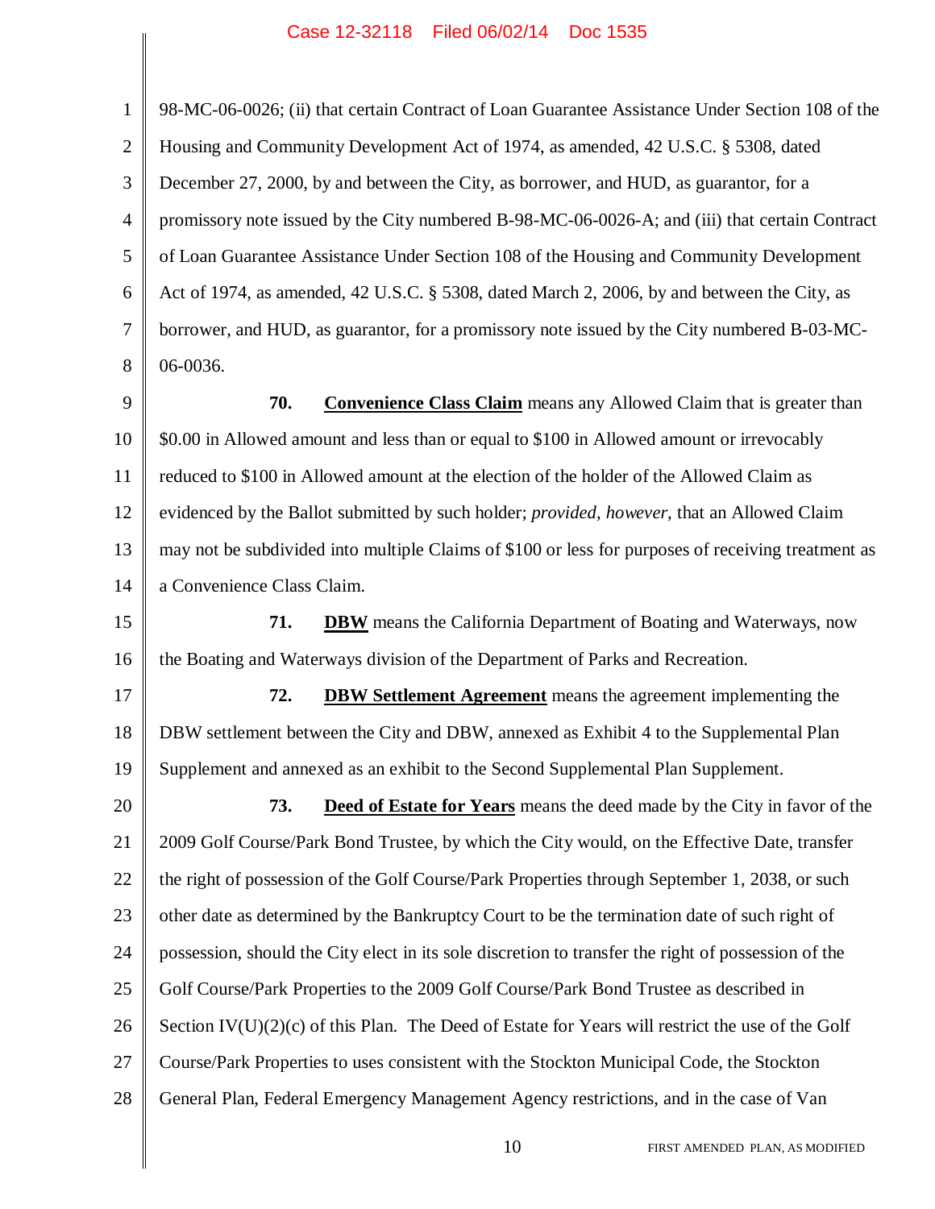98-MC-06-0026; (ii) that certain Contract of Loan Guarantee Assistance Under Section 108 of the Housing and Community Development Act of 1974, as amended, 42 U.S.C. § 5308, dated December 27, 2000, by and between the City, as borrower, and HUD, as guarantor, for a promissory note issued by the City numbered B-98-MC-06-0026-A; and (iii) that certain Contract of Loan Guarantee Assistance Under Section 108 of the Housing and Community Development Act of 1974, as amended, 42 U.S.C. § 5308, dated March 2, 2006, by and between the City, as borrower, and HUD, as guarantor, for a promissory note issued by the City numbered B-03-MC-06-0036.

**70.** **Convenience Class Claim** means any Allowed Claim that is greater than $0.00 in Allowed amount and less than or equal to $100 in Allowed amount or irrevocably reduced to $100 in Allowed amount at the election of the holder of the Allowed Claim as evidenced by the Ballot submitted by such holder; *provided*, *however*, that an Allowed Claim may not be subdivided into multiple Claims of $100 or less for purposes of receiving treatment as a Convenience Class Claim.

**71.** **DBW** means the California Department of Boating and Waterways, now the Boating and Waterways division of the Department of Parks and Recreation.

**72.** **DBW Settlement Agreement** means the agreement implementing the DBW settlement between the City and DBW, annexed as Exhibit 4 to the Supplemental Plan Supplement and annexed as an exhibit to the Second Supplemental Plan Supplement.

**73.** **Deed of Estate for Years** means the deed made by the City in favor of the 2009 Golf Course/Park Bond Trustee, by which the City would, on the Effective Date, transfer the right of possession of the Golf Course/Park Properties through September 1, 2038, or such other date as determined by the Bankruptcy Court to be the termination date of such right of possession, should the City elect in its sole discretion to transfer the right of possession of the Golf Course/Park Properties to the 2009 Golf Course/Park Bond Trustee as described in Section IV(U)(2)(c) of this Plan. The Deed of Estate for Years will restrict the use of the Golf Course/Park Properties to uses consistent with the Stockton Municipal Code, the Stockton General Plan, Federal Emergency Management Agency restrictions, and in the case of Van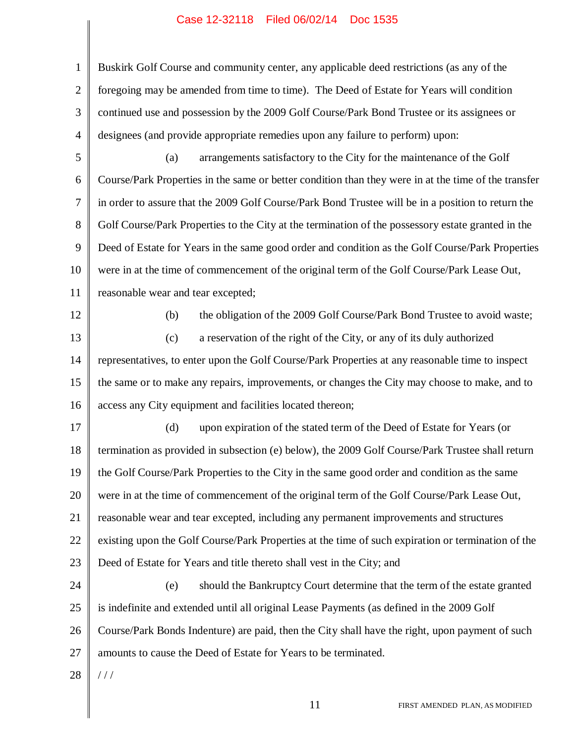Buskirk Golf Course and community center, any applicable deed restrictions (as any of the foregoing may be amended from time to time). The Deed of Estate for Years will condition continued use and possession by the 2009 Golf Course/Park Bond Trustee or its assignees or designees (and provide appropriate remedies upon any failure to perform) upon:

(a) arrangements satisfactory to the City for the maintenance of the Golf Course/Park Properties in the same or better condition than they were in at the time of the transfer in order to assure that the 2009 Golf Course/Park Bond Trustee will be in a position to return the Golf Course/Park Properties to the City at the termination of the possessory estate granted in the Deed of Estate for Years in the same good order and condition as the Golf Course/Park Properties were in at the time of commencement of the original term of the Golf Course/Park Lease Out, reasonable wear and tear excepted;

(b) the obligation of the 2009 Golf Course/Park Bond Trustee to avoid waste;

(c) a reservation of the right of the City, or any of its duly authorized representatives, to enter upon the Golf Course/Park Properties at any reasonable time to inspect the same or to make any repairs, improvements, or changes the City may choose to make, and to access any City equipment and facilities located thereon;

(d) upon expiration of the stated term of the Deed of Estate for Years (or termination as provided in subsection (e) below), the 2009 Golf Course/Park Trustee shall return the Golf Course/Park Properties to the City in the same good order and condition as the same were in at the time of commencement of the original term of the Golf Course/Park Lease Out, reasonable wear and tear excepted, including any permanent improvements and structures existing upon the Golf Course/Park Properties at the time of such expiration or termination of the Deed of Estate for Years and title thereto shall vest in the City; and

(e) should the Bankruptcy Court determine that the term of the estate granted is indefinite and extended until all original Lease Payments (as defined in the 2009 Golf Course/Park Bonds Indenture) are paid, then the City shall have the right, upon payment of such amounts to cause the Deed of Estate for Years to be terminated.

/ / /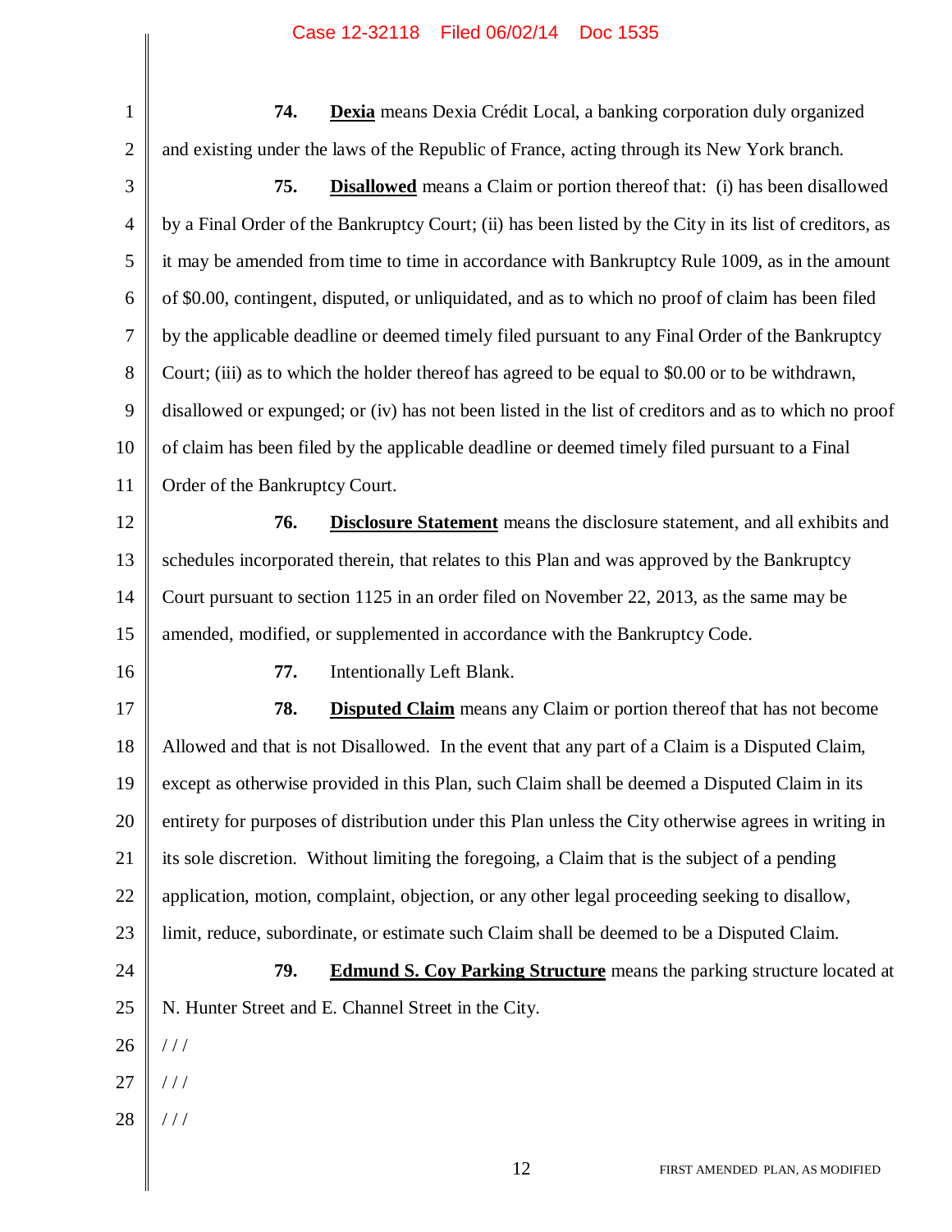**74.** **Dexia** means Dexia Crédit Local, a banking corporation duly organized and existing under the laws of the Republic of France, acting through its New York branch.

**75.** **Disallowed** means a Claim or portion thereof that: (i) has been disallowed by a Final Order of the Bankruptcy Court; (ii) has been listed by the City in its list of creditors, as it may be amended from time to time in accordance with Bankruptcy Rule 1009, as in the amount of $0.00, contingent, disputed, or unliquidated, and as to which no proof of claim has been filed by the applicable deadline or deemed timely filed pursuant to any Final Order of the Bankruptcy Court; (iii) as to which the holder thereof has agreed to be equal to $0.00 or to be withdrawn, disallowed or expunged; or (iv) has not been listed in the list of creditors and as to which no proof of claim has been filed by the applicable deadline or deemed timely filed pursuant to a Final Order of the Bankruptcy Court.

**76.** **Disclosure Statement** means the disclosure statement, and all exhibits and schedules incorporated therein, that relates to this Plan and was approved by the Bankruptcy Court pursuant to section 1125 in an order filed on November 22, 2013, as the same may be amended, modified, or supplemented in accordance with the Bankruptcy Code.

**77.** Intentionally Left Blank.

**78.** **Disputed Claim** means any Claim or portion thereof that has not become Allowed and that is not Disallowed. In the event that any part of a Claim is a Disputed Claim, except as otherwise provided in this Plan, such Claim shall be deemed a Disputed Claim in its entirety for purposes of distribution under this Plan unless the City otherwise agrees in writing in its sole discretion. Without limiting the foregoing, a Claim that is the subject of a pending application, motion, complaint, objection, or any other legal proceeding seeking to disallow, limit, reduce, subordinate, or estimate such Claim shall be deemed to be a Disputed Claim.

**79.** **Edmund S. Coy Parking Structure** means the parking structure located at N. Hunter Street and E. Channel Street in the City.

/ / /

/ / /

/ / /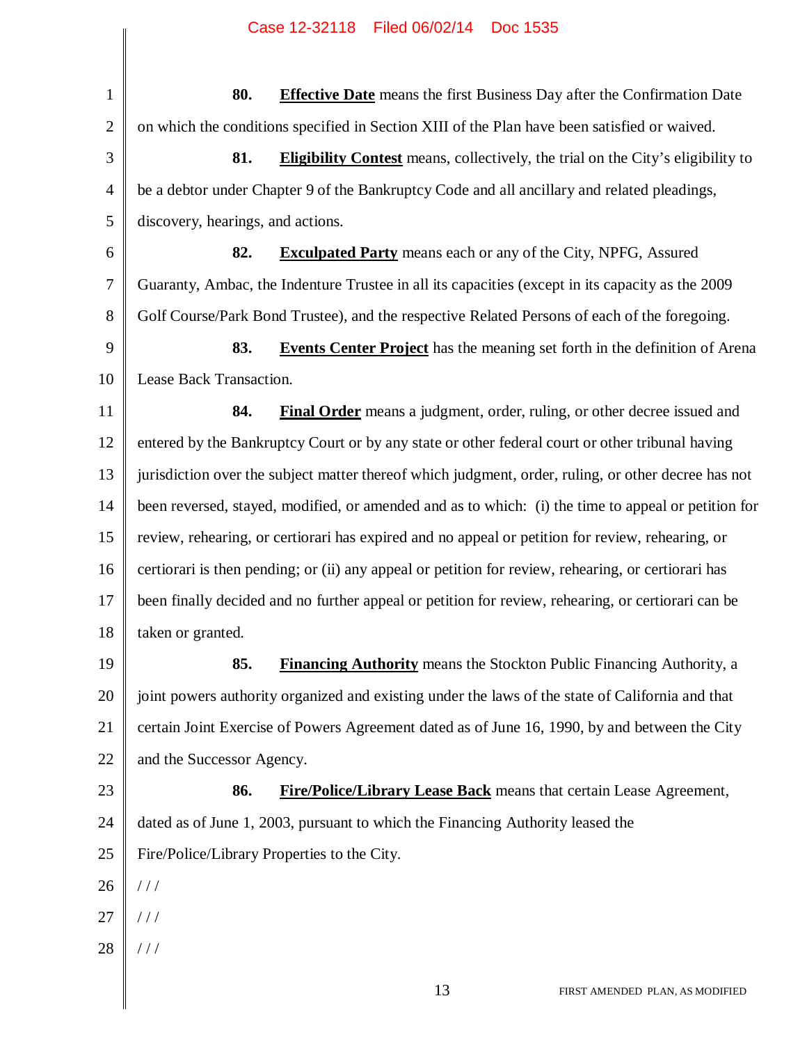**80.** **Effective Date** means the first Business Day after the Confirmation Date on which the conditions specified in Section XIII of the Plan have been satisfied or waived.

**81.** **Eligibility Contest** means, collectively, the trial on the City's eligibility to be a debtor under Chapter 9 of the Bankruptcy Code and all ancillary and related pleadings, discovery, hearings, and actions.

**82.** **Exculpated Party** means each or any of the City, NPFG, Assured Guaranty, Ambac, the Indenture Trustee in all its capacities (except in its capacity as the 2009 Golf Course/Park Bond Trustee), and the respective Related Persons of each of the foregoing.

**83.** **Events Center Project** has the meaning set forth in the definition of Arena Lease Back Transaction.

**84.** **Final Order** means a judgment, order, ruling, or other decree issued and entered by the Bankruptcy Court or by any state or other federal court or other tribunal having jurisdiction over the subject matter thereof which judgment, order, ruling, or other decree has not been reversed, stayed, modified, or amended and as to which: (i) the time to appeal or petition for review, rehearing, or certiorari has expired and no appeal or petition for review, rehearing, or certiorari is then pending; or (ii) any appeal or petition for review, rehearing, or certiorari has been finally decided and no further appeal or petition for review, rehearing, or certiorari can be taken or granted.

**85.** **Financing Authority** means the Stockton Public Financing Authority, a joint powers authority organized and existing under the laws of the state of California and that certain Joint Exercise of Powers Agreement dated as of June 16, 1990, by and between the City and the Successor Agency.

**86.** **Fire/Police/Library Lease Back** means that certain Lease Agreement, dated as of June 1, 2003, pursuant to which the Financing Authority leased the Fire/Police/Library Properties to the City.

/ / /

/ / /

/ / /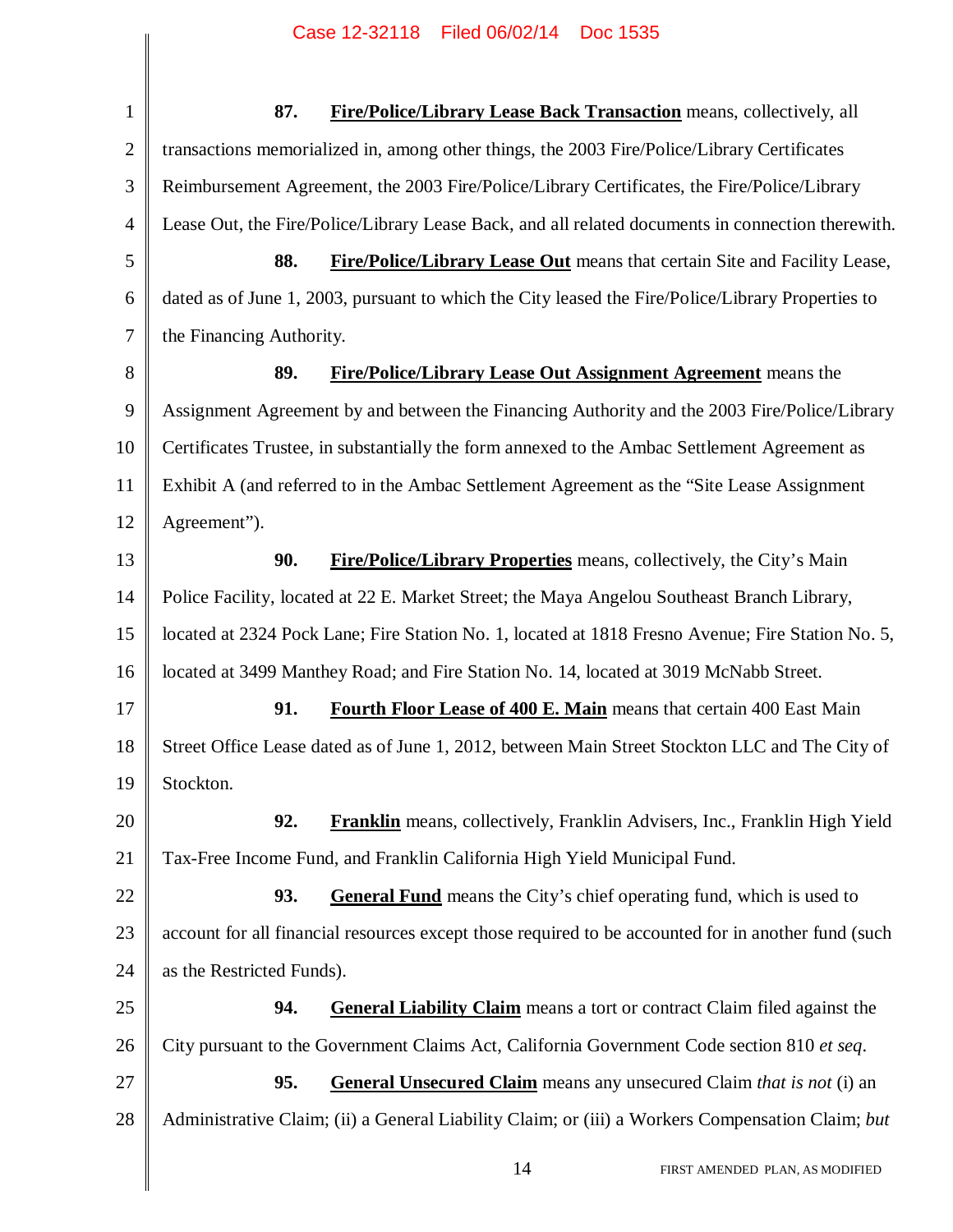**87.** **Fire/Police/Library Lease Back Transaction** means, collectively, all transactions memorialized in, among other things, the 2003 Fire/Police/Library Certificates Reimbursement Agreement, the 2003 Fire/Police/Library Certificates, the Fire/Police/Library Lease Out, the Fire/Police/Library Lease Back, and all related documents in connection therewith.

**88.** **Fire/Police/Library Lease Out** means that certain Site and Facility Lease, dated as of June 1, 2003, pursuant to which the City leased the Fire/Police/Library Properties to the Financing Authority.

**89.** **Fire/Police/Library Lease Out Assignment Agreement** means the Assignment Agreement by and between the Financing Authority and the 2003 Fire/Police/Library Certificates Trustee, in substantially the form annexed to the Ambac Settlement Agreement as Exhibit A (and referred to in the Ambac Settlement Agreement as the "Site Lease Assignment Agreement").

**90.** **Fire/Police/Library Properties** means, collectively, the City's Main Police Facility, located at 22 E. Market Street; the Maya Angelou Southeast Branch Library, located at 2324 Pock Lane; Fire Station No. 1, located at 1818 Fresno Avenue; Fire Station No. 5, located at 3499 Manthey Road; and Fire Station No. 14, located at 3019 McNabb Street.

**91.** **Fourth Floor Lease of 400 E. Main** means that certain 400 East Main Street Office Lease dated as of June 1, 2012, between Main Street Stockton LLC and The City of Stockton.

**92.** **Franklin** means, collectively, Franklin Advisers, Inc., Franklin High Yield Tax-Free Income Fund, and Franklin California High Yield Municipal Fund.

**93.** **General Fund** means the City's chief operating fund, which is used to account for all financial resources except those required to be accounted for in another fund (such as the Restricted Funds).

**94.** **General Liability Claim** means a tort or contract Claim filed against the City pursuant to the Government Claims Act, California Government Code section 810 *et seq*.

**95.** **General Unsecured Claim** means any unsecured Claim *that is not* (i) an Administrative Claim; (ii) a General Liability Claim; or (iii) a Workers Compensation Claim; *but*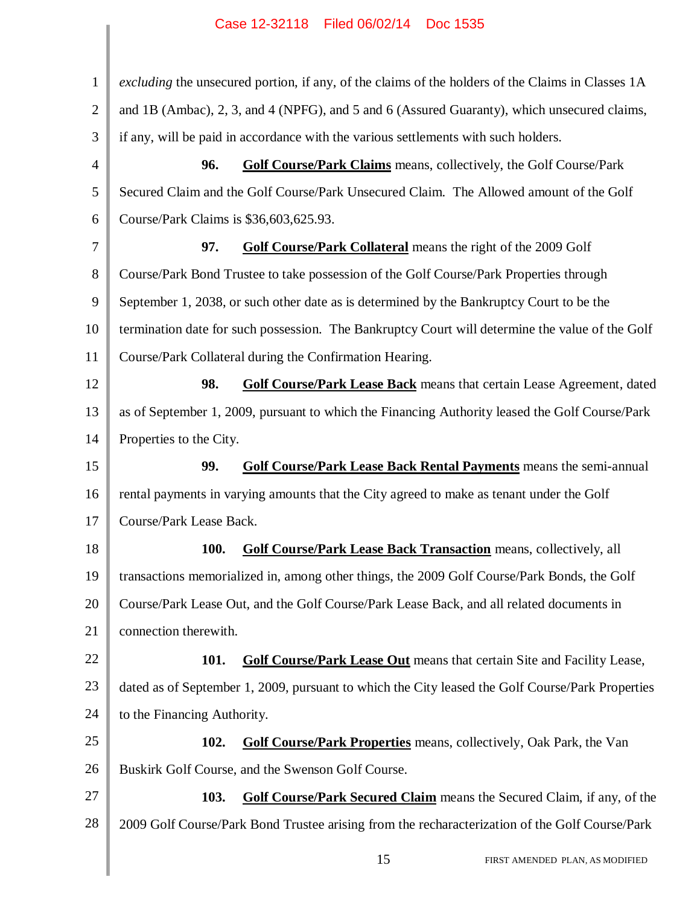*excluding* the unsecured portion, if any, of the claims of the holders of the Claims in Classes 1A and 1B (Ambac), 2, 3, and 4 (NPFG), and 5 and 6 (Assured Guaranty), which unsecured claims, if any, will be paid in accordance with the various settlements with such holders.

**96.** **Golf Course/Park Claims** means, collectively, the Golf Course/Park Secured Claim and the Golf Course/Park Unsecured Claim. The Allowed amount of the Golf Course/Park Claims is $36,603,625.93.

**97.** **Golf Course/Park Collateral** means the right of the 2009 Golf Course/Park Bond Trustee to take possession of the Golf Course/Park Properties through September 1, 2038, or such other date as is determined by the Bankruptcy Court to be the termination date for such possession. The Bankruptcy Court will determine the value of the Golf Course/Park Collateral during the Confirmation Hearing.

**98.** **Golf Course/Park Lease Back** means that certain Lease Agreement, dated as of September 1, 2009, pursuant to which the Financing Authority leased the Golf Course/Park Properties to the City.

**99.** **Golf Course/Park Lease Back Rental Payments** means the semi-annual rental payments in varying amounts that the City agreed to make as tenant under the Golf Course/Park Lease Back.

**100.** **Golf Course/Park Lease Back Transaction** means, collectively, all transactions memorialized in, among other things, the 2009 Golf Course/Park Bonds, the Golf Course/Park Lease Out, and the Golf Course/Park Lease Back, and all related documents in connection therewith.

**101.** **Golf Course/Park Lease Out** means that certain Site and Facility Lease, dated as of September 1, 2009, pursuant to which the City leased the Golf Course/Park Properties to the Financing Authority.

**102.** **Golf Course/Park Properties** means, collectively, Oak Park, the Van Buskirk Golf Course, and the Swenson Golf Course.

**103.** **Golf Course/Park Secured Claim** means the Secured Claim, if any, of the 2009 Golf Course/Park Bond Trustee arising from the recharacterization of the Golf Course/Park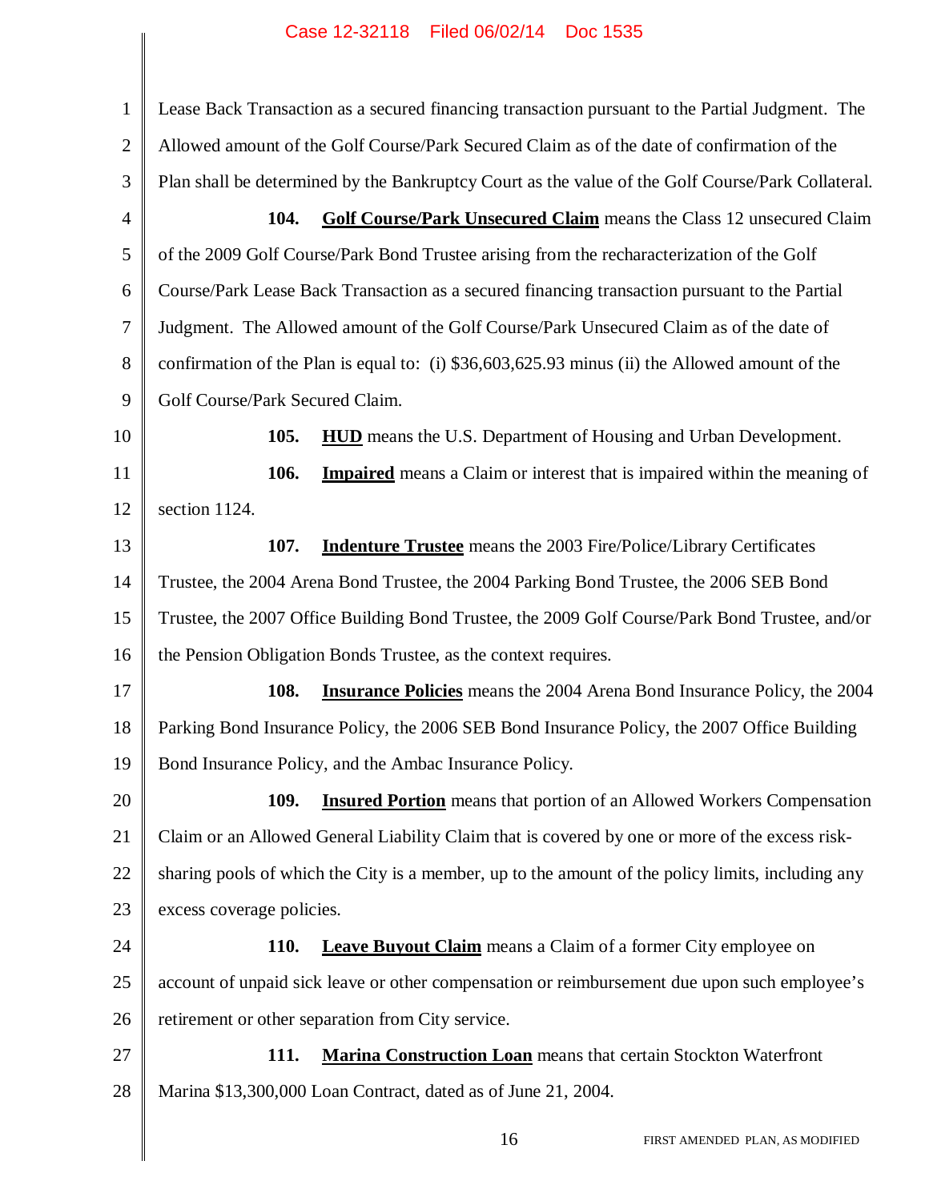Lease Back Transaction as a secured financing transaction pursuant to the Partial Judgment. The Allowed amount of the Golf Course/Park Secured Claim as of the date of confirmation of the Plan shall be determined by the Bankruptcy Court as the value of the Golf Course/Park Collateral.

**104. <u>Golf Course/Park Unsecured Claim</u>** means the Class 12 unsecured Claim of the 2009 Golf Course/Park Bond Trustee arising from the recharacterization of the Golf Course/Park Lease Back Transaction as a secured financing transaction pursuant to the Partial Judgment. The Allowed amount of the Golf Course/Park Unsecured Claim as of the date of confirmation of the Plan is equal to: (i) $36,603,625.93 minus (ii) the Allowed amount of the Golf Course/Park Secured Claim.

**105. <u>HUD</u>** means the U.S. Department of Housing and Urban Development.

**106. <u>Impaired</u>** means a Claim or interest that is impaired within the meaning of section 1124.

**107. <u>Indenture Trustee</u>** means the 2003 Fire/Police/Library Certificates Trustee, the 2004 Arena Bond Trustee, the 2004 Parking Bond Trustee, the 2006 SEB Bond Trustee, the 2007 Office Building Bond Trustee, the 2009 Golf Course/Park Bond Trustee, and/or the Pension Obligation Bonds Trustee, as the context requires.

**108. <u>Insurance Policies</u>** means the 2004 Arena Bond Insurance Policy, the 2004 Parking Bond Insurance Policy, the 2006 SEB Bond Insurance Policy, the 2007 Office Building Bond Insurance Policy, and the Ambac Insurance Policy.

**109. <u>Insured Portion</u>** means that portion of an Allowed Workers Compensation Claim or an Allowed General Liability Claim that is covered by one or more of the excess risk-sharing pools of which the City is a member, up to the amount of the policy limits, including any excess coverage policies.

**110. <u>Leave Buyout Claim</u>** means a Claim of a former City employee on account of unpaid sick leave or other compensation or reimbursement due upon such employee's retirement or other separation from City service.

**111. <u>Marina Construction Loan</u>** means that certain Stockton Waterfront Marina $13,300,000 Loan Contract, dated as of June 21, 2004.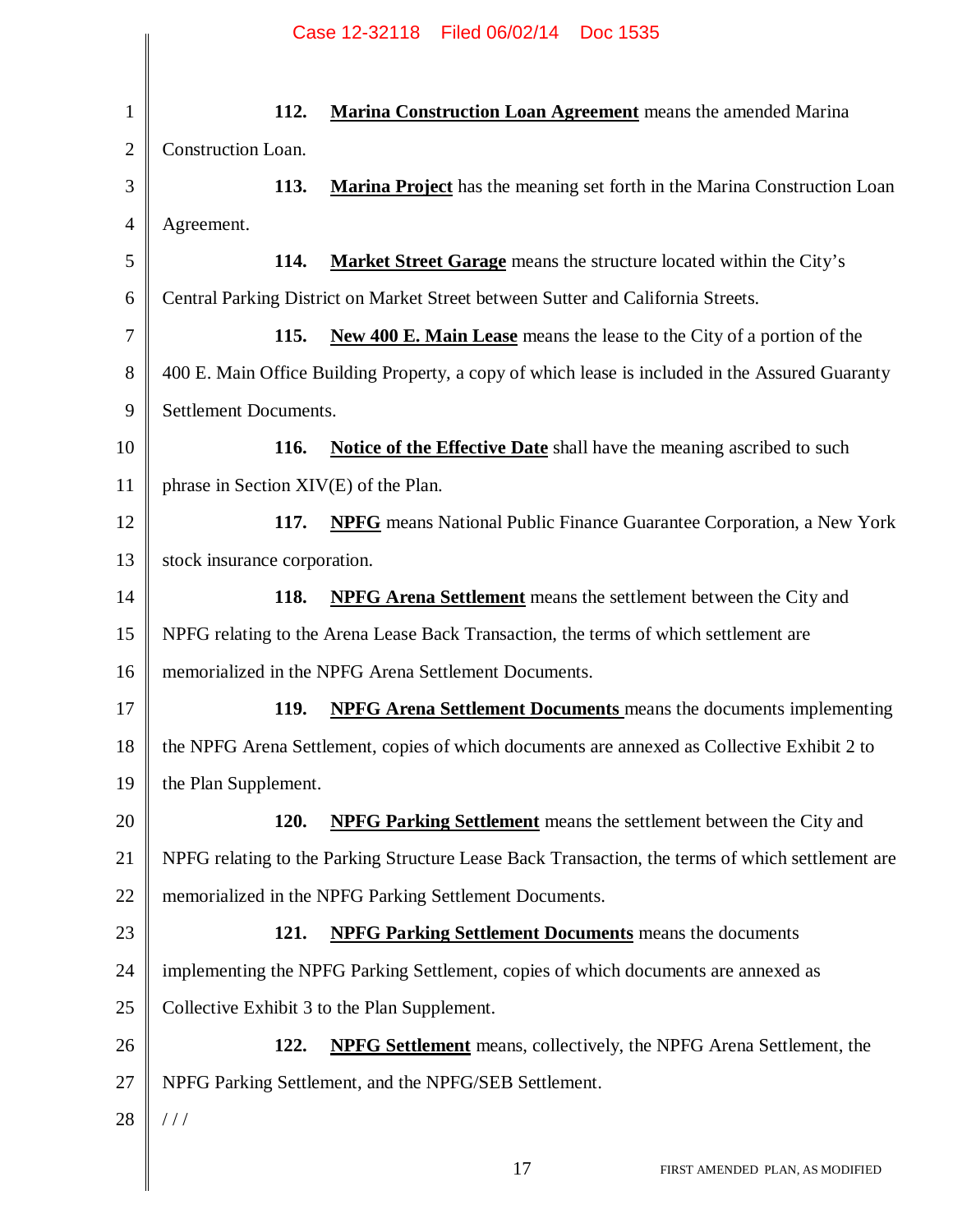112. **Marina Construction Loan Agreement** means the amended Marina Construction Loan.

113. **Marina Project** has the meaning set forth in the Marina Construction Loan Agreement.

114. **Market Street Garage** means the structure located within the City's Central Parking District on Market Street between Sutter and California Streets.

115. **New 400 E. Main Lease** means the lease to the City of a portion of the 400 E. Main Office Building Property, a copy of which lease is included in the Assured Guaranty Settlement Documents.

116. **Notice of the Effective Date** shall have the meaning ascribed to such phrase in Section XIV(E) of the Plan.

117. **NPFG** means National Public Finance Guarantee Corporation, a New York stock insurance corporation.

118. **NPFG Arena Settlement** means the settlement between the City and NPFG relating to the Arena Lease Back Transaction, the terms of which settlement are memorialized in the NPFG Arena Settlement Documents.

119. **NPFG Arena Settlement Documents** means the documents implementing the NPFG Arena Settlement, copies of which documents are annexed as Collective Exhibit 2 to the Plan Supplement.

120. **NPFG Parking Settlement** means the settlement between the City and NPFG relating to the Parking Structure Lease Back Transaction, the terms of which settlement are memorialized in the NPFG Parking Settlement Documents.

121. **NPFG Parking Settlement Documents** means the documents implementing the NPFG Parking Settlement, copies of which documents are annexed as Collective Exhibit 3 to the Plan Supplement.

122. **NPFG Settlement** means, collectively, the NPFG Arena Settlement, the NPFG Parking Settlement, and the NPFG/SEB Settlement.

/ / /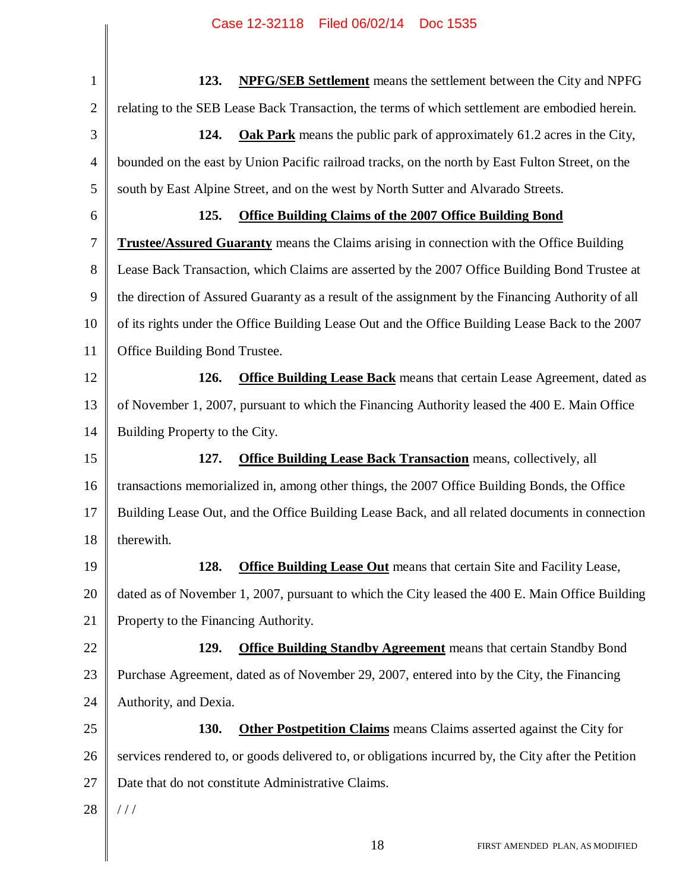**123. NPFG/SEB Settlement** means the settlement between the City and NPFG relating to the SEB Lease Back Transaction, the terms of which settlement are embodied herein.

**124. Oak Park** means the public park of approximately 61.2 acres in the City, bounded on the east by Union Pacific railroad tracks, on the north by East Fulton Street, on the south by East Alpine Street, and on the west by North Sutter and Alvarado Streets.

**125. Office Building Claims of the 2007 Office Building Bond Trustee/Assured Guaranty** means the Claims arising in connection with the Office Building Lease Back Transaction, which Claims are asserted by the 2007 Office Building Bond Trustee at the direction of Assured Guaranty as a result of the assignment by the Financing Authority of all of its rights under the Office Building Lease Out and the Office Building Lease Back to the 2007 Office Building Bond Trustee.

**126. Office Building Lease Back** means that certain Lease Agreement, dated as of November 1, 2007, pursuant to which the Financing Authority leased the 400 E. Main Office Building Property to the City.

**127. Office Building Lease Back Transaction** means, collectively, all transactions memorialized in, among other things, the 2007 Office Building Bonds, the Office Building Lease Out, and the Office Building Lease Back, and all related documents in connection therewith.

**128. Office Building Lease Out** means that certain Site and Facility Lease, dated as of November 1, 2007, pursuant to which the City leased the 400 E. Main Office Building Property to the Financing Authority.

**129. Office Building Standby Agreement** means that certain Standby Bond Purchase Agreement, dated as of November 29, 2007, entered into by the City, the Financing Authority, and Dexia.

**130. Other Postpetition Claims** means Claims asserted against the City for services rendered to, or goods delivered to, or obligations incurred by, the City after the Petition Date that do not constitute Administrative Claims.

/ / /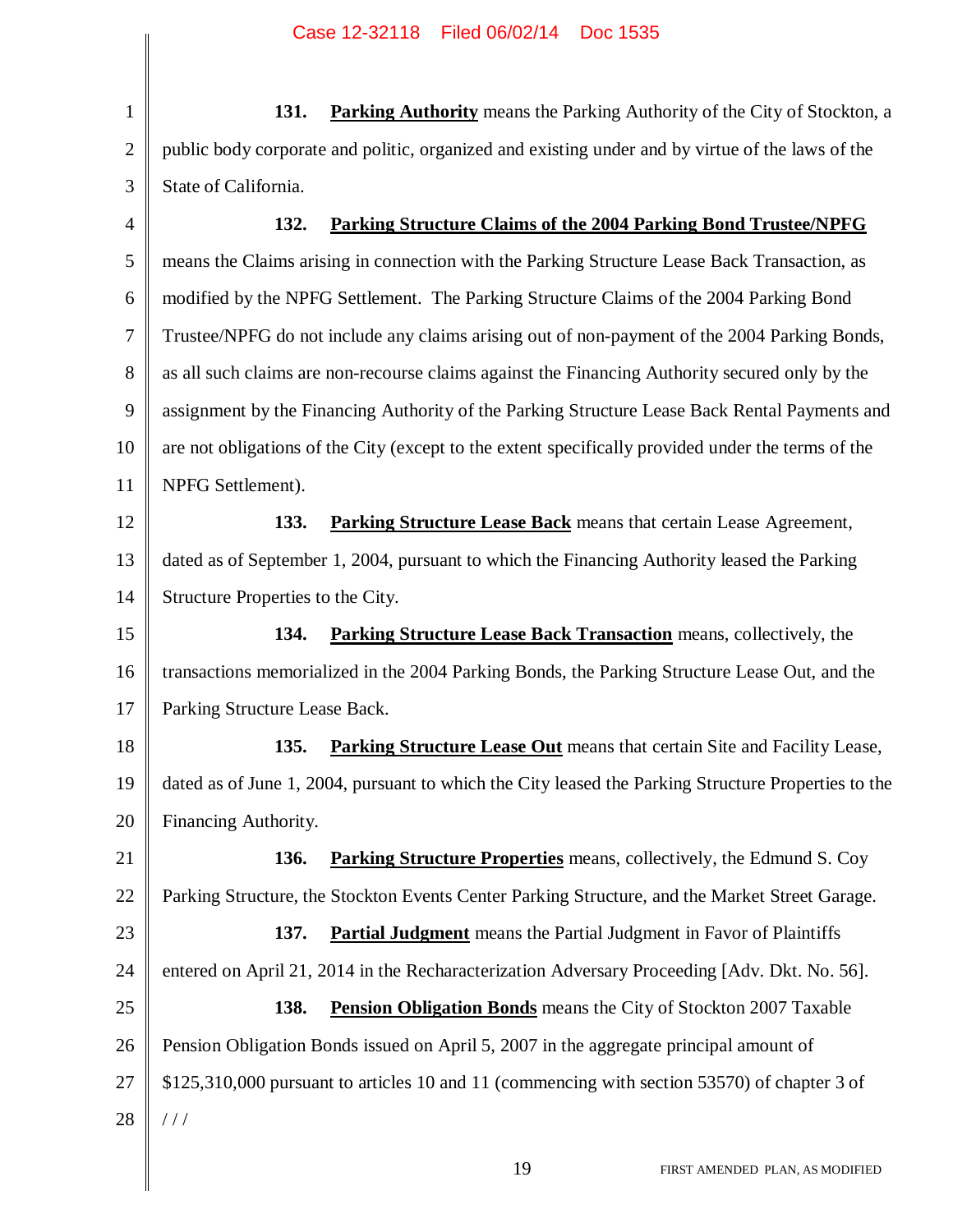**131. Parking Authority** means the Parking Authority of the City of Stockton, a public body corporate and politic, organized and existing under and by virtue of the laws of the State of California.

**132. Parking Structure Claims of the 2004 Parking Bond Trustee/NPFG** means the Claims arising in connection with the Parking Structure Lease Back Transaction, as modified by the NPFG Settlement. The Parking Structure Claims of the 2004 Parking Bond Trustee/NPFG do not include any claims arising out of non-payment of the 2004 Parking Bonds, as all such claims are non-recourse claims against the Financing Authority secured only by the assignment by the Financing Authority of the Parking Structure Lease Back Rental Payments and are not obligations of the City (except to the extent specifically provided under the terms of the NPFG Settlement).

**133. Parking Structure Lease Back** means that certain Lease Agreement, dated as of September 1, 2004, pursuant to which the Financing Authority leased the Parking Structure Properties to the City.

**134. Parking Structure Lease Back Transaction** means, collectively, the transactions memorialized in the 2004 Parking Bonds, the Parking Structure Lease Out, and the Parking Structure Lease Back.

**135. Parking Structure Lease Out** means that certain Site and Facility Lease, dated as of June 1, 2004, pursuant to which the City leased the Parking Structure Properties to the Financing Authority.

**136. Parking Structure Properties** means, collectively, the Edmund S. Coy Parking Structure, the Stockton Events Center Parking Structure, and the Market Street Garage.

**137. Partial Judgment** means the Partial Judgment in Favor of Plaintiffs entered on April 21, 2014 in the Recharacterization Adversary Proceeding [Adv. Dkt. No. 56].

**138. Pension Obligation Bonds** means the City of Stockton 2007 Taxable Pension Obligation Bonds issued on April 5, 2007 in the aggregate principal amount of $125,310,000 pursuant to articles 10 and 11 (commencing with section 53570) of chapter 3 of

/ / /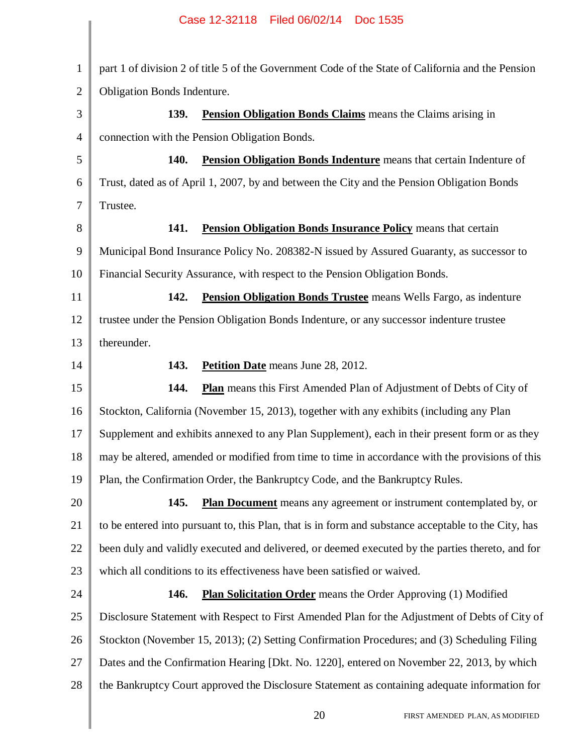part 1 of division 2 of title 5 of the Government Code of the State of California and the Pension Obligation Bonds Indenture.

**139.** **Pension Obligation Bonds Claims** means the Claims arising in connection with the Pension Obligation Bonds.

**140.** **Pension Obligation Bonds Indenture** means that certain Indenture of Trust, dated as of April 1, 2007, by and between the City and the Pension Obligation Bonds Trustee.

**141.** **Pension Obligation Bonds Insurance Policy** means that certain Municipal Bond Insurance Policy No. 208382-N issued by Assured Guaranty, as successor to Financial Security Assurance, with respect to the Pension Obligation Bonds.

**142.** **Pension Obligation Bonds Trustee** means Wells Fargo, as indenture trustee under the Pension Obligation Bonds Indenture, or any successor indenture trustee thereunder.

**143.** **Petition Date** means June 28, 2012.

**144.** **Plan** means this First Amended Plan of Adjustment of Debts of City of Stockton, California (November 15, 2013), together with any exhibits (including any Plan Supplement and exhibits annexed to any Plan Supplement), each in their present form or as they may be altered, amended or modified from time to time in accordance with the provisions of this Plan, the Confirmation Order, the Bankruptcy Code, and the Bankruptcy Rules.

**145.** **Plan Document** means any agreement or instrument contemplated by, or to be entered into pursuant to, this Plan, that is in form and substance acceptable to the City, has been duly and validly executed and delivered, or deemed executed by the parties thereto, and for which all conditions to its effectiveness have been satisfied or waived.

**146.** **Plan Solicitation Order** means the Order Approving (1) Modified Disclosure Statement with Respect to First Amended Plan for the Adjustment of Debts of City of Stockton (November 15, 2013); (2) Setting Confirmation Procedures; and (3) Scheduling Filing Dates and the Confirmation Hearing [Dkt. No. 1220], entered on November 22, 2013, by which the Bankruptcy Court approved the Disclosure Statement as containing adequate information for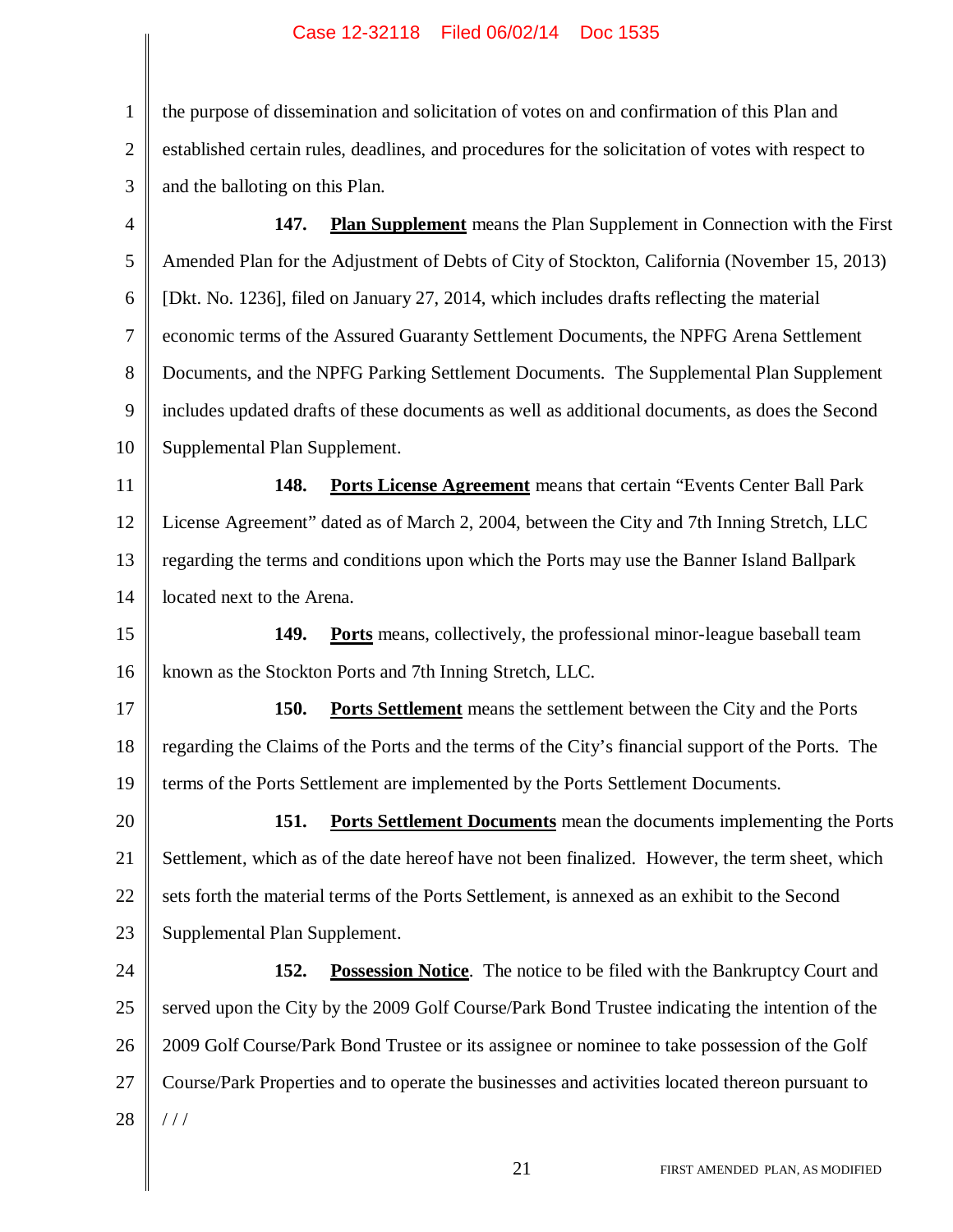the purpose of dissemination and solicitation of votes on and confirmation of this Plan and established certain rules, deadlines, and procedures for the solicitation of votes with respect to and the balloting on this Plan.

**147.** **Plan Supplement** means the Plan Supplement in Connection with the First Amended Plan for the Adjustment of Debts of City of Stockton, California (November 15, 2013) [Dkt. No. 1236], filed on January 27, 2014, which includes drafts reflecting the material economic terms of the Assured Guaranty Settlement Documents, the NPFG Arena Settlement Documents, and the NPFG Parking Settlement Documents. The Supplemental Plan Supplement includes updated drafts of these documents as well as additional documents, as does the Second Supplemental Plan Supplement.

**148.** **Ports License Agreement** means that certain "Events Center Ball Park License Agreement" dated as of March 2, 2004, between the City and 7th Inning Stretch, LLC regarding the terms and conditions upon which the Ports may use the Banner Island Ballpark located next to the Arena.

**149.** **Ports** means, collectively, the professional minor-league baseball team known as the Stockton Ports and 7th Inning Stretch, LLC.

**150.** **Ports Settlement** means the settlement between the City and the Ports regarding the Claims of the Ports and the terms of the City's financial support of the Ports. The terms of the Ports Settlement are implemented by the Ports Settlement Documents.

**151.** **Ports Settlement Documents** mean the documents implementing the Ports Settlement, which as of the date hereof have not been finalized. However, the term sheet, which sets forth the material terms of the Ports Settlement, is annexed as an exhibit to the Second Supplemental Plan Supplement.

**152.** **Possession Notice**. The notice to be filed with the Bankruptcy Court and served upon the City by the 2009 Golf Course/Park Bond Trustee indicating the intention of the 2009 Golf Course/Park Bond Trustee or its assignee or nominee to take possession of the Golf Course/Park Properties and to operate the businesses and activities located thereon pursuant to

/ / /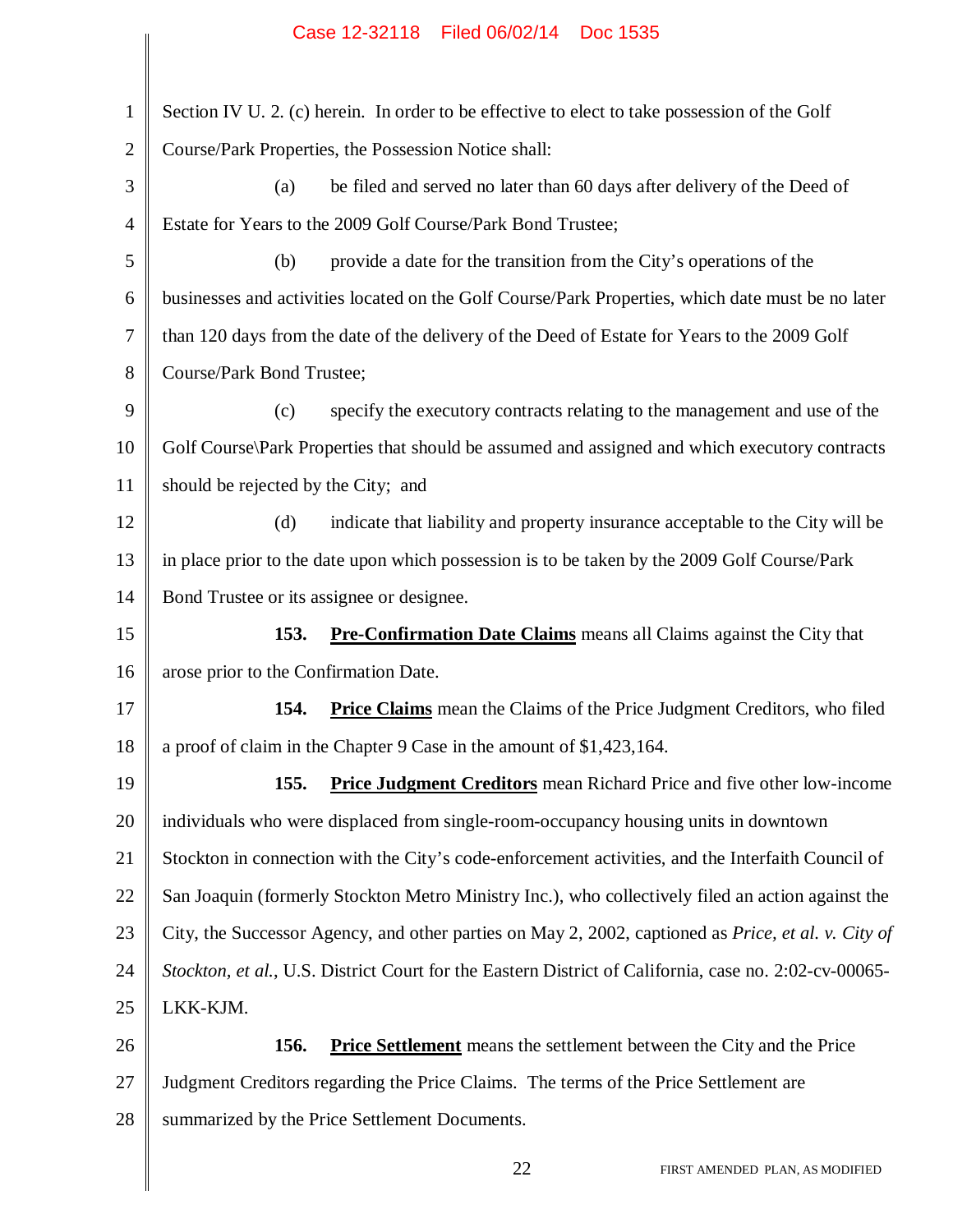Section IV U. 2. (c) herein. In order to be effective to elect to take possession of the Golf Course/Park Properties, the Possession Notice shall:

(a) be filed and served no later than 60 days after delivery of the Deed of Estate for Years to the 2009 Golf Course/Park Bond Trustee;

(b) provide a date for the transition from the City's operations of the businesses and activities located on the Golf Course/Park Properties, which date must be no later than 120 days from the date of the delivery of the Deed of Estate for Years to the 2009 Golf Course/Park Bond Trustee;

(c) specify the executory contracts relating to the management and use of the Golf Course\Park Properties that should be assumed and assigned and which executory contracts should be rejected by the City; and

(d) indicate that liability and property insurance acceptable to the City will be in place prior to the date upon which possession is to be taken by the 2009 Golf Course/Park Bond Trustee or its assignee or designee.

**153. Pre-Confirmation Date Claims** means all Claims against the City that arose prior to the Confirmation Date.

**154. Price Claims** mean the Claims of the Price Judgment Creditors, who filed a proof of claim in the Chapter 9 Case in the amount of $1,423,164.

**155. Price Judgment Creditors** mean Richard Price and five other low-income individuals who were displaced from single-room-occupancy housing units in downtown Stockton in connection with the City's code-enforcement activities, and the Interfaith Council of San Joaquin (formerly Stockton Metro Ministry Inc.), who collectively filed an action against the City, the Successor Agency, and other parties on May 2, 2002, captioned as *Price, et al. v. City of Stockton, et al.*, U.S. District Court for the Eastern District of California, case no. 2:02-cv-00065-LKK-KJM.

**156. Price Settlement** means the settlement between the City and the Price Judgment Creditors regarding the Price Claims. The terms of the Price Settlement are summarized by the Price Settlement Documents.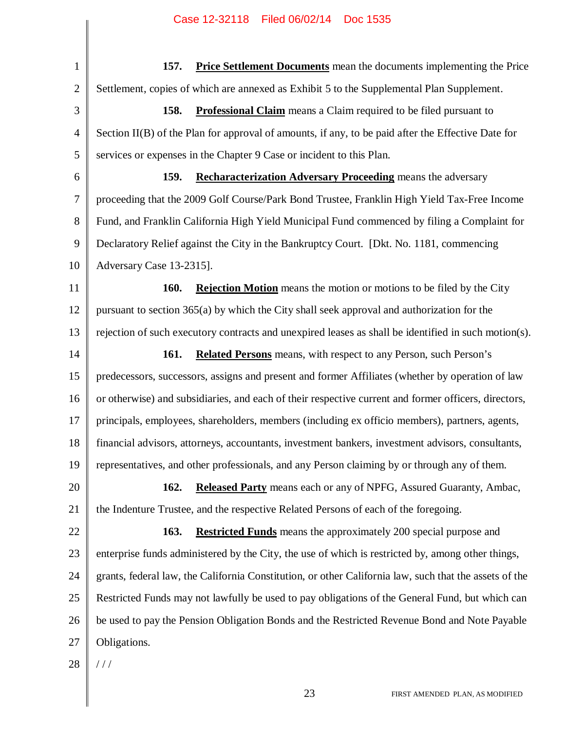**157. Price Settlement Documents** mean the documents implementing the Price Settlement, copies of which are annexed as Exhibit 5 to the Supplemental Plan Supplement.

**158. Professional Claim** means a Claim required to be filed pursuant to Section II(B) of the Plan for approval of amounts, if any, to be paid after the Effective Date for services or expenses in the Chapter 9 Case or incident to this Plan.

**159. Recharacterization Adversary Proceeding** means the adversary proceeding that the 2009 Golf Course/Park Bond Trustee, Franklin High Yield Tax-Free Income Fund, and Franklin California High Yield Municipal Fund commenced by filing a Complaint for Declaratory Relief against the City in the Bankruptcy Court. [Dkt. No. 1181, commencing Adversary Case 13-2315].

**160. Rejection Motion** means the motion or motions to be filed by the City pursuant to section 365(a) by which the City shall seek approval and authorization for the rejection of such executory contracts and unexpired leases as shall be identified in such motion(s).

**161. Related Persons** means, with respect to any Person, such Person's predecessors, successors, assigns and present and former Affiliates (whether by operation of law or otherwise) and subsidiaries, and each of their respective current and former officers, directors, principals, employees, shareholders, members (including ex officio members), partners, agents, financial advisors, attorneys, accountants, investment bankers, investment advisors, consultants, representatives, and other professionals, and any Person claiming by or through any of them.

**162. Released Party** means each or any of NPFG, Assured Guaranty, Ambac, the Indenture Trustee, and the respective Related Persons of each of the foregoing.

**163. Restricted Funds** means the approximately 200 special purpose and enterprise funds administered by the City, the use of which is restricted by, among other things, grants, federal law, the California Constitution, or other California law, such that the assets of the Restricted Funds may not lawfully be used to pay obligations of the General Fund, but which can be used to pay the Pension Obligation Bonds and the Restricted Revenue Bond and Note Payable Obligations.

/ / /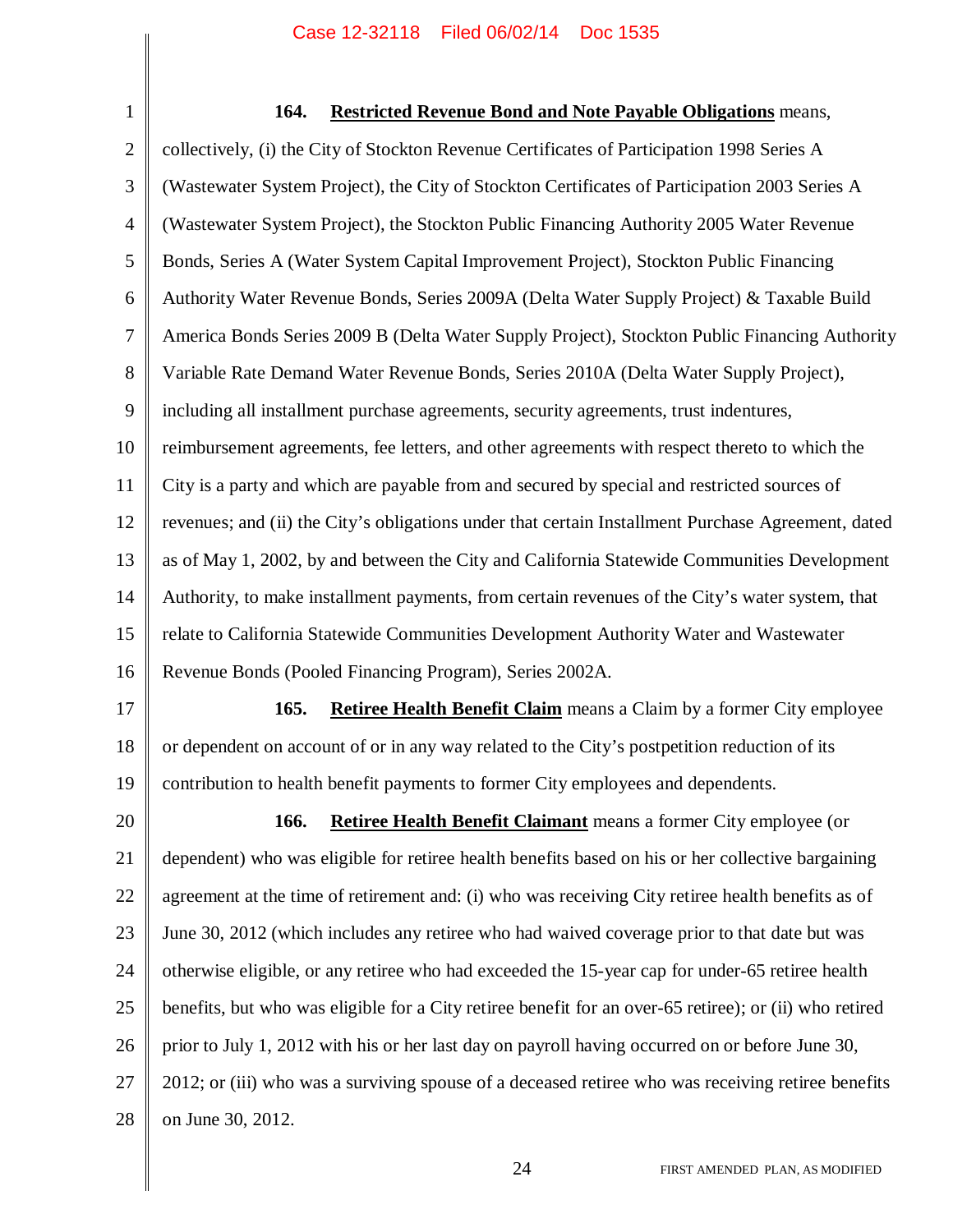**164. Restricted Revenue Bond and Note Payable Obligations** means, collectively, (i) the City of Stockton Revenue Certificates of Participation 1998 Series A (Wastewater System Project), the City of Stockton Certificates of Participation 2003 Series A (Wastewater System Project), the Stockton Public Financing Authority 2005 Water Revenue Bonds, Series A (Water System Capital Improvement Project), Stockton Public Financing Authority Water Revenue Bonds, Series 2009A (Delta Water Supply Project) & Taxable Build America Bonds Series 2009 B (Delta Water Supply Project), Stockton Public Financing Authority Variable Rate Demand Water Revenue Bonds, Series 2010A (Delta Water Supply Project), including all installment purchase agreements, security agreements, trust indentures, reimbursement agreements, fee letters, and other agreements with respect thereto to which the City is a party and which are payable from and secured by special and restricted sources of revenues; and (ii) the City's obligations under that certain Installment Purchase Agreement, dated as of May 1, 2002, by and between the City and California Statewide Communities Development Authority, to make installment payments, from certain revenues of the City's water system, that relate to California Statewide Communities Development Authority Water and Wastewater Revenue Bonds (Pooled Financing Program), Series 2002A.

**165. Retiree Health Benefit Claim** means a Claim by a former City employee or dependent on account of or in any way related to the City's postpetition reduction of its contribution to health benefit payments to former City employees and dependents.

**166. Retiree Health Benefit Claimant** means a former City employee (or dependent) who was eligible for retiree health benefits based on his or her collective bargaining agreement at the time of retirement and: (i) who was receiving City retiree health benefits as of June 30, 2012 (which includes any retiree who had waived coverage prior to that date but was otherwise eligible, or any retiree who had exceeded the 15-year cap for under-65 retiree health benefits, but who was eligible for a City retiree benefit for an over-65 retiree); or (ii) who retired prior to July 1, 2012 with his or her last day on payroll having occurred on or before June 30, 2012; or (iii) who was a surviving spouse of a deceased retiree who was receiving retiree benefits on June 30, 2012.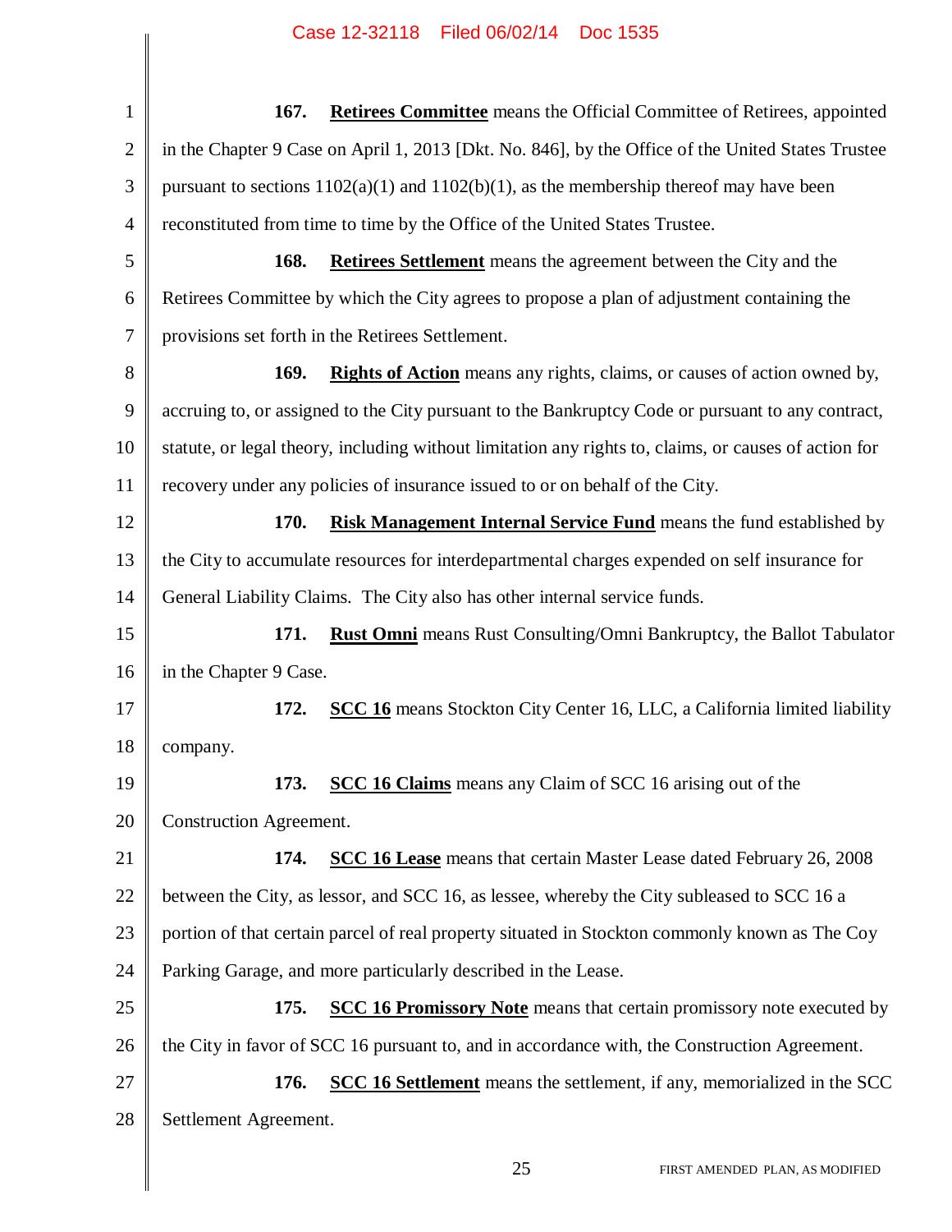**167.** **Retirees Committee** means the Official Committee of Retirees, appointed in the Chapter 9 Case on April 1, 2013 [Dkt. No. 846], by the Office of the United States Trustee pursuant to sections 1102(a)(1) and 1102(b)(1), as the membership thereof may have been reconstituted from time to time by the Office of the United States Trustee.

**168.** **Retirees Settlement** means the agreement between the City and the Retirees Committee by which the City agrees to propose a plan of adjustment containing the provisions set forth in the Retirees Settlement.

**169.** **Rights of Action** means any rights, claims, or causes of action owned by, accruing to, or assigned to the City pursuant to the Bankruptcy Code or pursuant to any contract, statute, or legal theory, including without limitation any rights to, claims, or causes of action for recovery under any policies of insurance issued to or on behalf of the City.

**170.** **Risk Management Internal Service Fund** means the fund established by the City to accumulate resources for interdepartmental charges expended on self insurance for General Liability Claims. The City also has other internal service funds.

**171.** **Rust Omni** means Rust Consulting/Omni Bankruptcy, the Ballot Tabulator in the Chapter 9 Case.

**172.** **SCC 16** means Stockton City Center 16, LLC, a California limited liability company.

**173.** **SCC 16 Claims** means any Claim of SCC 16 arising out of the Construction Agreement.

**174.** **SCC 16 Lease** means that certain Master Lease dated February 26, 2008 between the City, as lessor, and SCC 16, as lessee, whereby the City subleased to SCC 16 a portion of that certain parcel of real property situated in Stockton commonly known as The Coy Parking Garage, and more particularly described in the Lease.

**175.** **SCC 16 Promissory Note** means that certain promissory note executed by the City in favor of SCC 16 pursuant to, and in accordance with, the Construction Agreement.

**176.** **SCC 16 Settlement** means the settlement, if any, memorialized in the SCC Settlement Agreement.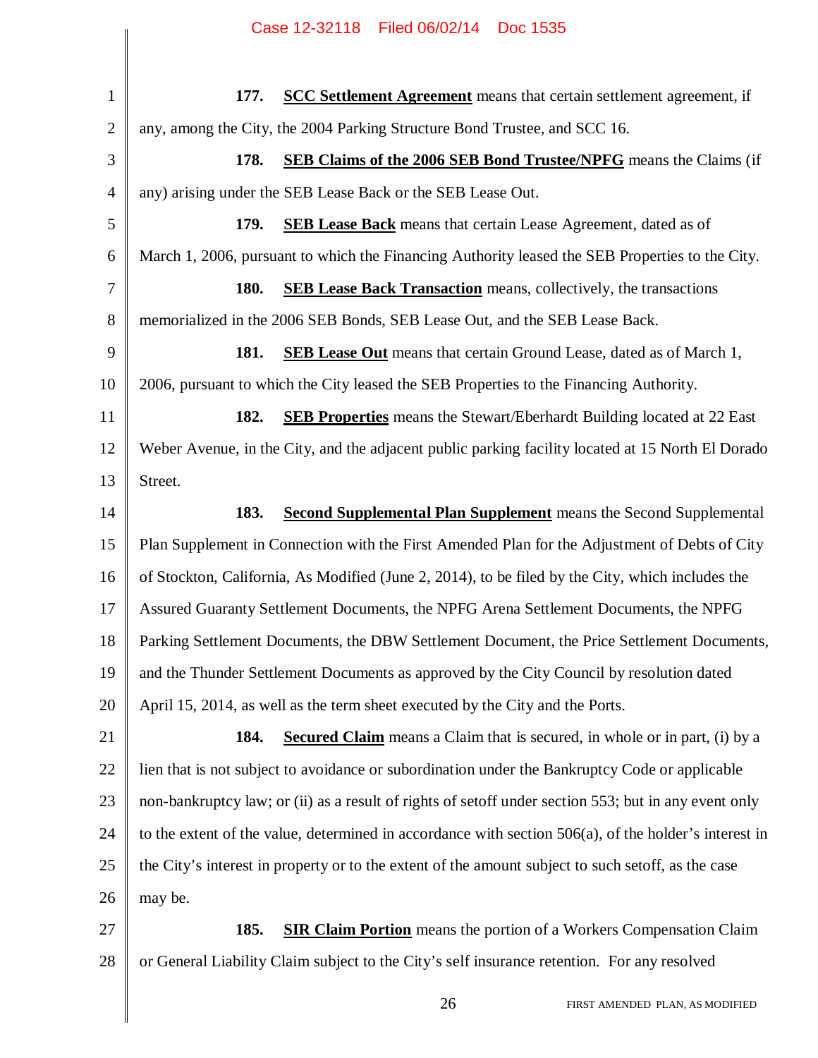**177. SCC Settlement Agreement** means that certain settlement agreement, if any, among the City, the 2004 Parking Structure Bond Trustee, and SCC 16.

**178. SEB Claims of the 2006 SEB Bond Trustee/NPFG** means the Claims (if any) arising under the SEB Lease Back or the SEB Lease Out.

**179. SEB Lease Back** means that certain Lease Agreement, dated as of March 1, 2006, pursuant to which the Financing Authority leased the SEB Properties to the City.

**180. SEB Lease Back Transaction** means, collectively, the transactions memorialized in the 2006 SEB Bonds, SEB Lease Out, and the SEB Lease Back.

**181. SEB Lease Out** means that certain Ground Lease, dated as of March 1, 2006, pursuant to which the City leased the SEB Properties to the Financing Authority.

**182. SEB Properties** means the Stewart/Eberhardt Building located at 22 East Weber Avenue, in the City, and the adjacent public parking facility located at 15 North El Dorado Street.

**183. Second Supplemental Plan Supplement** means the Second Supplemental Plan Supplement in Connection with the First Amended Plan for the Adjustment of Debts of City of Stockton, California, As Modified (June 2, 2014), to be filed by the City, which includes the Assured Guaranty Settlement Documents, the NPFG Arena Settlement Documents, the NPFG Parking Settlement Documents, the DBW Settlement Document, the Price Settlement Documents, and the Thunder Settlement Documents as approved by the City Council by resolution dated April 15, 2014, as well as the term sheet executed by the City and the Ports.

**184. Secured Claim** means a Claim that is secured, in whole or in part, (i) by a lien that is not subject to avoidance or subordination under the Bankruptcy Code or applicable non-bankruptcy law; or (ii) as a result of rights of setoff under section 553; but in any event only to the extent of the value, determined in accordance with section 506(a), of the holder's interest in the City's interest in property or to the extent of the amount subject to such setoff, as the case may be.

**185. SIR Claim Portion** means the portion of a Workers Compensation Claim or General Liability Claim subject to the City's self insurance retention. For any resolved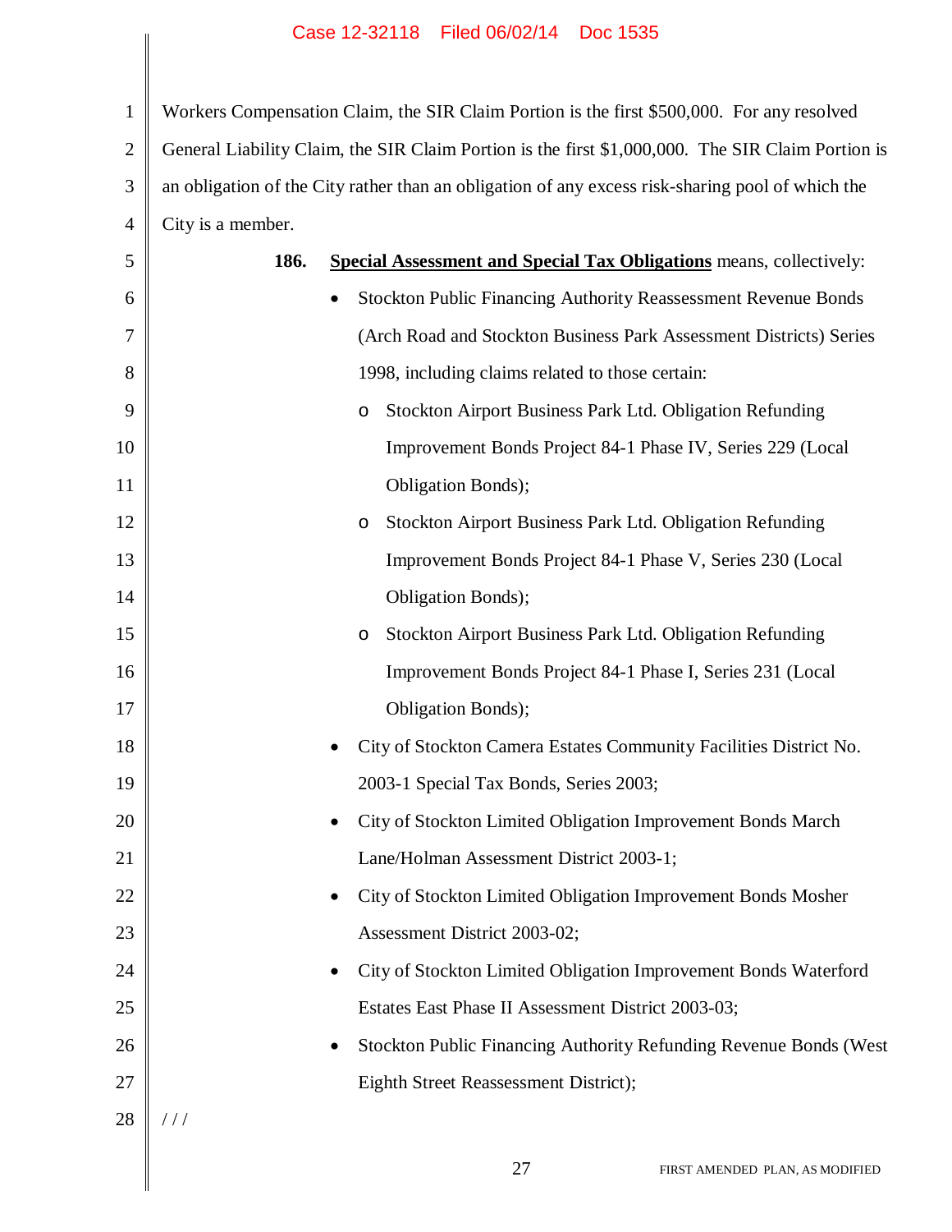Workers Compensation Claim, the SIR Claim Portion is the first $500,000. For any resolved General Liability Claim, the SIR Claim Portion is the first $1,000,000. The SIR Claim Portion is an obligation of the City rather than an obligation of any excess risk-sharing pool of which the City is a member.

**186.** <u>**Special Assessment and Special Tax Obligations**</u> means, collectively:

- Stockton Public Financing Authority Reassessment Revenue Bonds (Arch Road and Stockton Business Park Assessment Districts) Series 1998, including claims related to those certain:
    - Stockton Airport Business Park Ltd. Obligation Refunding Improvement Bonds Project 84-1 Phase IV, Series 229 (Local Obligation Bonds);
    - Stockton Airport Business Park Ltd. Obligation Refunding Improvement Bonds Project 84-1 Phase V, Series 230 (Local Obligation Bonds);
    - Stockton Airport Business Park Ltd. Obligation Refunding Improvement Bonds Project 84-1 Phase I, Series 231 (Local Obligation Bonds);
- City of Stockton Camera Estates Community Facilities District No. 2003-1 Special Tax Bonds, Series 2003;
- City of Stockton Limited Obligation Improvement Bonds March Lane/Holman Assessment District 2003-1;
- City of Stockton Limited Obligation Improvement Bonds Mosher Assessment District 2003-02;
- City of Stockton Limited Obligation Improvement Bonds Waterford Estates East Phase II Assessment District 2003-03;
- Stockton Public Financing Authority Refunding Revenue Bonds (West Eighth Street Reassessment District);

/ / /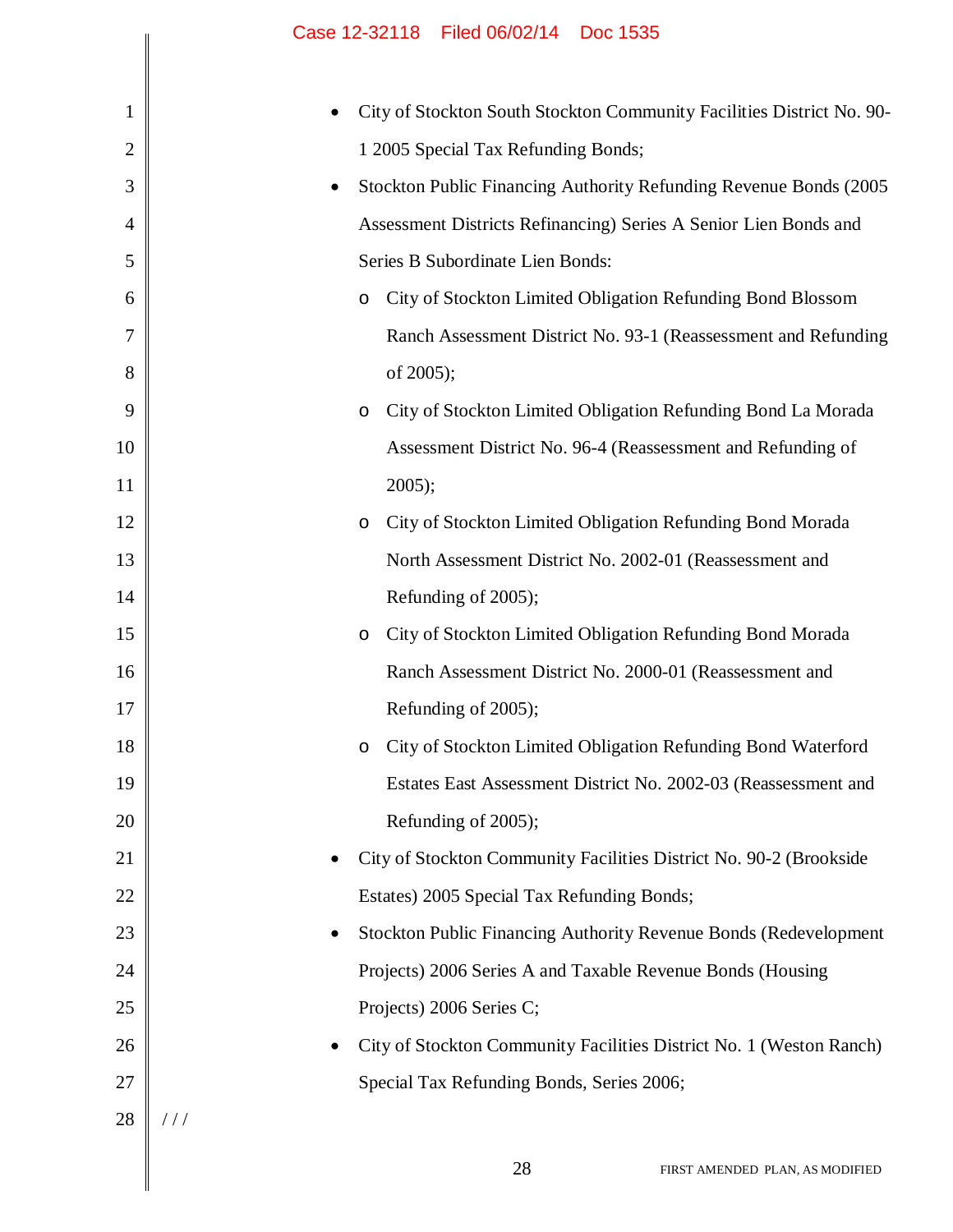- City of Stockton South Stockton Community Facilities District No. 90-1 2005 Special Tax Refunding Bonds;
- Stockton Public Financing Authority Refunding Revenue Bonds (2005 Assessment Districts Refinancing) Series A Senior Lien Bonds and Series B Subordinate Lien Bonds:
  - City of Stockton Limited Obligation Refunding Bond Blossom Ranch Assessment District No. 93-1 (Reassessment and Refunding of 2005);
  - City of Stockton Limited Obligation Refunding Bond La Morada Assessment District No. 96-4 (Reassessment and Refunding of 2005);
  - City of Stockton Limited Obligation Refunding Bond Morada North Assessment District No. 2002-01 (Reassessment and Refunding of 2005);
  - City of Stockton Limited Obligation Refunding Bond Morada Ranch Assessment District No. 2000-01 (Reassessment and Refunding of 2005);
  - City of Stockton Limited Obligation Refunding Bond Waterford Estates East Assessment District No. 2002-03 (Reassessment and Refunding of 2005);
- City of Stockton Community Facilities District No. 90-2 (Brookside Estates) 2005 Special Tax Refunding Bonds;
- Stockton Public Financing Authority Revenue Bonds (Redevelopment Projects) 2006 Series A and Taxable Revenue Bonds (Housing Projects) 2006 Series C;
- City of Stockton Community Facilities District No. 1 (Weston Ranch) Special Tax Refunding Bonds, Series 2006;

/ / /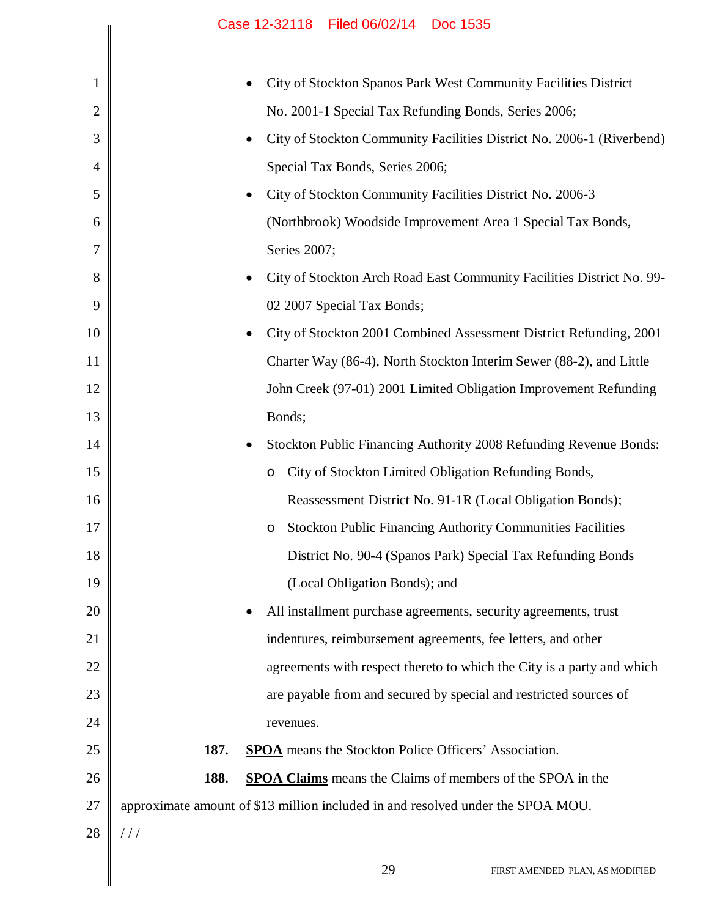- City of Stockton Spanos Park West Community Facilities District No. 2001-1 Special Tax Refunding Bonds, Series 2006;
- City of Stockton Community Facilities District No. 2006-1 (Riverbend) Special Tax Bonds, Series 2006;
- City of Stockton Community Facilities District No. 2006-3 (Northbrook) Woodside Improvement Area 1 Special Tax Bonds, Series 2007;
- City of Stockton Arch Road East Community Facilities District No. 99-02 2007 Special Tax Bonds;
- City of Stockton 2001 Combined Assessment District Refunding, 2001 Charter Way (86-4), North Stockton Interim Sewer (88-2), and Little John Creek (97-01) 2001 Limited Obligation Improvement Refunding Bonds;
- Stockton Public Financing Authority 2008 Refunding Revenue Bonds:
  - City of Stockton Limited Obligation Refunding Bonds, Reassessment District No. 91-1R (Local Obligation Bonds);
  - Stockton Public Financing Authority Communities Facilities District No. 90-4 (Spanos Park) Special Tax Refunding Bonds (Local Obligation Bonds); and
- All installment purchase agreements, security agreements, trust indentures, reimbursement agreements, fee letters, and other agreements with respect thereto to which the City is a party and which are payable from and secured by special and restricted sources of revenues.

**187.** **SPOA** means the Stockton Police Officers' Association.

**188.** **SPOA Claims** means the Claims of members of the SPOA in the approximate amount of $13 million included in and resolved under the SPOA MOU.

/ / /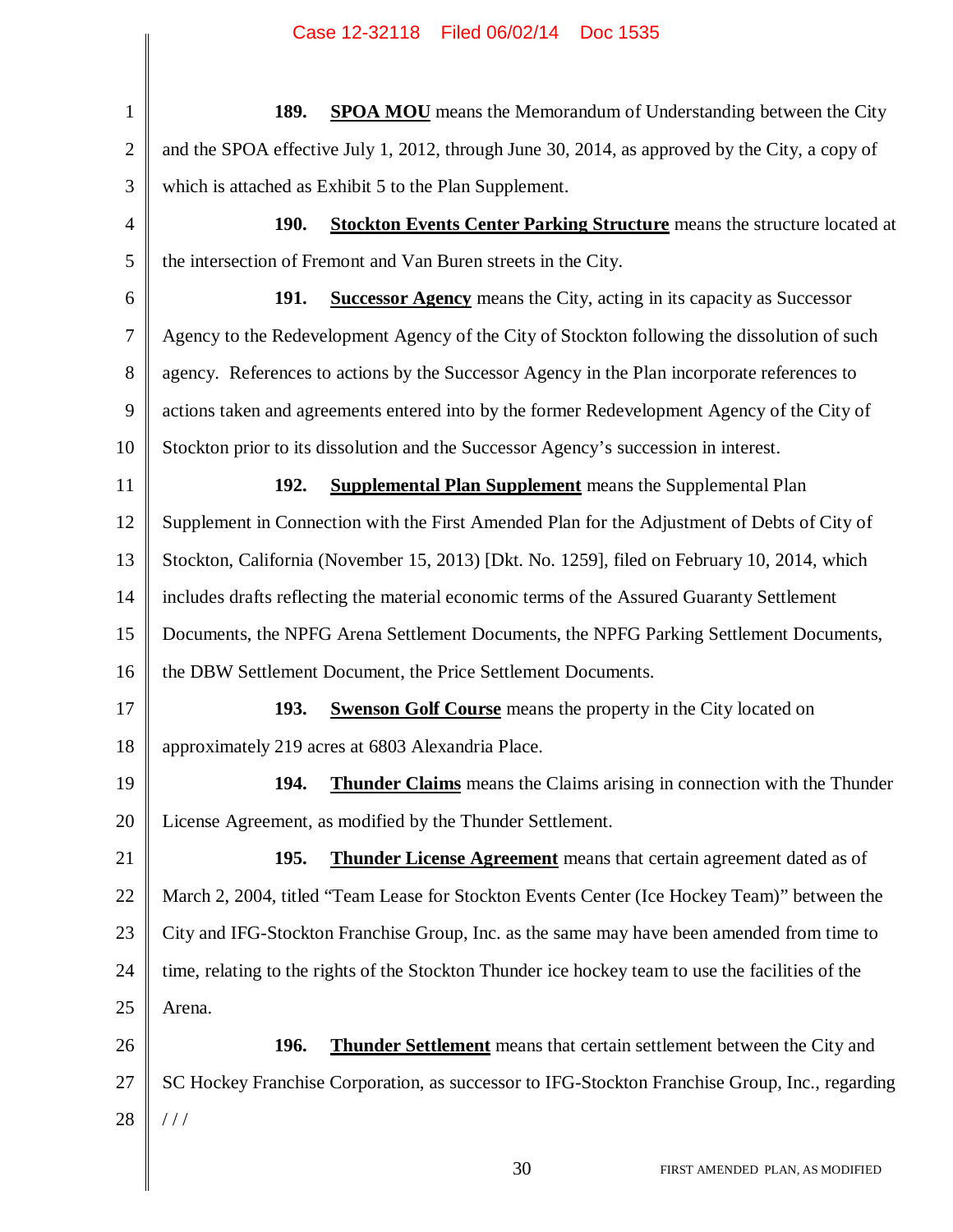**189.** **SPOA MOU** means the Memorandum of Understanding between the City and the SPOA effective July 1, 2012, through June 30, 2014, as approved by the City, a copy of which is attached as Exhibit 5 to the Plan Supplement.

**190.** **Stockton Events Center Parking Structure** means the structure located at the intersection of Fremont and Van Buren streets in the City.

**191.** **Successor Agency** means the City, acting in its capacity as Successor Agency to the Redevelopment Agency of the City of Stockton following the dissolution of such agency. References to actions by the Successor Agency in the Plan incorporate references to actions taken and agreements entered into by the former Redevelopment Agency of the City of Stockton prior to its dissolution and the Successor Agency's succession in interest.

**192.** **Supplemental Plan Supplement** means the Supplemental Plan Supplement in Connection with the First Amended Plan for the Adjustment of Debts of City of Stockton, California (November 15, 2013) [Dkt. No. 1259], filed on February 10, 2014, which includes drafts reflecting the material economic terms of the Assured Guaranty Settlement Documents, the NPFG Arena Settlement Documents, the NPFG Parking Settlement Documents, the DBW Settlement Document, the Price Settlement Documents.

**193.** **Swenson Golf Course** means the property in the City located on approximately 219 acres at 6803 Alexandria Place.

**194.** **Thunder Claims** means the Claims arising in connection with the Thunder License Agreement, as modified by the Thunder Settlement.

**195.** **Thunder License Agreement** means that certain agreement dated as of March 2, 2004, titled "Team Lease for Stockton Events Center (Ice Hockey Team)" between the City and IFG-Stockton Franchise Group, Inc. as the same may have been amended from time to time, relating to the rights of the Stockton Thunder ice hockey team to use the facilities of the Arena.

**196.** **Thunder Settlement** means that certain settlement between the City and SC Hockey Franchise Corporation, as successor to IFG-Stockton Franchise Group, Inc., regarding

/ / /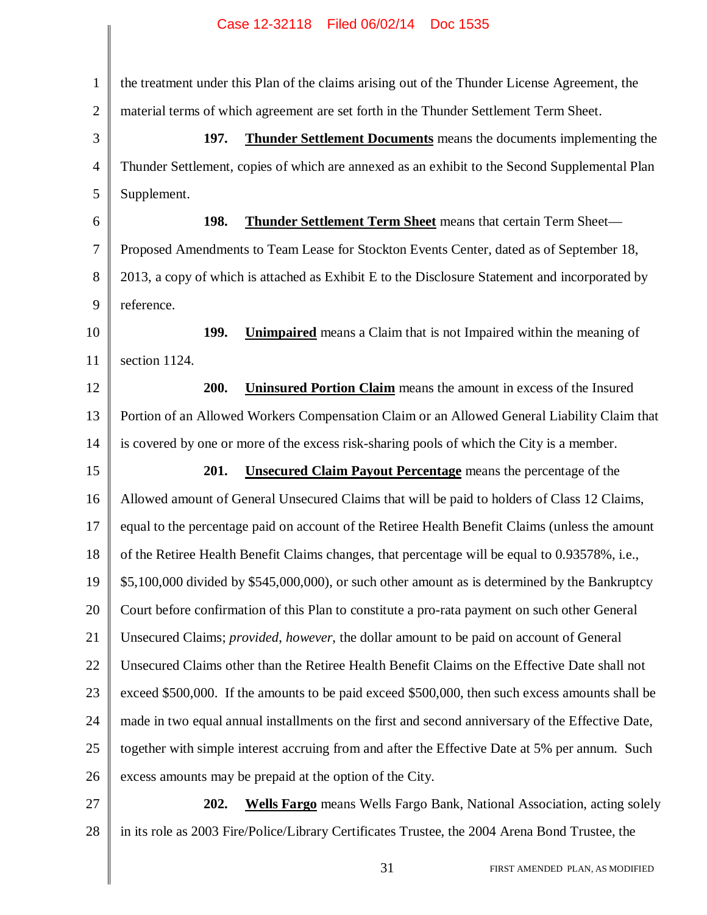the treatment under this Plan of the claims arising out of the Thunder License Agreement, the material terms of which agreement are set forth in the Thunder Settlement Term Sheet.

**197.** **Thunder Settlement Documents** means the documents implementing the Thunder Settlement, copies of which are annexed as an exhibit to the Second Supplemental Plan Supplement.

**198.** **Thunder Settlement Term Sheet** means that certain Term Sheet—Proposed Amendments to Team Lease for Stockton Events Center, dated as of September 18, 2013, a copy of which is attached as Exhibit E to the Disclosure Statement and incorporated by reference.

**199.** **Unimpaired** means a Claim that is not Impaired within the meaning of section 1124.

**200.** **Uninsured Portion Claim** means the amount in excess of the Insured Portion of an Allowed Workers Compensation Claim or an Allowed General Liability Claim that is covered by one or more of the excess risk-sharing pools of which the City is a member.

**201.** **Unsecured Claim Payout Percentage** means the percentage of the Allowed amount of General Unsecured Claims that will be paid to holders of Class 12 Claims, equal to the percentage paid on account of the Retiree Health Benefit Claims (unless the amount of the Retiree Health Benefit Claims changes, that percentage will be equal to 0.93578%, i.e., $5,100,000 divided by $545,000,000), or such other amount as is determined by the Bankruptcy Court before confirmation of this Plan to constitute a pro-rata payment on such other General Unsecured Claims; *provided*, *however*, the dollar amount to be paid on account of General Unsecured Claims other than the Retiree Health Benefit Claims on the Effective Date shall not exceed $500,000. If the amounts to be paid exceed $500,000, then such excess amounts shall be made in two equal annual installments on the first and second anniversary of the Effective Date, together with simple interest accruing from and after the Effective Date at 5% per annum. Such excess amounts may be prepaid at the option of the City.

**202.** **Wells Fargo** means Wells Fargo Bank, National Association, acting solely in its role as 2003 Fire/Police/Library Certificates Trustee, the 2004 Arena Bond Trustee, the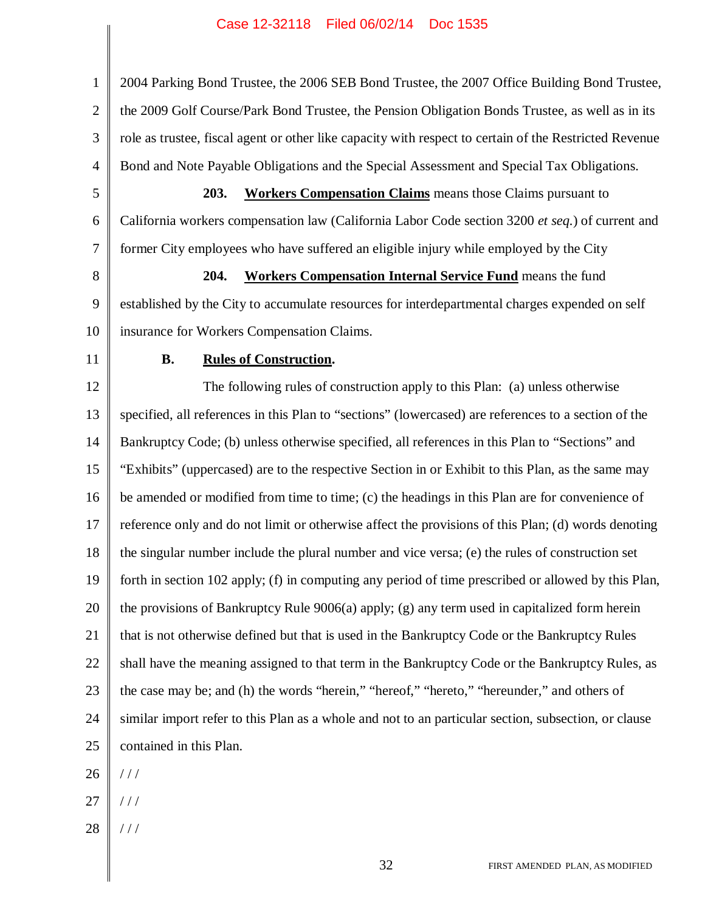2004 Parking Bond Trustee, the 2006 SEB Bond Trustee, the 2007 Office Building Bond Trustee, the 2009 Golf Course/Park Bond Trustee, the Pension Obligation Bonds Trustee, as well as in its role as trustee, fiscal agent or other like capacity with respect to certain of the Restricted Revenue Bond and Note Payable Obligations and the Special Assessment and Special Tax Obligations.

**203. Workers Compensation Claims** means those Claims pursuant to California workers compensation law (California Labor Code section 3200 *et seq.*) of current and former City employees who have suffered an eligible injury while employed by the City

**204. Workers Compensation Internal Service Fund** means the fund established by the City to accumulate resources for interdepartmental charges expended on self insurance for Workers Compensation Claims.

### B. Rules of Construction.

The following rules of construction apply to this Plan: (a) unless otherwise specified, all references in this Plan to "sections" (lowercased) are references to a section of the Bankruptcy Code; (b) unless otherwise specified, all references in this Plan to "Sections" and "Exhibits" (uppercased) are to the respective Section in or Exhibit to this Plan, as the same may be amended or modified from time to time; (c) the headings in this Plan are for convenience of reference only and do not limit or otherwise affect the provisions of this Plan; (d) words denoting the singular number include the plural number and vice versa; (e) the rules of construction set forth in section 102 apply; (f) in computing any period of time prescribed or allowed by this Plan, the provisions of Bankruptcy Rule 9006(a) apply; (g) any term used in capitalized form herein that is not otherwise defined but that is used in the Bankruptcy Code or the Bankruptcy Rules shall have the meaning assigned to that term in the Bankruptcy Code or the Bankruptcy Rules, as the case may be; and (h) the words "herein," "hereof," "hereto," "hereunder," and others of similar import refer to this Plan as a whole and not to an particular section, subsection, or clause contained in this Plan.

/ / /

/ / /

/ / /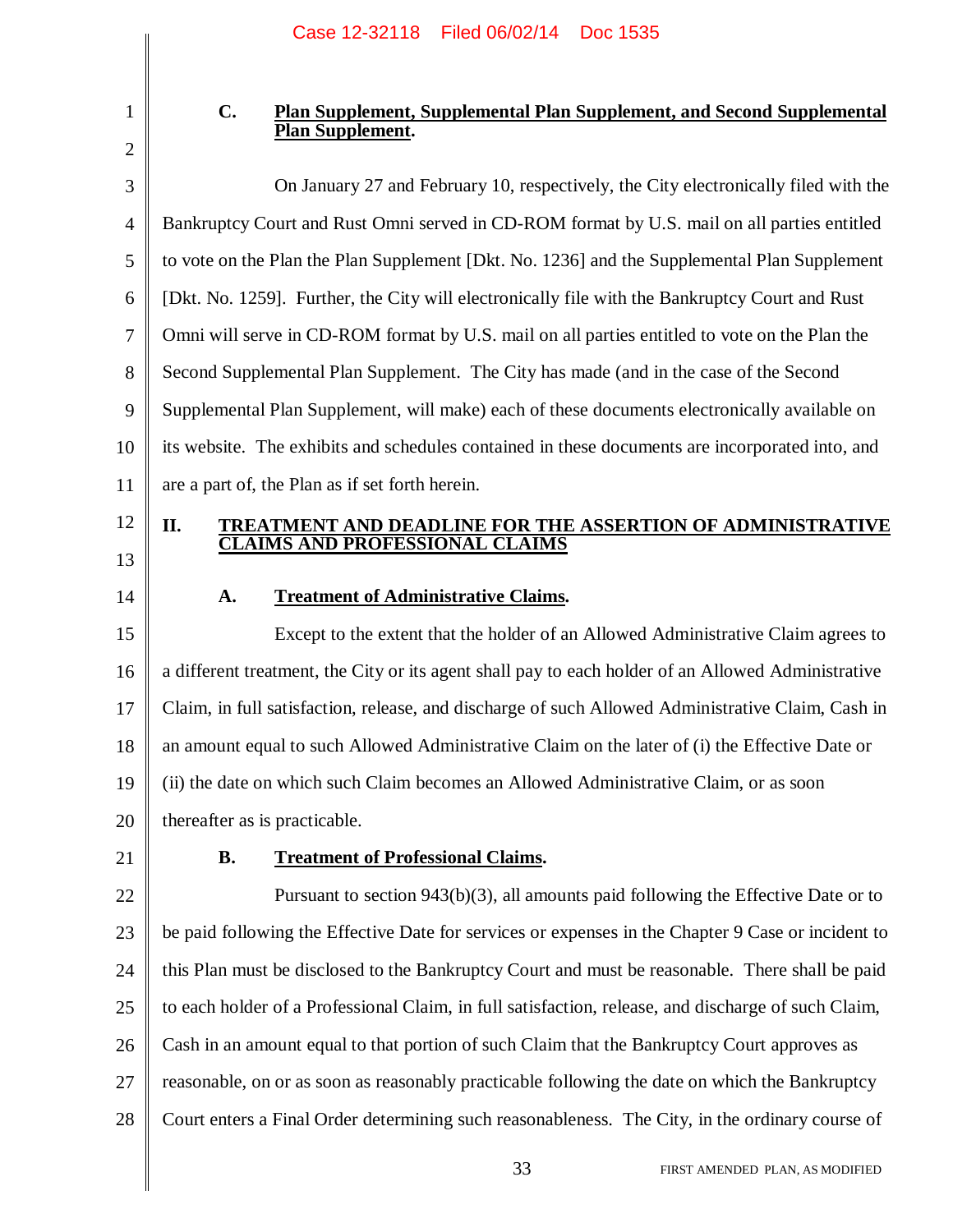### C. Plan Supplement, Supplemental Plan Supplement, and Second Supplemental Plan Supplement.

On January 27 and February 10, respectively, the City electronically filed with the Bankruptcy Court and Rust Omni served in CD-ROM format by U.S. mail on all parties entitled to vote on the Plan the Plan Supplement [Dkt. No. 1236] and the Supplemental Plan Supplement [Dkt. No. 1259]. Further, the City will electronically file with the Bankruptcy Court and Rust Omni will serve in CD-ROM format by U.S. mail on all parties entitled to vote on the Plan the Second Supplemental Plan Supplement. The City has made (and in the case of the Second Supplemental Plan Supplement, will make) each of these documents electronically available on its website. The exhibits and schedules contained in these documents are incorporated into, and are a part of, the Plan as if set forth herein.

## II. TREATMENT AND DEADLINE FOR THE ASSERTION OF ADMINISTRATIVE CLAIMS AND PROFESSIONAL CLAIMS

### A. Treatment of Administrative Claims.

Except to the extent that the holder of an Allowed Administrative Claim agrees to a different treatment, the City or its agent shall pay to each holder of an Allowed Administrative Claim, in full satisfaction, release, and discharge of such Allowed Administrative Claim, Cash in an amount equal to such Allowed Administrative Claim on the later of (i) the Effective Date or (ii) the date on which such Claim becomes an Allowed Administrative Claim, or as soon thereafter as is practicable.

### B. Treatment of Professional Claims.

Pursuant to section 943(b)(3), all amounts paid following the Effective Date or to be paid following the Effective Date for services or expenses in the Chapter 9 Case or incident to this Plan must be disclosed to the Bankruptcy Court and must be reasonable. There shall be paid to each holder of a Professional Claim, in full satisfaction, release, and discharge of such Claim, Cash in an amount equal to that portion of such Claim that the Bankruptcy Court approves as reasonable, on or as soon as reasonably practicable following the date on which the Bankruptcy Court enters a Final Order determining such reasonableness. The City, in the ordinary course of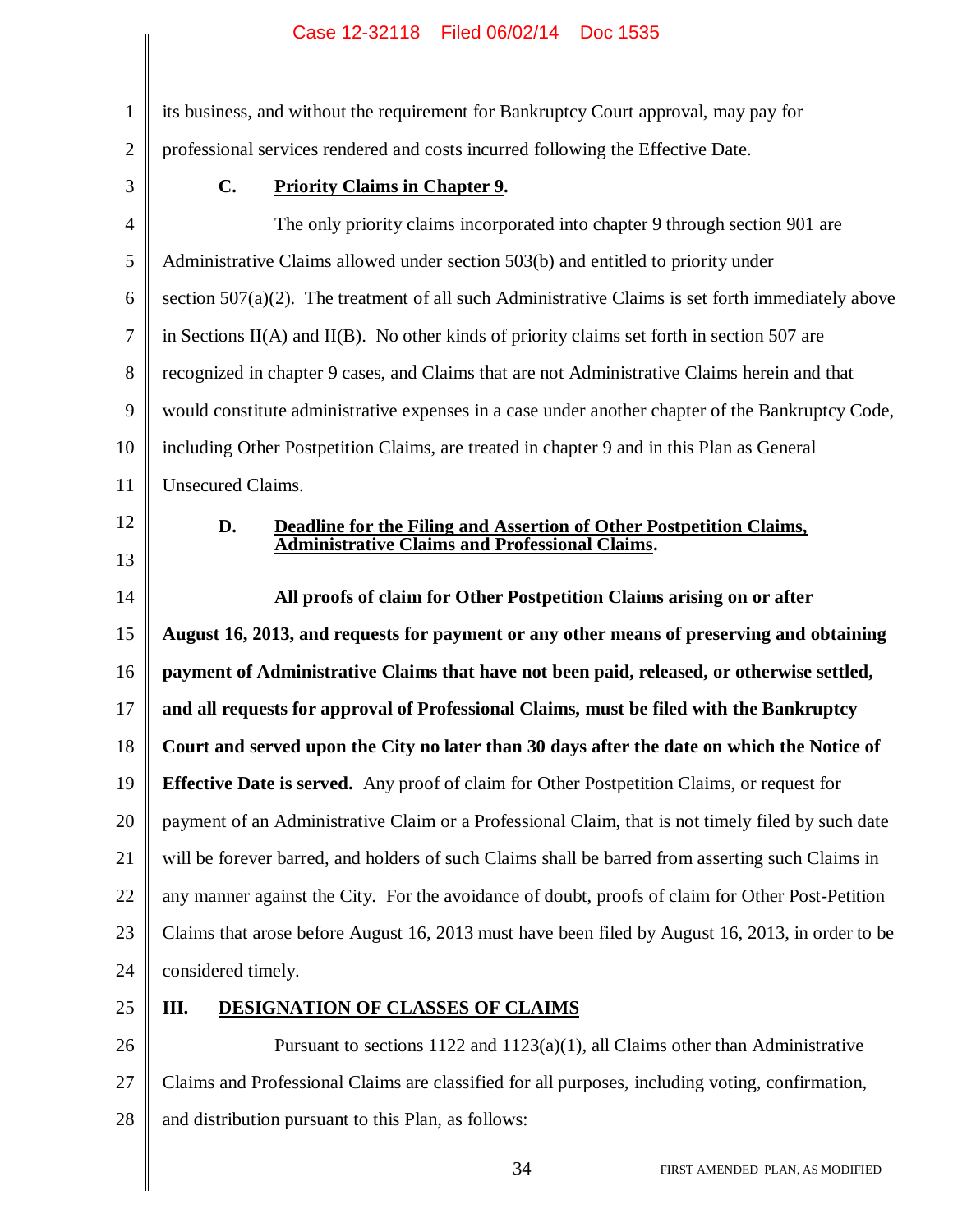its business, and without the requirement for Bankruptcy Court approval, may pay for professional services rendered and costs incurred following the Effective Date.

### C. Priority Claims in Chapter 9.

The only priority claims incorporated into chapter 9 through section 901 are Administrative Claims allowed under section 503(b) and entitled to priority under section 507(a)(2). The treatment of all such Administrative Claims is set forth immediately above in Sections II(A) and II(B). No other kinds of priority claims set forth in section 507 are recognized in chapter 9 cases, and Claims that are not Administrative Claims herein and that would constitute administrative expenses in a case under another chapter of the Bankruptcy Code, including Other Postpetition Claims, are treated in chapter 9 and in this Plan as General Unsecured Claims.

### D. Deadline for the Filing and Assertion of Other Postpetition Claims, Administrative Claims and Professional Claims.

**All proofs of claim for Other Postpetition Claims arising on or after August 16, 2013, and requests for payment or any other means of preserving and obtaining payment of Administrative Claims that have not been paid, released, or otherwise settled, and all requests for approval of Professional Claims, must be filed with the Bankruptcy Court and served upon the City no later than 30 days after the date on which the Notice of Effective Date is served.** Any proof of claim for Other Postpetition Claims, or request for payment of an Administrative Claim or a Professional Claim, that is not timely filed by such date will be forever barred, and holders of such Claims shall be barred from asserting such Claims in any manner against the City. For the avoidance of doubt, proofs of claim for Other Post-Petition Claims that arose before August 16, 2013 must have been filed by August 16, 2013, in order to be considered timely.

## III. DESIGNATION OF CLASSES OF CLAIMS

Pursuant to sections 1122 and 1123(a)(1), all Claims other than Administrative Claims and Professional Claims are classified for all purposes, including voting, confirmation, and distribution pursuant to this Plan, as follows: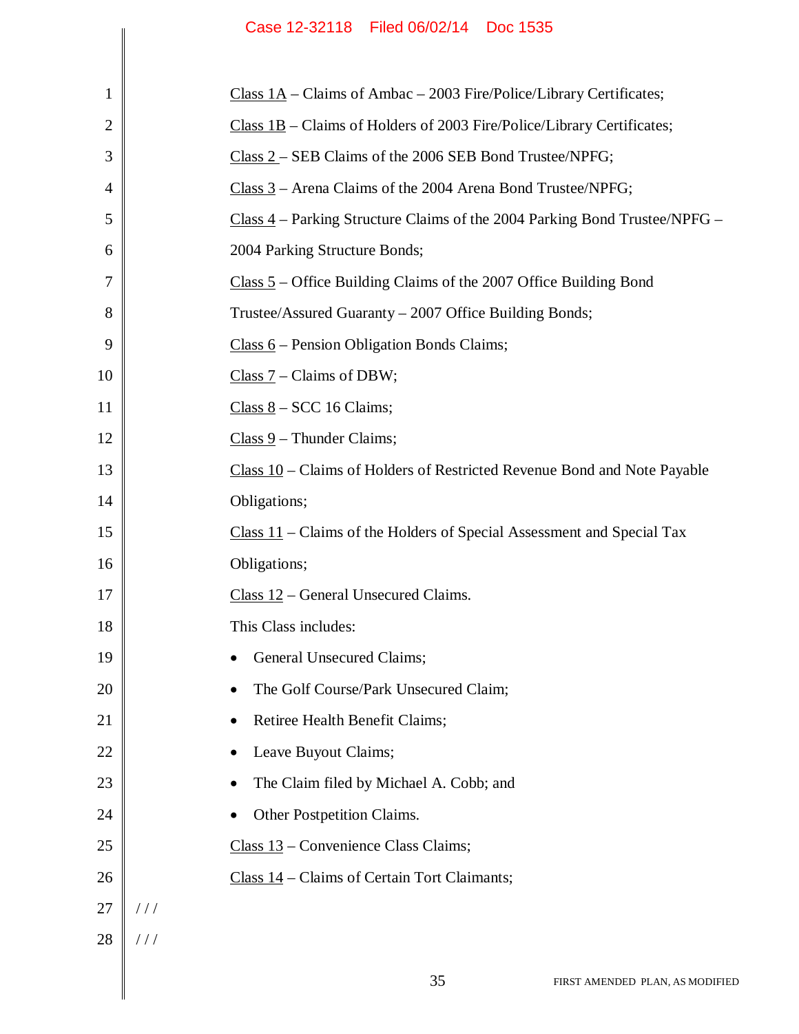Class 1A – Claims of Ambac – 2003 Fire/Police/Library Certificates;

Class 1B – Claims of Holders of 2003 Fire/Police/Library Certificates;

Class 2 – SEB Claims of the 2006 SEB Bond Trustee/NPFG;

Class 3 – Arena Claims of the 2004 Arena Bond Trustee/NPFG;

Class 4 – Parking Structure Claims of the 2004 Parking Bond Trustee/NPFG – 2004 Parking Structure Bonds;

Class 5 – Office Building Claims of the 2007 Office Building Bond Trustee/Assured Guaranty – 2007 Office Building Bonds;

Class 6 – Pension Obligation Bonds Claims;

Class 7 – Claims of DBW;

Class 8 – SCC 16 Claims;

Class 9 – Thunder Claims;

Class 10 – Claims of Holders of Restricted Revenue Bond and Note Payable Obligations;

Class 11 – Claims of the Holders of Special Assessment and Special Tax Obligations;

Class 12 – General Unsecured Claims.

This Class includes:

- General Unsecured Claims;
- The Golf Course/Park Unsecured Claim;
- Retiree Health Benefit Claims;
- Leave Buyout Claims;
- The Claim filed by Michael A. Cobb; and
- Other Postpetition Claims.

Class 13 – Convenience Class Claims;

Class 14 – Claims of Certain Tort Claimants;

/ / /

/ / /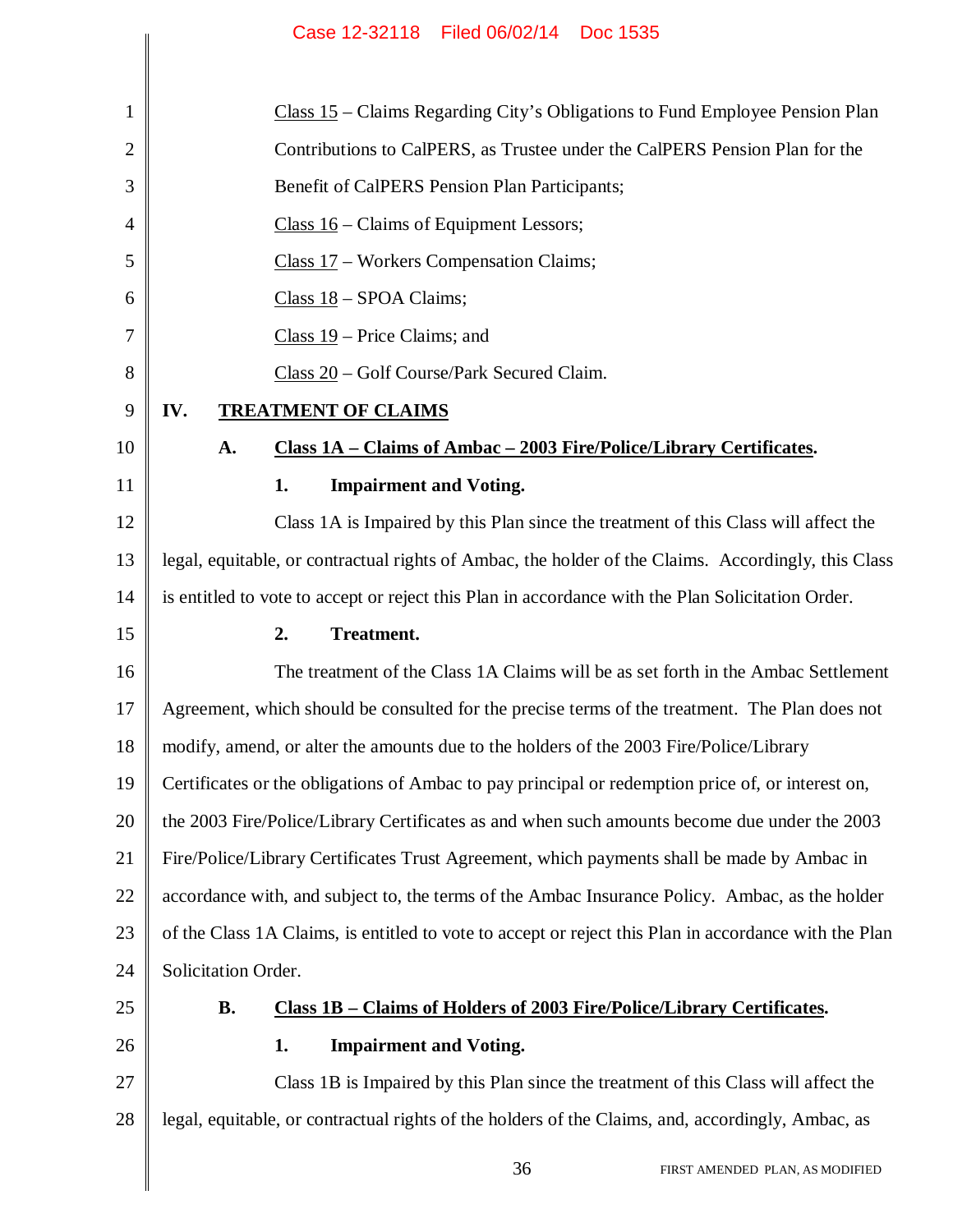Class 15 – Claims Regarding City's Obligations to Fund Employee Pension Plan Contributions to CalPERS, as Trustee under the CalPERS Pension Plan for the Benefit of CalPERS Pension Plan Participants;

Class 16 – Claims of Equipment Lessors;

Class 17 – Workers Compensation Claims;

Class 18 – SPOA Claims;

Class 19 – Price Claims; and

Class 20 – Golf Course/Park Secured Claim.

## IV. TREATMENT OF CLAIMS

### A. Class 1A – Claims of Ambac – 2003 Fire/Police/Library Certificates.

#### 1. Impairment and Voting.

Class 1A is Impaired by this Plan since the treatment of this Class will affect the legal, equitable, or contractual rights of Ambac, the holder of the Claims. Accordingly, this Class is entitled to vote to accept or reject this Plan in accordance with the Plan Solicitation Order.

#### 2. Treatment.

The treatment of the Class 1A Claims will be as set forth in the Ambac Settlement Agreement, which should be consulted for the precise terms of the treatment. The Plan does not modify, amend, or alter the amounts due to the holders of the 2003 Fire/Police/Library Certificates or the obligations of Ambac to pay principal or redemption price of, or interest on, the 2003 Fire/Police/Library Certificates as and when such amounts become due under the 2003 Fire/Police/Library Certificates Trust Agreement, which payments shall be made by Ambac in accordance with, and subject to, the terms of the Ambac Insurance Policy. Ambac, as the holder of the Class 1A Claims, is entitled to vote to accept or reject this Plan in accordance with the Plan Solicitation Order.

### B. Class 1B – Claims of Holders of 2003 Fire/Police/Library Certificates.

#### 1. Impairment and Voting.

Class 1B is Impaired by this Plan since the treatment of this Class will affect the legal, equitable, or contractual rights of the holders of the Claims, and, accordingly, Ambac, as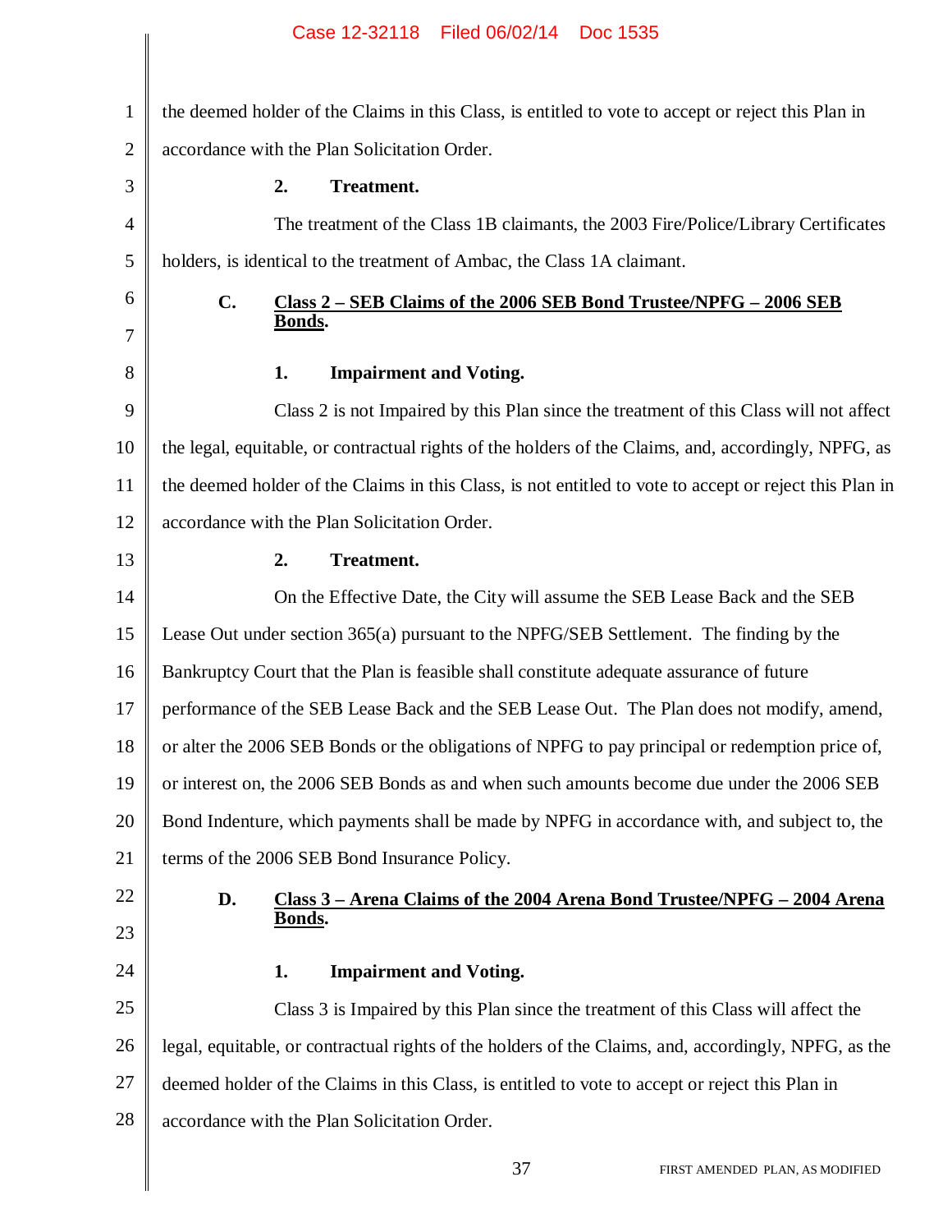the deemed holder of the Claims in this Class, is entitled to vote to accept or reject this Plan in accordance with the Plan Solicitation Order.

**2. Treatment.**

The treatment of the Class 1B claimants, the 2003 Fire/Police/Library Certificates holders, is identical to the treatment of Ambac, the Class 1A claimant.

### C. Class 2 – SEB Claims of the 2006 SEB Bond Trustee/NPFG – 2006 SEB Bonds.

**1. Impairment and Voting.**

Class 2 is not Impaired by this Plan since the treatment of this Class will not affect the legal, equitable, or contractual rights of the holders of the Claims, and, accordingly, NPFG, as the deemed holder of the Claims in this Class, is not entitled to vote to accept or reject this Plan in accordance with the Plan Solicitation Order.

**2. Treatment.**

On the Effective Date, the City will assume the SEB Lease Back and the SEB Lease Out under section 365(a) pursuant to the NPFG/SEB Settlement. The finding by the Bankruptcy Court that the Plan is feasible shall constitute adequate assurance of future performance of the SEB Lease Back and the SEB Lease Out. The Plan does not modify, amend, or alter the 2006 SEB Bonds or the obligations of NPFG to pay principal or redemption price of, or interest on, the 2006 SEB Bonds as and when such amounts become due under the 2006 SEB Bond Indenture, which payments shall be made by NPFG in accordance with, and subject to, the terms of the 2006 SEB Bond Insurance Policy.

### D. Class 3 – Arena Claims of the 2004 Arena Bond Trustee/NPFG – 2004 Arena Bonds.

**1. Impairment and Voting.**

Class 3 is Impaired by this Plan since the treatment of this Class will affect the legal, equitable, or contractual rights of the holders of the Claims, and, accordingly, NPFG, as the deemed holder of the Claims in this Class, is entitled to vote to accept or reject this Plan in accordance with the Plan Solicitation Order.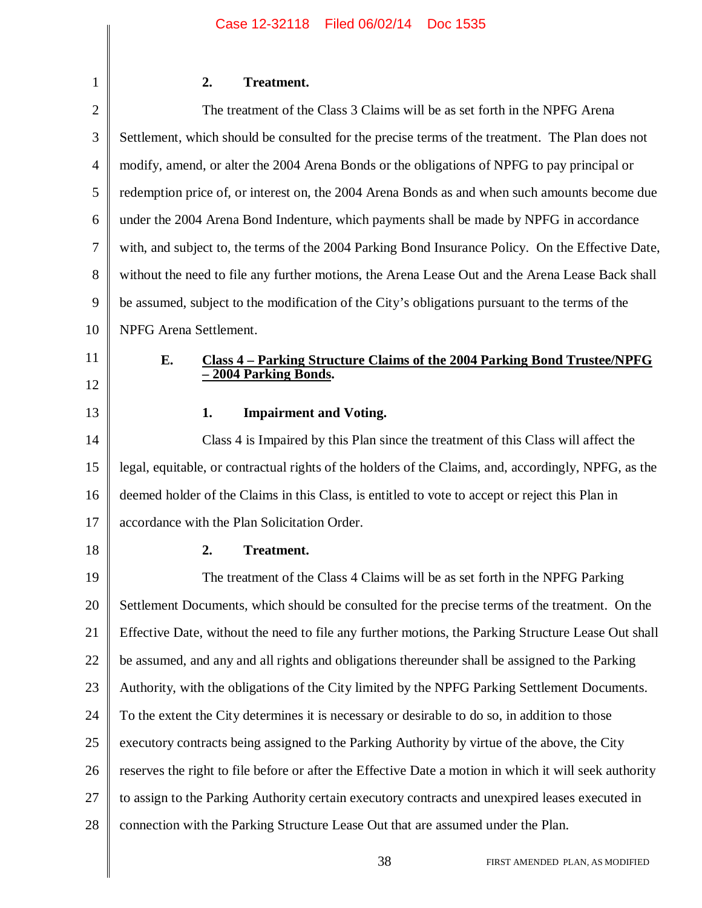**2. Treatment.**

The treatment of the Class 3 Claims will be as set forth in the NPFG Arena Settlement, which should be consulted for the precise terms of the treatment. The Plan does not modify, amend, or alter the 2004 Arena Bonds or the obligations of NPFG to pay principal or redemption price of, or interest on, the 2004 Arena Bonds as and when such amounts become due under the 2004 Arena Bond Indenture, which payments shall be made by NPFG in accordance with, and subject to, the terms of the 2004 Parking Bond Insurance Policy. On the Effective Date, without the need to file any further motions, the Arena Lease Out and the Arena Lease Back shall be assumed, subject to the modification of the City's obligations pursuant to the terms of the NPFG Arena Settlement.

### E. Class 4 – Parking Structure Claims of the 2004 Parking Bond Trustee/NPFG – 2004 Parking Bonds.

**1. Impairment and Voting.**

Class 4 is Impaired by this Plan since the treatment of this Class will affect the legal, equitable, or contractual rights of the holders of the Claims, and, accordingly, NPFG, as the deemed holder of the Claims in this Class, is entitled to vote to accept or reject this Plan in accordance with the Plan Solicitation Order.

**2. Treatment.**

The treatment of the Class 4 Claims will be as set forth in the NPFG Parking Settlement Documents, which should be consulted for the precise terms of the treatment. On the Effective Date, without the need to file any further motions, the Parking Structure Lease Out shall be assumed, and any and all rights and obligations thereunder shall be assigned to the Parking Authority, with the obligations of the City limited by the NPFG Parking Settlement Documents. To the extent the City determines it is necessary or desirable to do so, in addition to those executory contracts being assigned to the Parking Authority by virtue of the above, the City reserves the right to file before or after the Effective Date a motion in which it will seek authority to assign to the Parking Authority certain executory contracts and unexpired leases executed in connection with the Parking Structure Lease Out that are assumed under the Plan.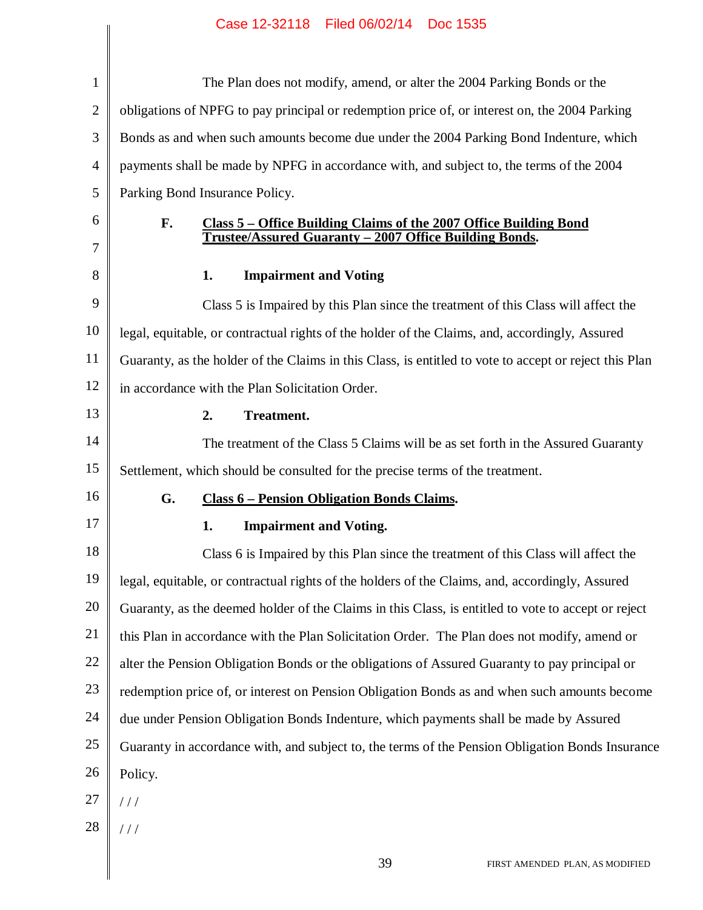The Plan does not modify, amend, or alter the 2004 Parking Bonds or the obligations of NPFG to pay principal or redemption price of, or interest on, the 2004 Parking Bonds as and when such amounts become due under the 2004 Parking Bond Indenture, which payments shall be made by NPFG in accordance with, and subject to, the terms of the 2004 Parking Bond Insurance Policy.

### F. Class 5 – Office Building Claims of the 2007 Office Building Bond Trustee/Assured Guaranty – 2007 Office Building Bonds.

#### 1. Impairment and Voting

Class 5 is Impaired by this Plan since the treatment of this Class will affect the legal, equitable, or contractual rights of the holder of the Claims, and, accordingly, Assured Guaranty, as the holder of the Claims in this Class, is entitled to vote to accept or reject this Plan in accordance with the Plan Solicitation Order.

#### 2. Treatment.

The treatment of the Class 5 Claims will be as set forth in the Assured Guaranty Settlement, which should be consulted for the precise terms of the treatment.

### G. Class 6 – Pension Obligation Bonds Claims.

#### 1. Impairment and Voting.

Class 6 is Impaired by this Plan since the treatment of this Class will affect the legal, equitable, or contractual rights of the holders of the Claims, and, accordingly, Assured Guaranty, as the deemed holder of the Claims in this Class, is entitled to vote to accept or reject this Plan in accordance with the Plan Solicitation Order. The Plan does not modify, amend or alter the Pension Obligation Bonds or the obligations of Assured Guaranty to pay principal or redemption price of, or interest on Pension Obligation Bonds as and when such amounts become due under Pension Obligation Bonds Indenture, which payments shall be made by Assured Guaranty in accordance with, and subject to, the terms of the Pension Obligation Bonds Insurance Policy.

/ / /

/ / /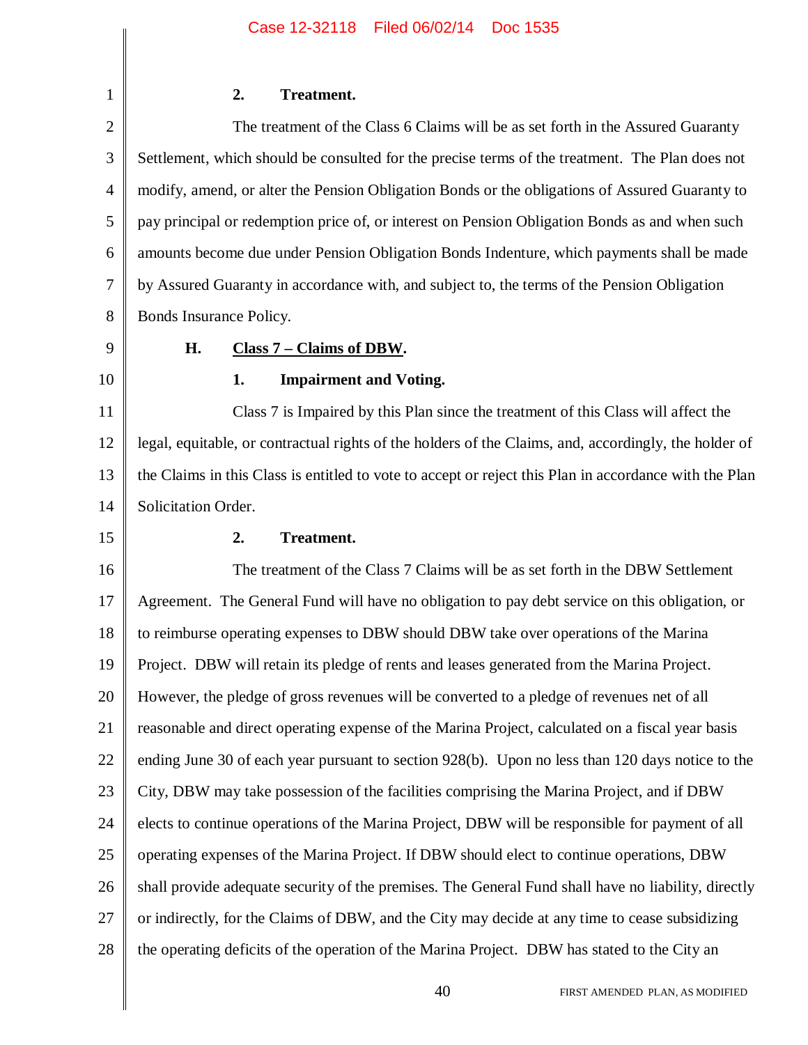**2. Treatment.**

The treatment of the Class 6 Claims will be as set forth in the Assured Guaranty Settlement, which should be consulted for the precise terms of the treatment. The Plan does not modify, amend, or alter the Pension Obligation Bonds or the obligations of Assured Guaranty to pay principal or redemption price of, or interest on Pension Obligation Bonds as and when such amounts become due under Pension Obligation Bonds Indenture, which payments shall be made by Assured Guaranty in accordance with, and subject to, the terms of the Pension Obligation Bonds Insurance Policy.

### H. Class 7 – Claims of DBW.

**1. Impairment and Voting.**

Class 7 is Impaired by this Plan since the treatment of this Class will affect the legal, equitable, or contractual rights of the holders of the Claims, and, accordingly, the holder of the Claims in this Class is entitled to vote to accept or reject this Plan in accordance with the Plan Solicitation Order.

**2. Treatment.**

The treatment of the Class 7 Claims will be as set forth in the DBW Settlement Agreement. The General Fund will have no obligation to pay debt service on this obligation, or to reimburse operating expenses to DBW should DBW take over operations of the Marina Project. DBW will retain its pledge of rents and leases generated from the Marina Project. However, the pledge of gross revenues will be converted to a pledge of revenues net of all reasonable and direct operating expense of the Marina Project, calculated on a fiscal year basis ending June 30 of each year pursuant to section 928(b). Upon no less than 120 days notice to the City, DBW may take possession of the facilities comprising the Marina Project, and if DBW elects to continue operations of the Marina Project, DBW will be responsible for payment of all operating expenses of the Marina Project. If DBW should elect to continue operations, DBW shall provide adequate security of the premises. The General Fund shall have no liability, directly or indirectly, for the Claims of DBW, and the City may decide at any time to cease subsidizing the operating deficits of the operation of the Marina Project. DBW has stated to the City an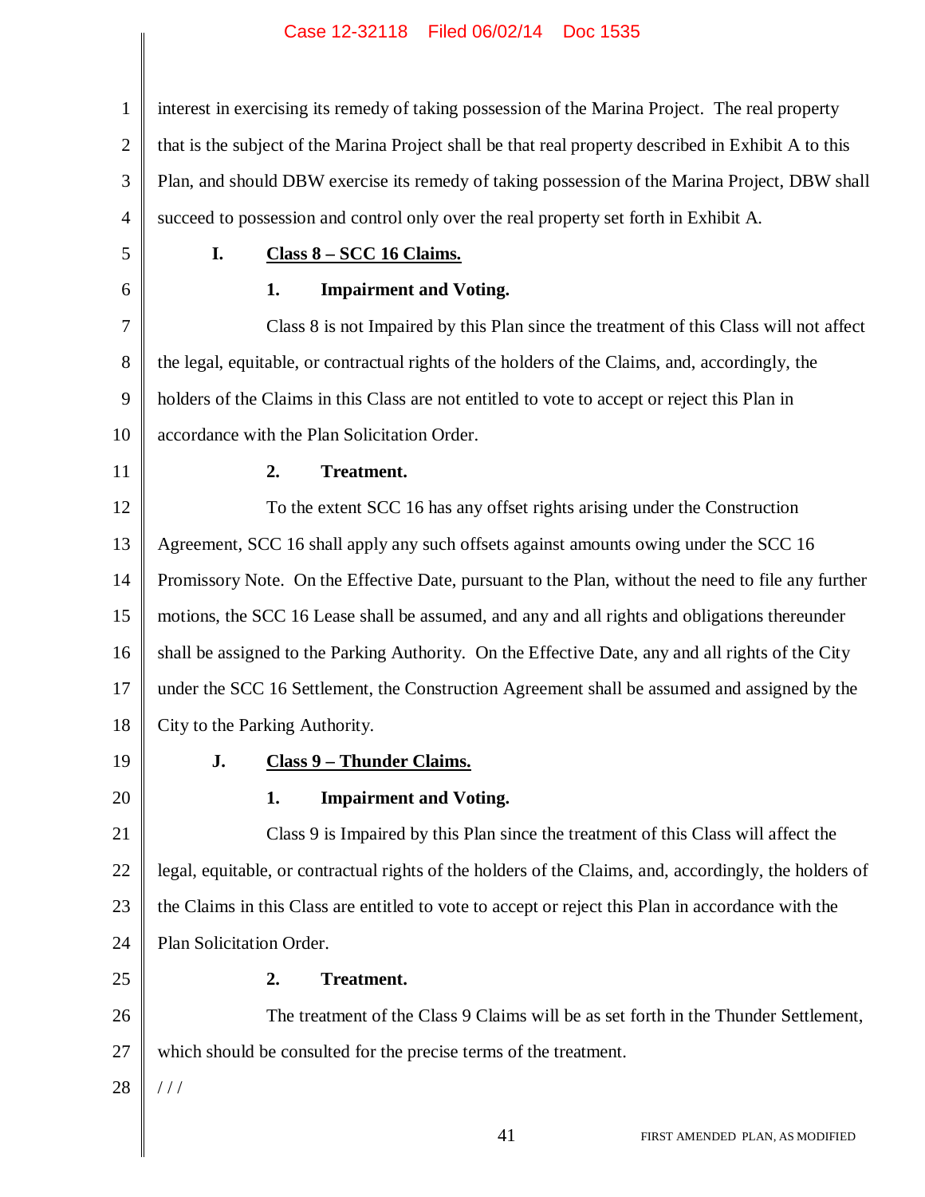interest in exercising its remedy of taking possession of the Marina Project. The real property that is the subject of the Marina Project shall be that real property described in Exhibit A to this Plan, and should DBW exercise its remedy of taking possession of the Marina Project, DBW shall succeed to possession and control only over the real property set forth in Exhibit A.

### I. Class 8 – SCC 16 Claims.

#### 1. Impairment and Voting.

Class 8 is not Impaired by this Plan since the treatment of this Class will not affect the legal, equitable, or contractual rights of the holders of the Claims, and, accordingly, the holders of the Claims in this Class are not entitled to vote to accept or reject this Plan in accordance with the Plan Solicitation Order.

#### 2. Treatment.

To the extent SCC 16 has any offset rights arising under the Construction Agreement, SCC 16 shall apply any such offsets against amounts owing under the SCC 16 Promissory Note. On the Effective Date, pursuant to the Plan, without the need to file any further motions, the SCC 16 Lease shall be assumed, and any and all rights and obligations thereunder shall be assigned to the Parking Authority. On the Effective Date, any and all rights of the City under the SCC 16 Settlement, the Construction Agreement shall be assumed and assigned by the City to the Parking Authority.

### J. Class 9 – Thunder Claims.

#### 1. Impairment and Voting.

Class 9 is Impaired by this Plan since the treatment of this Class will affect the legal, equitable, or contractual rights of the holders of the Claims, and, accordingly, the holders of the Claims in this Class are entitled to vote to accept or reject this Plan in accordance with the Plan Solicitation Order.

#### 2. Treatment.

The treatment of the Class 9 Claims will be as set forth in the Thunder Settlement, which should be consulted for the precise terms of the treatment.

/ / /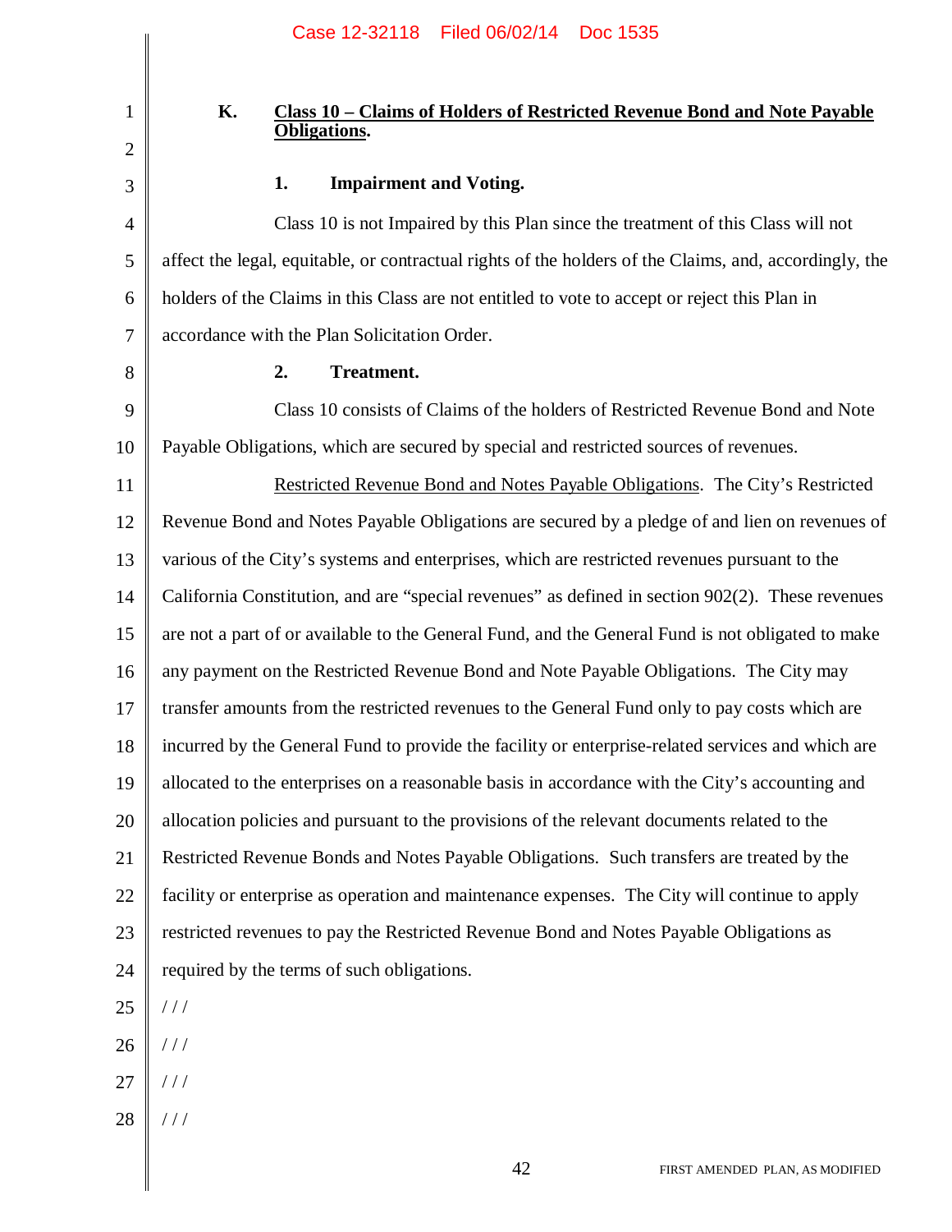### K. Class 10 – Claims of Holders of Restricted Revenue Bond and Note Payable Obligations.

#### 1. Impairment and Voting.

Class 10 is not Impaired by this Plan since the treatment of this Class will not affect the legal, equitable, or contractual rights of the holders of the Claims, and, accordingly, the holders of the Claims in this Class are not entitled to vote to accept or reject this Plan in accordance with the Plan Solicitation Order.

#### 2. Treatment.

Class 10 consists of Claims of the holders of Restricted Revenue Bond and Note Payable Obligations, which are secured by special and restricted sources of revenues.

Restricted Revenue Bond and Notes Payable Obligations. The City's Restricted Revenue Bond and Notes Payable Obligations are secured by a pledge of and lien on revenues of various of the City's systems and enterprises, which are restricted revenues pursuant to the California Constitution, and are "special revenues" as defined in section 902(2). These revenues are not a part of or available to the General Fund, and the General Fund is not obligated to make any payment on the Restricted Revenue Bond and Note Payable Obligations. The City may transfer amounts from the restricted revenues to the General Fund only to pay costs which are incurred by the General Fund to provide the facility or enterprise-related services and which are allocated to the enterprises on a reasonable basis in accordance with the City's accounting and allocation policies and pursuant to the provisions of the relevant documents related to the Restricted Revenue Bonds and Notes Payable Obligations. Such transfers are treated by the facility or enterprise as operation and maintenance expenses. The City will continue to apply restricted revenues to pay the Restricted Revenue Bond and Notes Payable Obligations as required by the terms of such obligations.

/ / /

/ / /

/ / /

/ / /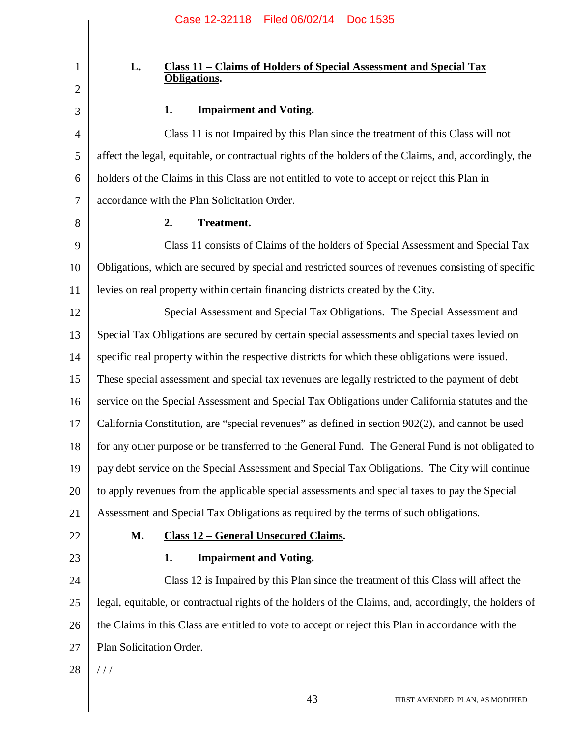### L. Class 11 – Claims of Holders of Special Assessment and Special Tax Obligations.

**1. Impairment and Voting.**

Class 11 is not Impaired by this Plan since the treatment of this Class will not affect the legal, equitable, or contractual rights of the holders of the Claims, and, accordingly, the holders of the Claims in this Class are not entitled to vote to accept or reject this Plan in accordance with the Plan Solicitation Order.

**2. Treatment.**

Class 11 consists of Claims of the holders of Special Assessment and Special Tax Obligations, which are secured by special and restricted sources of revenues consisting of specific levies on real property within certain financing districts created by the City.

Special Assessment and Special Tax Obligations. The Special Assessment and Special Tax Obligations are secured by certain special assessments and special taxes levied on specific real property within the respective districts for which these obligations were issued. These special assessment and special tax revenues are legally restricted to the payment of debt service on the Special Assessment and Special Tax Obligations under California statutes and the California Constitution, are "special revenues" as defined in section 902(2), and cannot be used for any other purpose or be transferred to the General Fund. The General Fund is not obligated to pay debt service on the Special Assessment and Special Tax Obligations. The City will continue to apply revenues from the applicable special assessments and special taxes to pay the Special Assessment and Special Tax Obligations as required by the terms of such obligations.

### M. Class 12 – General Unsecured Claims.

**1. Impairment and Voting.**

Class 12 is Impaired by this Plan since the treatment of this Class will affect the legal, equitable, or contractual rights of the holders of the Claims, and, accordingly, the holders of the Claims in this Class are entitled to vote to accept or reject this Plan in accordance with the Plan Solicitation Order.

/ / /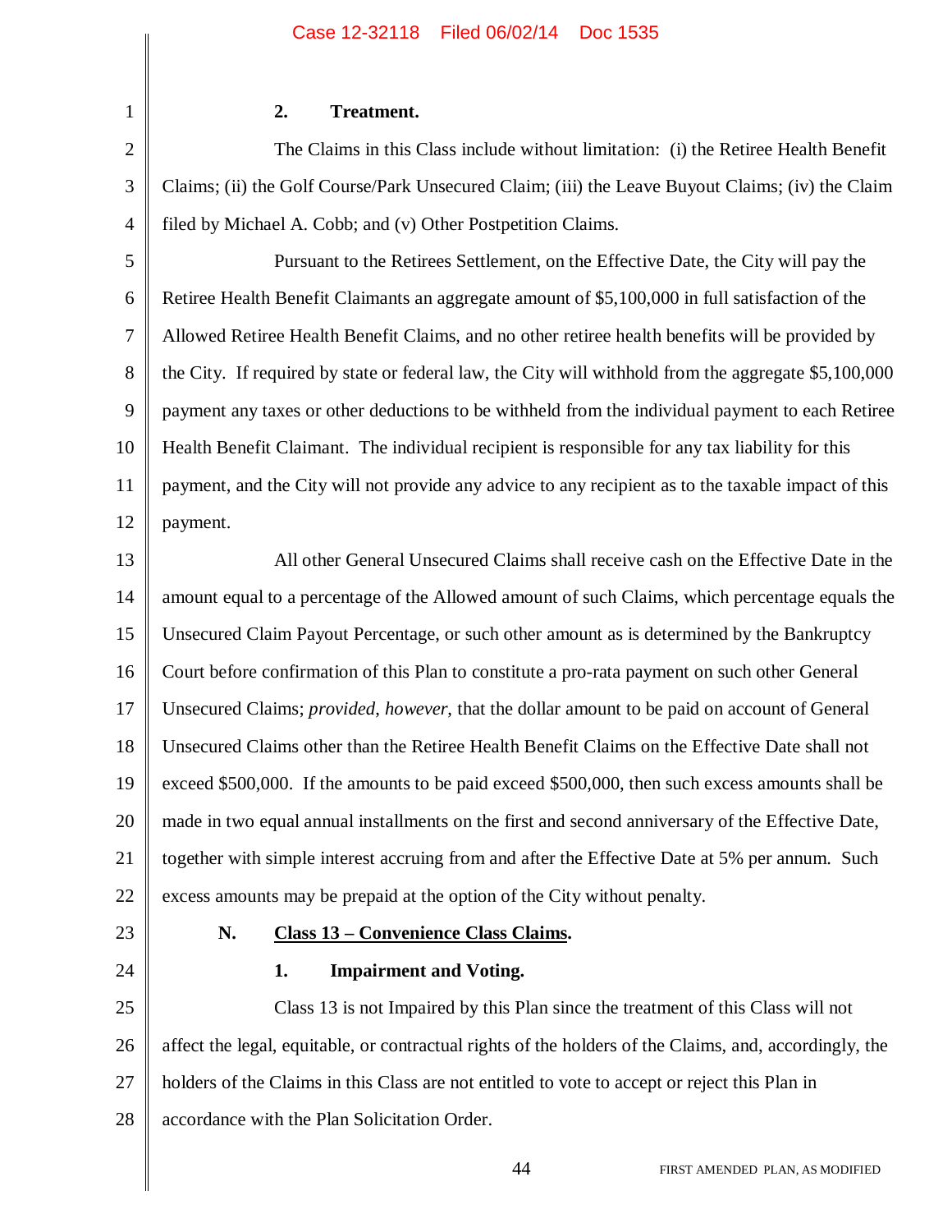#### 2. Treatment.

The Claims in this Class include without limitation: (i) the Retiree Health Benefit Claims; (ii) the Golf Course/Park Unsecured Claim; (iii) the Leave Buyout Claims; (iv) the Claim filed by Michael A. Cobb; and (v) Other Postpetition Claims.

Pursuant to the Retirees Settlement, on the Effective Date, the City will pay the Retiree Health Benefit Claimants an aggregate amount of $5,100,000 in full satisfaction of the Allowed Retiree Health Benefit Claims, and no other retiree health benefits will be provided by the City. If required by state or federal law, the City will withhold from the aggregate $5,100,000 payment any taxes or other deductions to be withheld from the individual payment to each Retiree Health Benefit Claimant. The individual recipient is responsible for any tax liability for this payment, and the City will not provide any advice to any recipient as to the taxable impact of this payment.

All other General Unsecured Claims shall receive cash on the Effective Date in the amount equal to a percentage of the Allowed amount of such Claims, which percentage equals the Unsecured Claim Payout Percentage, or such other amount as is determined by the Bankruptcy Court before confirmation of this Plan to constitute a pro-rata payment on such other General Unsecured Claims; *provided*, *however*, that the dollar amount to be paid on account of General Unsecured Claims other than the Retiree Health Benefit Claims on the Effective Date shall not exceed $500,000. If the amounts to be paid exceed $500,000, then such excess amounts shall be made in two equal annual installments on the first and second anniversary of the Effective Date, together with simple interest accruing from and after the Effective Date at 5% per annum. Such excess amounts may be prepaid at the option of the City without penalty.

### N. Class 13 – Convenience Class Claims.

#### 1. Impairment and Voting.

Class 13 is not Impaired by this Plan since the treatment of this Class will not affect the legal, equitable, or contractual rights of the holders of the Claims, and, accordingly, the holders of the Claims in this Class are not entitled to vote to accept or reject this Plan in accordance with the Plan Solicitation Order.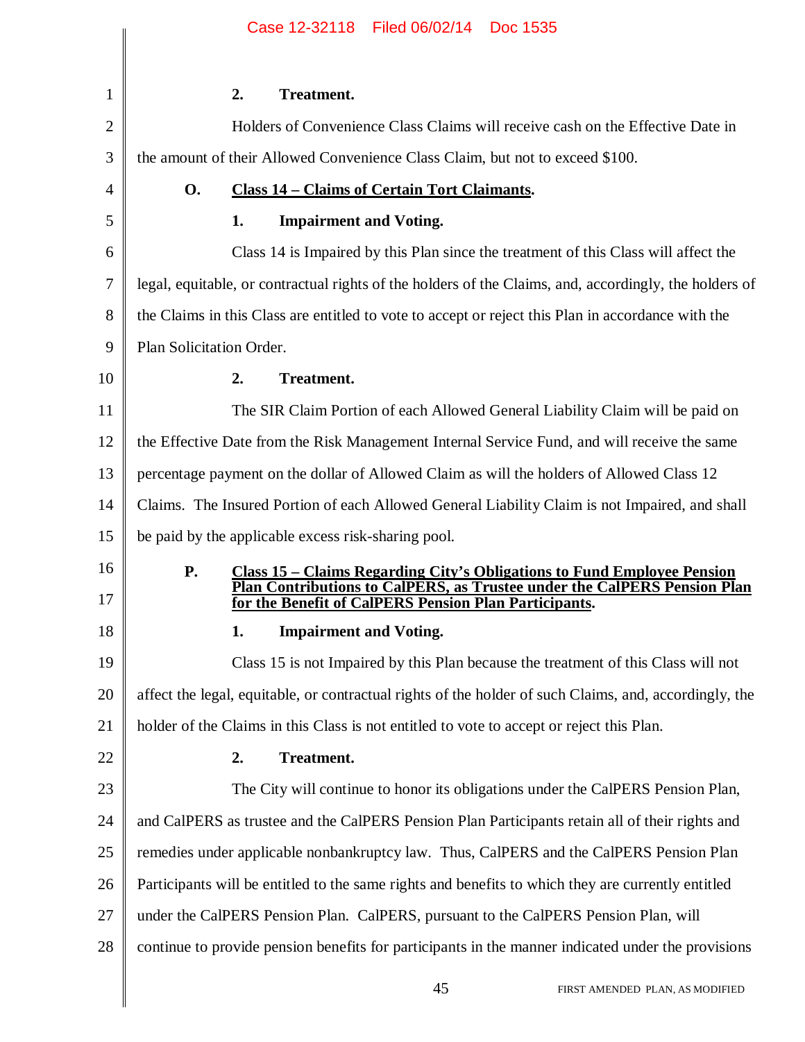**2. Treatment.**

Holders of Convenience Class Claims will receive cash on the Effective Date in the amount of their Allowed Convenience Class Claim, but not to exceed $100.

**O. <u>Class 14 – Claims of Certain Tort Claimants</u>.**

**1. Impairment and Voting.**

Class 14 is Impaired by this Plan since the treatment of this Class will affect the legal, equitable, or contractual rights of the holders of the Claims, and, accordingly, the holders of the Claims in this Class are entitled to vote to accept or reject this Plan in accordance with the Plan Solicitation Order.

**2. Treatment.**

The SIR Claim Portion of each Allowed General Liability Claim will be paid on the Effective Date from the Risk Management Internal Service Fund, and will receive the same percentage payment on the dollar of Allowed Claim as will the holders of Allowed Class 12 Claims. The Insured Portion of each Allowed General Liability Claim is not Impaired, and shall be paid by the applicable excess risk-sharing pool.

**P. <u>Class 15 – Claims Regarding City's Obligations to Fund Employee Pension Plan Contributions to CalPERS, as Trustee under the CalPERS Pension Plan for the Benefit of CalPERS Pension Plan Participants</u>.**

**1. Impairment and Voting.**

Class 15 is not Impaired by this Plan because the treatment of this Class will not affect the legal, equitable, or contractual rights of the holder of such Claims, and, accordingly, the holder of the Claims in this Class is not entitled to vote to accept or reject this Plan.

**2. Treatment.**

The City will continue to honor its obligations under the CalPERS Pension Plan, and CalPERS as trustee and the CalPERS Pension Plan Participants retain all of their rights and remedies under applicable nonbankruptcy law. Thus, CalPERS and the CalPERS Pension Plan Participants will be entitled to the same rights and benefits to which they are currently entitled under the CalPERS Pension Plan. CalPERS, pursuant to the CalPERS Pension Plan, will continue to provide pension benefits for participants in the manner indicated under the provisions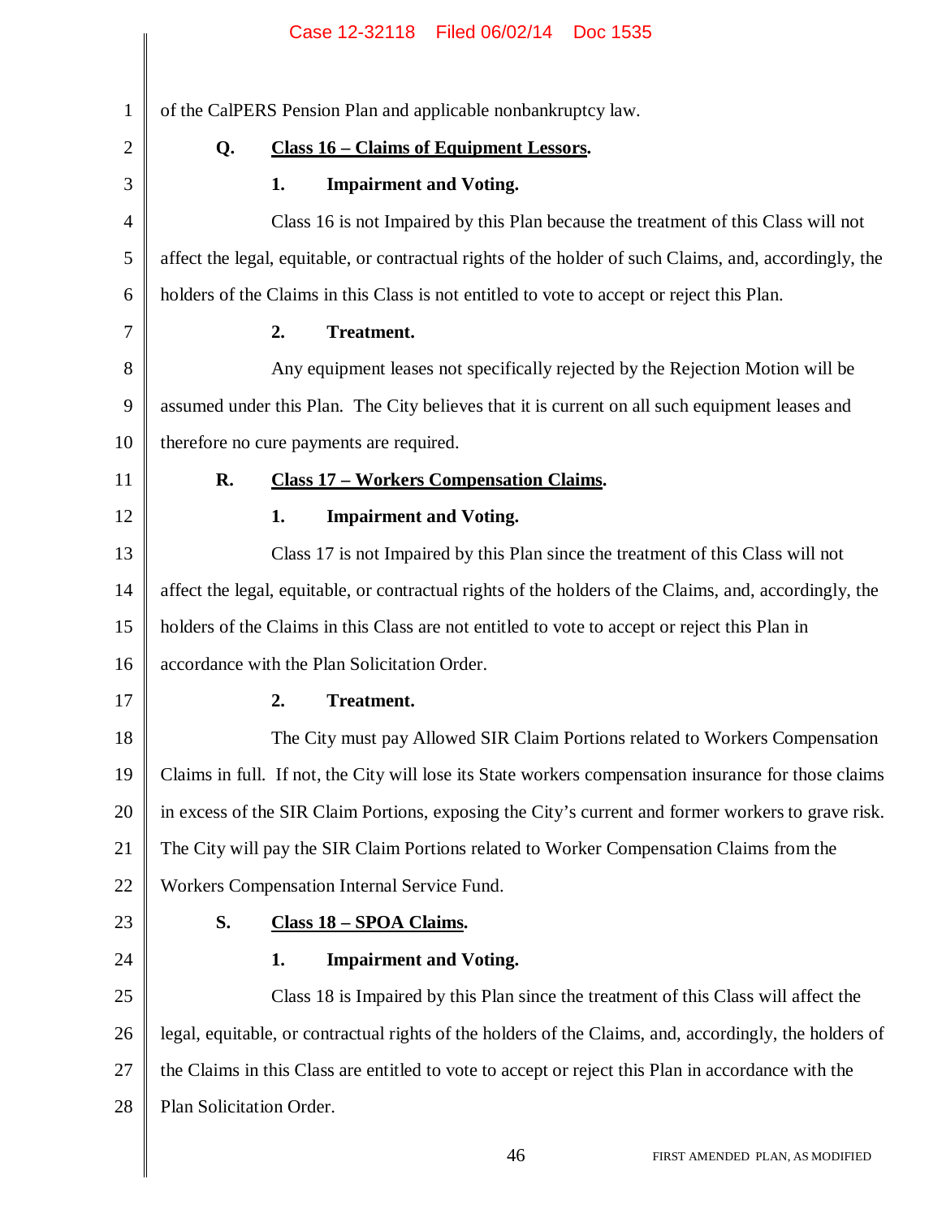of the CalPERS Pension Plan and applicable nonbankruptcy law.

### Q. Class 16 – Claims of Equipment Lessors.

#### 1. Impairment and Voting.

Class 16 is not Impaired by this Plan because the treatment of this Class will not affect the legal, equitable, or contractual rights of the holder of such Claims, and, accordingly, the holders of the Claims in this Class is not entitled to vote to accept or reject this Plan.

#### 2. Treatment.

Any equipment leases not specifically rejected by the Rejection Motion will be assumed under this Plan. The City believes that it is current on all such equipment leases and therefore no cure payments are required.

### R. Class 17 – Workers Compensation Claims.

#### 1. Impairment and Voting.

Class 17 is not Impaired by this Plan since the treatment of this Class will not affect the legal, equitable, or contractual rights of the holders of the Claims, and, accordingly, the holders of the Claims in this Class are not entitled to vote to accept or reject this Plan in accordance with the Plan Solicitation Order.

#### 2. Treatment.

The City must pay Allowed SIR Claim Portions related to Workers Compensation Claims in full. If not, the City will lose its State workers compensation insurance for those claims in excess of the SIR Claim Portions, exposing the City's current and former workers to grave risk. The City will pay the SIR Claim Portions related to Worker Compensation Claims from the Workers Compensation Internal Service Fund.

### S. Class 18 – SPOA Claims.

#### 1. Impairment and Voting.

Class 18 is Impaired by this Plan since the treatment of this Class will affect the legal, equitable, or contractual rights of the holders of the Claims, and, accordingly, the holders of the Claims in this Class are entitled to vote to accept or reject this Plan in accordance with the Plan Solicitation Order.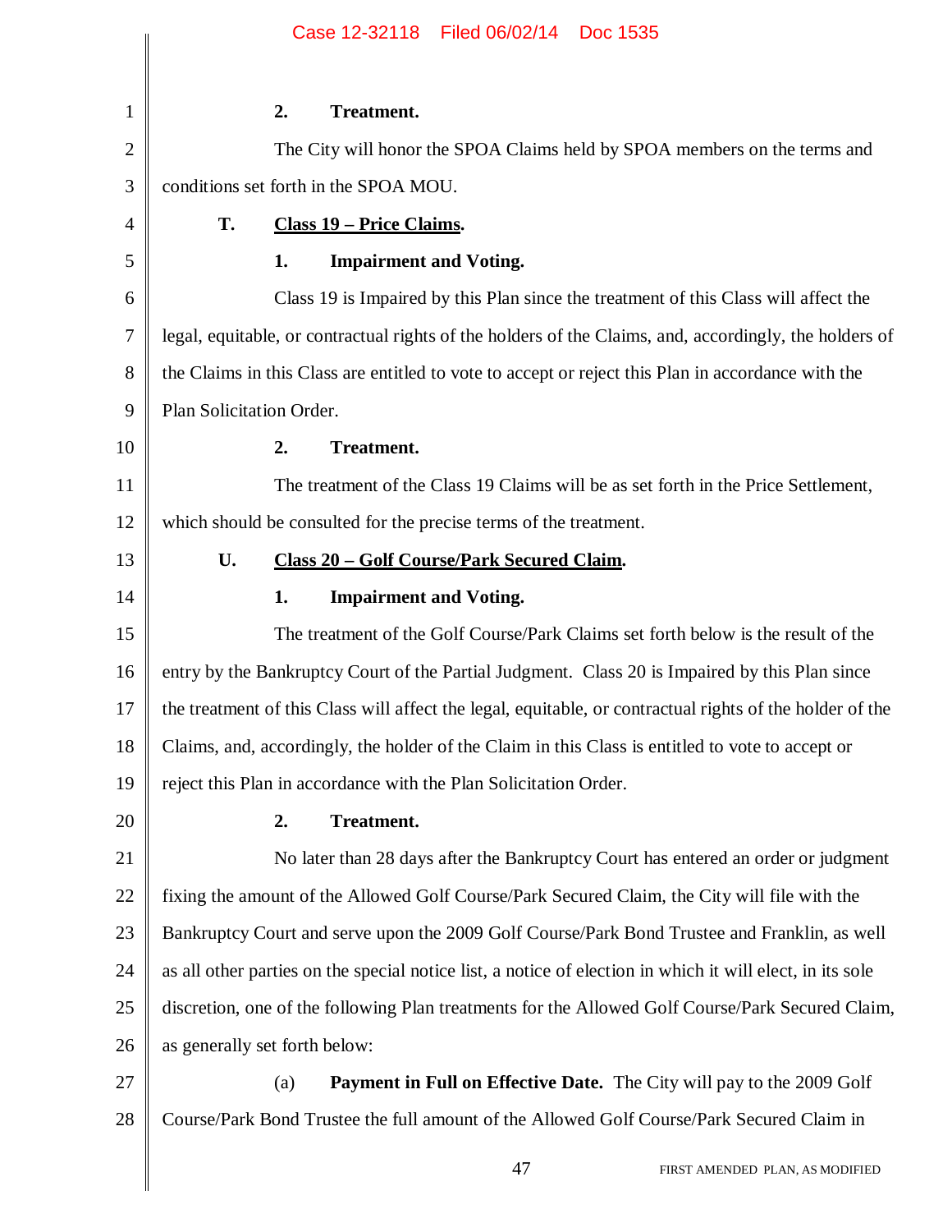**2. Treatment.**

The City will honor the SPOA Claims held by SPOA members on the terms and conditions set forth in the SPOA MOU.

**T. Class 19 – Price Claims.**

**1. Impairment and Voting.**

Class 19 is Impaired by this Plan since the treatment of this Class will affect the legal, equitable, or contractual rights of the holders of the Claims, and, accordingly, the holders of the Claims in this Class are entitled to vote to accept or reject this Plan in accordance with the Plan Solicitation Order.

**2. Treatment.**

The treatment of the Class 19 Claims will be as set forth in the Price Settlement, which should be consulted for the precise terms of the treatment.

**U. Class 20 – Golf Course/Park Secured Claim.**

**1. Impairment and Voting.**

The treatment of the Golf Course/Park Claims set forth below is the result of the entry by the Bankruptcy Court of the Partial Judgment. Class 20 is Impaired by this Plan since the treatment of this Class will affect the legal, equitable, or contractual rights of the holder of the Claims, and, accordingly, the holder of the Claim in this Class is entitled to vote to accept or reject this Plan in accordance with the Plan Solicitation Order.

**2. Treatment.**

No later than 28 days after the Bankruptcy Court has entered an order or judgment fixing the amount of the Allowed Golf Course/Park Secured Claim, the City will file with the Bankruptcy Court and serve upon the 2009 Golf Course/Park Bond Trustee and Franklin, as well as all other parties on the special notice list, a notice of election in which it will elect, in its sole discretion, one of the following Plan treatments for the Allowed Golf Course/Park Secured Claim, as generally set forth below:

(a) **Payment in Full on Effective Date.** The City will pay to the 2009 Golf Course/Park Bond Trustee the full amount of the Allowed Golf Course/Park Secured Claim in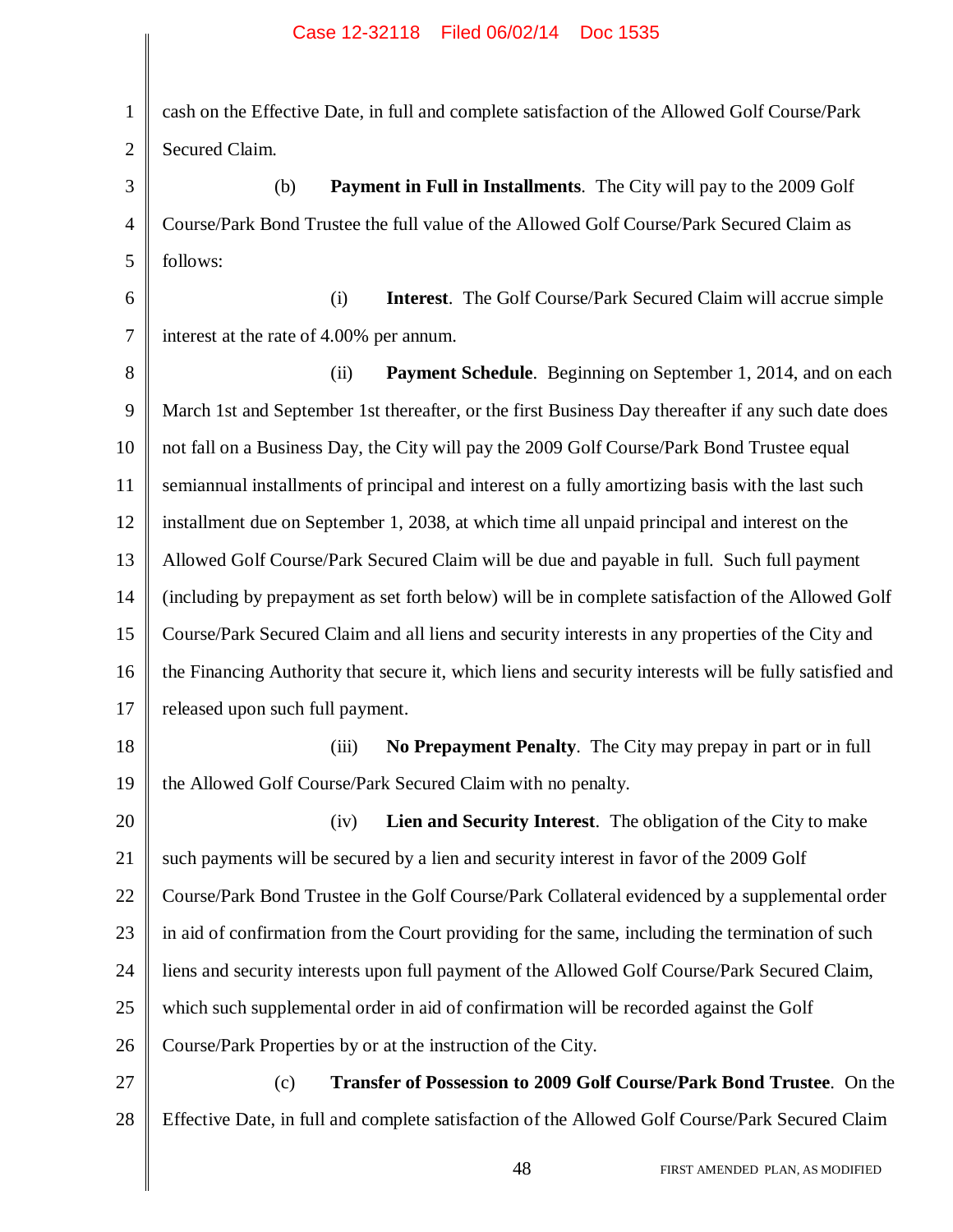cash on the Effective Date, in full and complete satisfaction of the Allowed Golf Course/Park Secured Claim.

(b) **Payment in Full in Installments**. The City will pay to the 2009 Golf Course/Park Bond Trustee the full value of the Allowed Golf Course/Park Secured Claim as follows:

(i) **Interest**. The Golf Course/Park Secured Claim will accrue simple interest at the rate of 4.00% per annum.

(ii) **Payment Schedule**. Beginning on September 1, 2014, and on each March 1st and September 1st thereafter, or the first Business Day thereafter if any such date does not fall on a Business Day, the City will pay the 2009 Golf Course/Park Bond Trustee equal semiannual installments of principal and interest on a fully amortizing basis with the last such installment due on September 1, 2038, at which time all unpaid principal and interest on the Allowed Golf Course/Park Secured Claim will be due and payable in full. Such full payment (including by prepayment as set forth below) will be in complete satisfaction of the Allowed Golf Course/Park Secured Claim and all liens and security interests in any properties of the City and the Financing Authority that secure it, which liens and security interests will be fully satisfied and released upon such full payment.

(iii) **No Prepayment Penalty**. The City may prepay in part or in full the Allowed Golf Course/Park Secured Claim with no penalty.

(iv) **Lien and Security Interest**. The obligation of the City to make such payments will be secured by a lien and security interest in favor of the 2009 Golf Course/Park Bond Trustee in the Golf Course/Park Collateral evidenced by a supplemental order in aid of confirmation from the Court providing for the same, including the termination of such liens and security interests upon full payment of the Allowed Golf Course/Park Secured Claim, which such supplemental order in aid of confirmation will be recorded against the Golf Course/Park Properties by or at the instruction of the City.

(c) **Transfer of Possession to 2009 Golf Course/Park Bond Trustee**. On the Effective Date, in full and complete satisfaction of the Allowed Golf Course/Park Secured Claim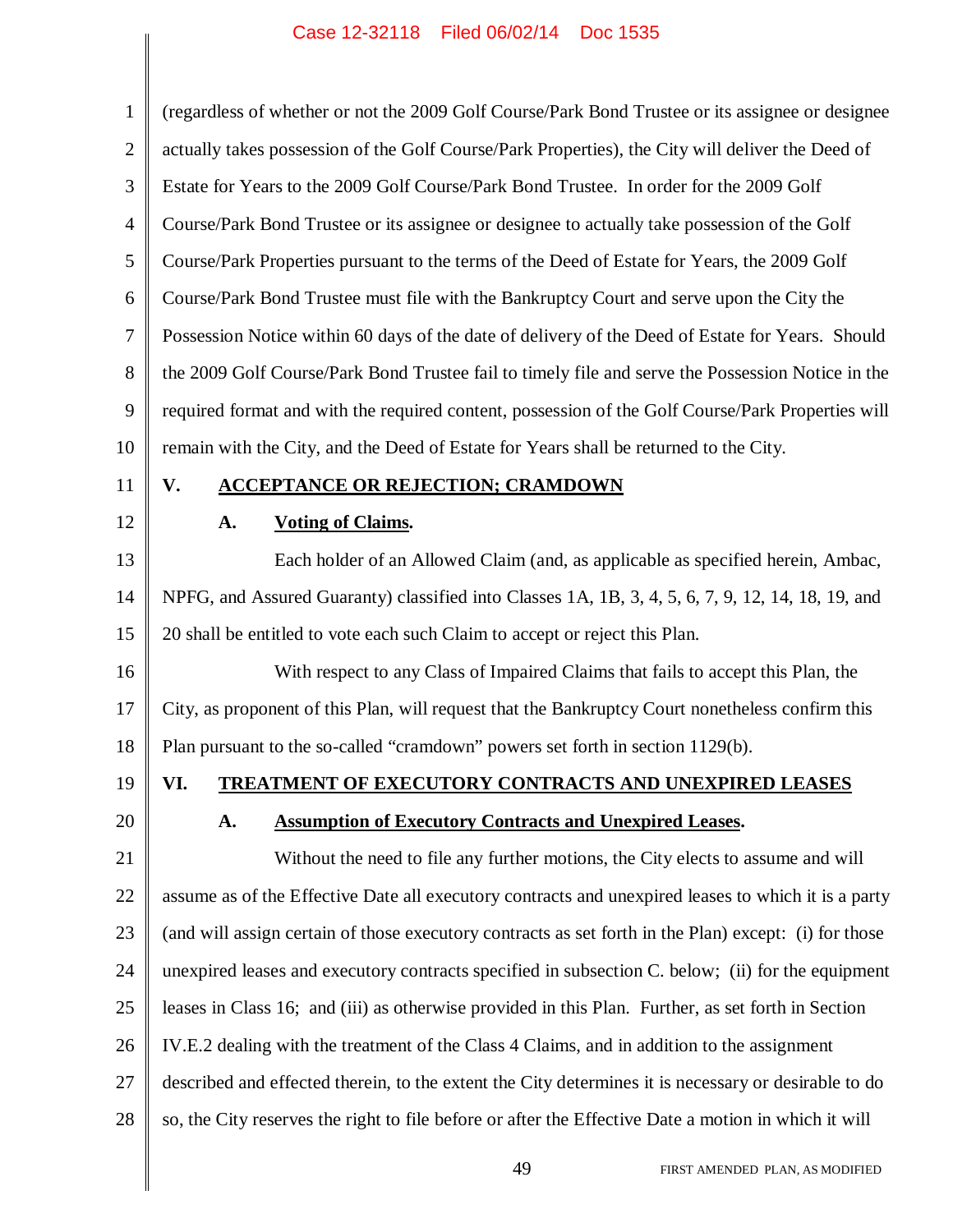(regardless of whether or not the 2009 Golf Course/Park Bond Trustee or its assignee or designee actually takes possession of the Golf Course/Park Properties), the City will deliver the Deed of Estate for Years to the 2009 Golf Course/Park Bond Trustee. In order for the 2009 Golf Course/Park Bond Trustee or its assignee or designee to actually take possession of the Golf Course/Park Properties pursuant to the terms of the Deed of Estate for Years, the 2009 Golf Course/Park Bond Trustee must file with the Bankruptcy Court and serve upon the City the Possession Notice within 60 days of the date of delivery of the Deed of Estate for Years. Should the 2009 Golf Course/Park Bond Trustee fail to timely file and serve the Possession Notice in the required format and with the required content, possession of the Golf Course/Park Properties will remain with the City, and the Deed of Estate for Years shall be returned to the City.

## V. ACCEPTANCE OR REJECTION; CRAMDOWN

### A. Voting of Claims.

Each holder of an Allowed Claim (and, as applicable as specified herein, Ambac, NPFG, and Assured Guaranty) classified into Classes 1A, 1B, 3, 4, 5, 6, 7, 9, 12, 14, 18, 19, and 20 shall be entitled to vote each such Claim to accept or reject this Plan.

With respect to any Class of Impaired Claims that fails to accept this Plan, the City, as proponent of this Plan, will request that the Bankruptcy Court nonetheless confirm this Plan pursuant to the so-called "cramdown" powers set forth in section 1129(b).

## VI. TREATMENT OF EXECUTORY CONTRACTS AND UNEXPIRED LEASES

### A. Assumption of Executory Contracts and Unexpired Leases.

Without the need to file any further motions, the City elects to assume and will assume as of the Effective Date all executory contracts and unexpired leases to which it is a party (and will assign certain of those executory contracts as set forth in the Plan) except: (i) for those unexpired leases and executory contracts specified in subsection C. below; (ii) for the equipment leases in Class 16; and (iii) as otherwise provided in this Plan. Further, as set forth in Section IV.E.2 dealing with the treatment of the Class 4 Claims, and in addition to the assignment described and effected therein, to the extent the City determines it is necessary or desirable to do so, the City reserves the right to file before or after the Effective Date a motion in which it will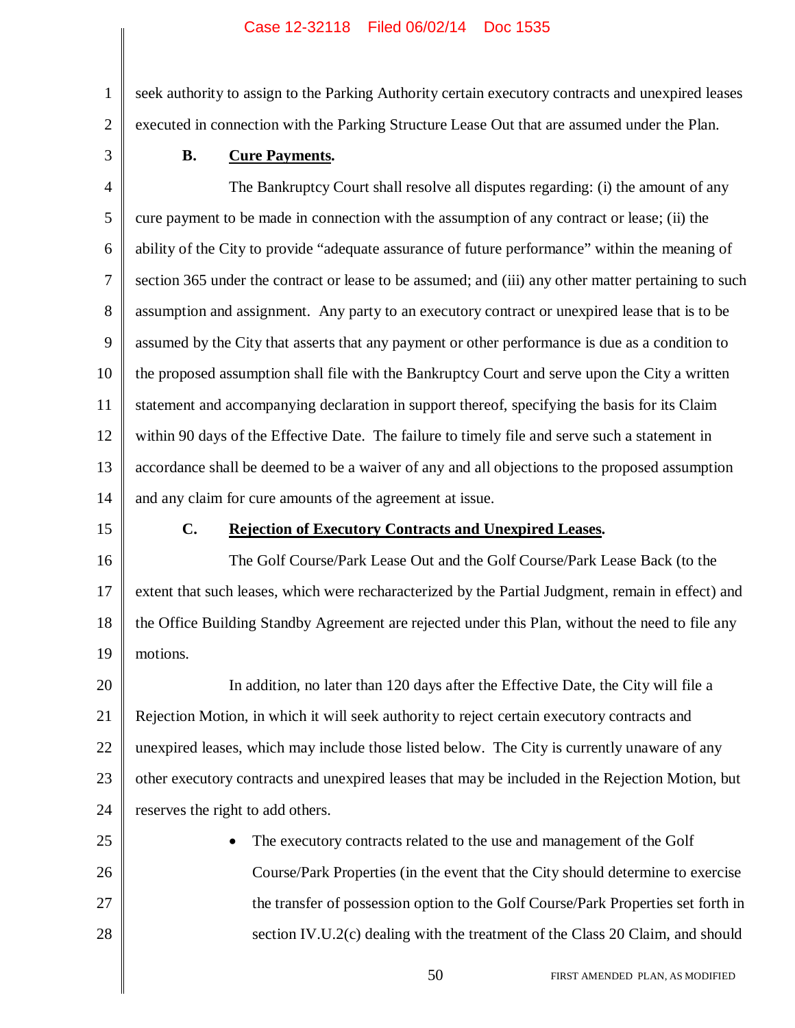seek authority to assign to the Parking Authority certain executory contracts and unexpired leases executed in connection with the Parking Structure Lease Out that are assumed under the Plan.

**B. Cure Payments.**

The Bankruptcy Court shall resolve all disputes regarding: (i) the amount of any cure payment to be made in connection with the assumption of any contract or lease; (ii) the ability of the City to provide "adequate assurance of future performance" within the meaning of section 365 under the contract or lease to be assumed; and (iii) any other matter pertaining to such assumption and assignment. Any party to an executory contract or unexpired lease that is to be assumed by the City that asserts that any payment or other performance is due as a condition to the proposed assumption shall file with the Bankruptcy Court and serve upon the City a written statement and accompanying declaration in support thereof, specifying the basis for its Claim within 90 days of the Effective Date. The failure to timely file and serve such a statement in accordance shall be deemed to be a waiver of any and all objections to the proposed assumption and any claim for cure amounts of the agreement at issue.

**C. Rejection of Executory Contracts and Unexpired Leases.**

The Golf Course/Park Lease Out and the Golf Course/Park Lease Back (to the extent that such leases, which were recharacterized by the Partial Judgment, remain in effect) and the Office Building Standby Agreement are rejected under this Plan, without the need to file any motions.

In addition, no later than 120 days after the Effective Date, the City will file a Rejection Motion, in which it will seek authority to reject certain executory contracts and unexpired leases, which may include those listed below. The City is currently unaware of any other executory contracts and unexpired leases that may be included in the Rejection Motion, but reserves the right to add others.

- The executory contracts related to the use and management of the Golf Course/Park Properties (in the event that the City should determine to exercise the transfer of possession option to the Golf Course/Park Properties set forth in section IV.U.2(c) dealing with the treatment of the Class 20 Claim, and should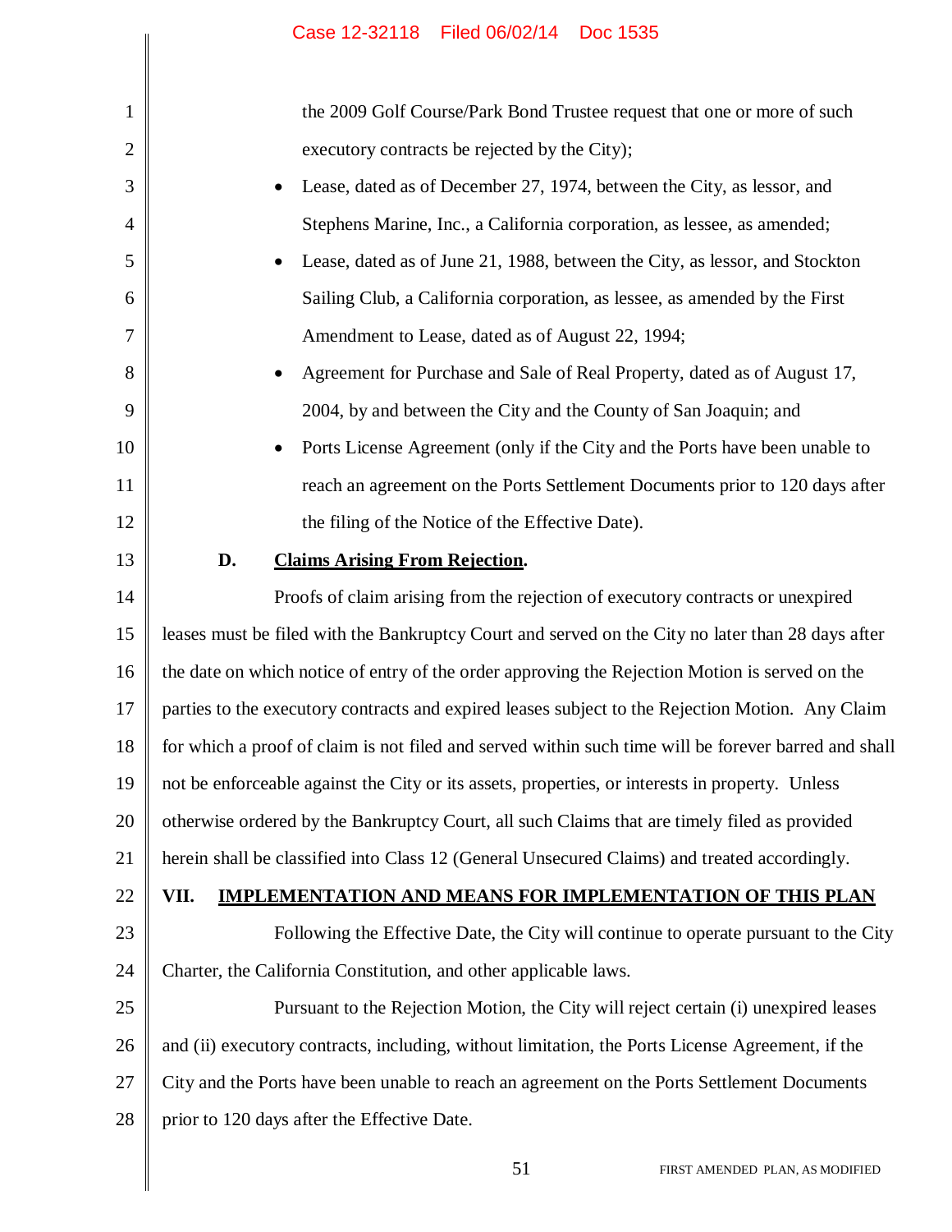the 2009 Golf Course/Park Bond Trustee request that one or more of such executory contracts be rejected by the City);

- Lease, dated as of December 27, 1974, between the City, as lessor, and Stephens Marine, Inc., a California corporation, as lessee, as amended;
- Lease, dated as of June 21, 1988, between the City, as lessor, and Stockton Sailing Club, a California corporation, as lessee, as amended by the First Amendment to Lease, dated as of August 22, 1994;
- Agreement for Purchase and Sale of Real Property, dated as of August 17, 2004, by and between the City and the County of San Joaquin; and
- Ports License Agreement (only if the City and the Ports have been unable to reach an agreement on the Ports Settlement Documents prior to 120 days after the filing of the Notice of the Effective Date).

### D. <u>Claims Arising From Rejection</u>.

Proofs of claim arising from the rejection of executory contracts or unexpired leases must be filed with the Bankruptcy Court and served on the City no later than 28 days after the date on which notice of entry of the order approving the Rejection Motion is served on the parties to the executory contracts and expired leases subject to the Rejection Motion. Any Claim for which a proof of claim is not filed and served within such time will be forever barred and shall not be enforceable against the City or its assets, properties, or interests in property. Unless otherwise ordered by the Bankruptcy Court, all such Claims that are timely filed as provided herein shall be classified into Class 12 (General Unsecured Claims) and treated accordingly.

## VII. <u>IMPLEMENTATION AND MEANS FOR IMPLEMENTATION OF THIS PLAN</u>

Following the Effective Date, the City will continue to operate pursuant to the City Charter, the California Constitution, and other applicable laws.

Pursuant to the Rejection Motion, the City will reject certain (i) unexpired leases and (ii) executory contracts, including, without limitation, the Ports License Agreement, if the City and the Ports have been unable to reach an agreement on the Ports Settlement Documents prior to 120 days after the Effective Date.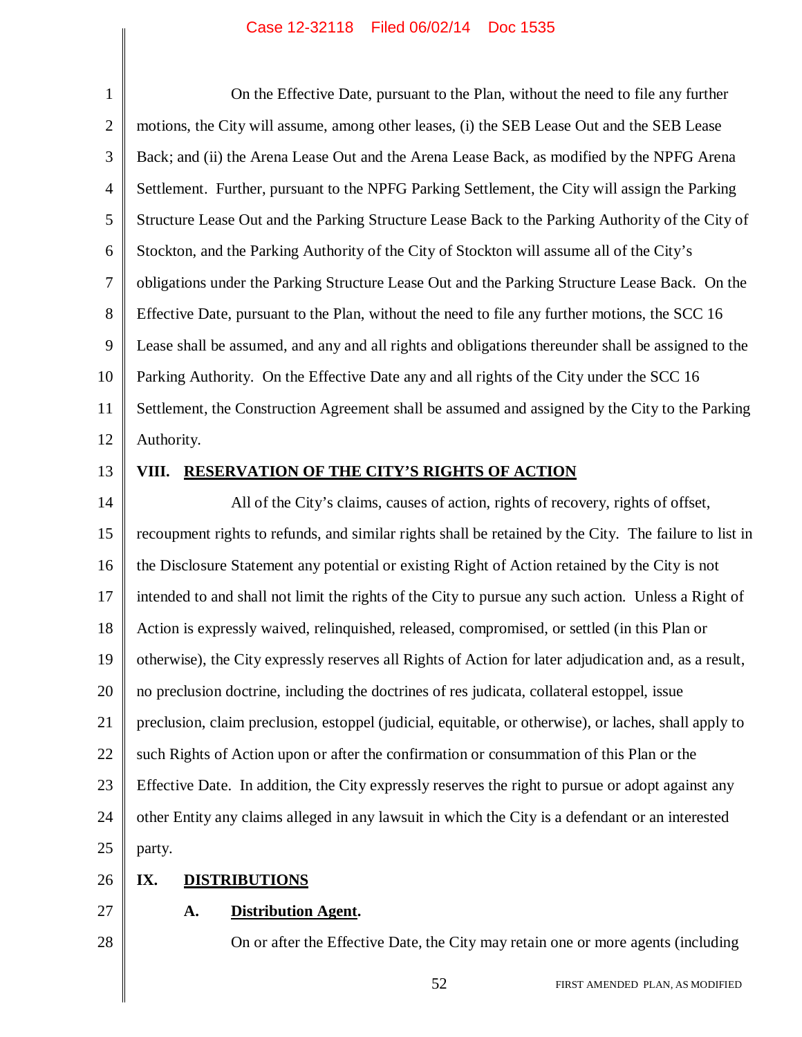On the Effective Date, pursuant to the Plan, without the need to file any further motions, the City will assume, among other leases, (i) the SEB Lease Out and the SEB Lease Back; and (ii) the Arena Lease Out and the Arena Lease Back, as modified by the NPFG Arena Settlement. Further, pursuant to the NPFG Parking Settlement, the City will assign the Parking Structure Lease Out and the Parking Structure Lease Back to the Parking Authority of the City of Stockton, and the Parking Authority of the City of Stockton will assume all of the City's obligations under the Parking Structure Lease Out and the Parking Structure Lease Back. On the Effective Date, pursuant to the Plan, without the need to file any further motions, the SCC 16 Lease shall be assumed, and any and all rights and obligations thereunder shall be assigned to the Parking Authority. On the Effective Date any and all rights of the City under the SCC 16 Settlement, the Construction Agreement shall be assumed and assigned by the City to the Parking Authority.

## VIII. RESERVATION OF THE CITY'S RIGHTS OF ACTION

All of the City's claims, causes of action, rights of recovery, rights of offset, recoupment rights to refunds, and similar rights shall be retained by the City. The failure to list in the Disclosure Statement any potential or existing Right of Action retained by the City is not intended to and shall not limit the rights of the City to pursue any such action. Unless a Right of Action is expressly waived, relinquished, released, compromised, or settled (in this Plan or otherwise), the City expressly reserves all Rights of Action for later adjudication and, as a result, no preclusion doctrine, including the doctrines of res judicata, collateral estoppel, issue preclusion, claim preclusion, estoppel (judicial, equitable, or otherwise), or laches, shall apply to such Rights of Action upon or after the confirmation or consummation of this Plan or the Effective Date. In addition, the City expressly reserves the right to pursue or adopt against any other Entity any claims alleged in any lawsuit in which the City is a defendant or an interested party.

## IX. DISTRIBUTIONS

### A. Distribution Agent.

On or after the Effective Date, the City may retain one or more agents (including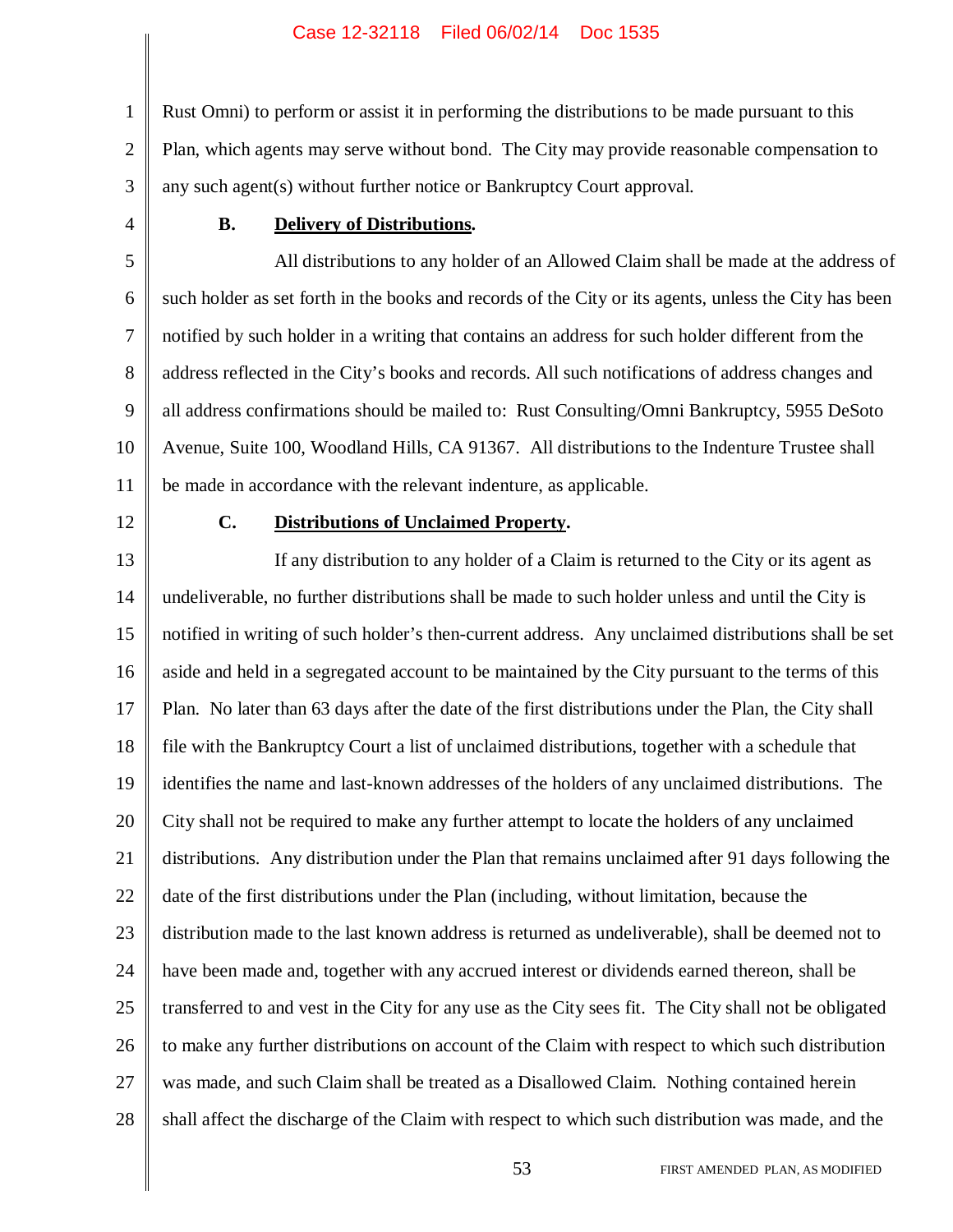Rust Omni) to perform or assist it in performing the distributions to be made pursuant to this Plan, which agents may serve without bond. The City may provide reasonable compensation to any such agent(s) without further notice or Bankruptcy Court approval.

**B. Delivery of Distributions.**

All distributions to any holder of an Allowed Claim shall be made at the address of such holder as set forth in the books and records of the City or its agents, unless the City has been notified by such holder in a writing that contains an address for such holder different from the address reflected in the City's books and records. All such notifications of address changes and all address confirmations should be mailed to: Rust Consulting/Omni Bankruptcy, 5955 DeSoto Avenue, Suite 100, Woodland Hills, CA 91367. All distributions to the Indenture Trustee shall be made in accordance with the relevant indenture, as applicable.

**C. Distributions of Unclaimed Property.**

If any distribution to any holder of a Claim is returned to the City or its agent as undeliverable, no further distributions shall be made to such holder unless and until the City is notified in writing of such holder's then-current address. Any unclaimed distributions shall be set aside and held in a segregated account to be maintained by the City pursuant to the terms of this Plan. No later than 63 days after the date of the first distributions under the Plan, the City shall file with the Bankruptcy Court a list of unclaimed distributions, together with a schedule that identifies the name and last-known addresses of the holders of any unclaimed distributions. The City shall not be required to make any further attempt to locate the holders of any unclaimed distributions. Any distribution under the Plan that remains unclaimed after 91 days following the date of the first distributions under the Plan (including, without limitation, because the distribution made to the last known address is returned as undeliverable), shall be deemed not to have been made and, together with any accrued interest or dividends earned thereon, shall be transferred to and vest in the City for any use as the City sees fit. The City shall not be obligated to make any further distributions on account of the Claim with respect to which such distribution was made, and such Claim shall be treated as a Disallowed Claim. Nothing contained herein shall affect the discharge of the Claim with respect to which such distribution was made, and the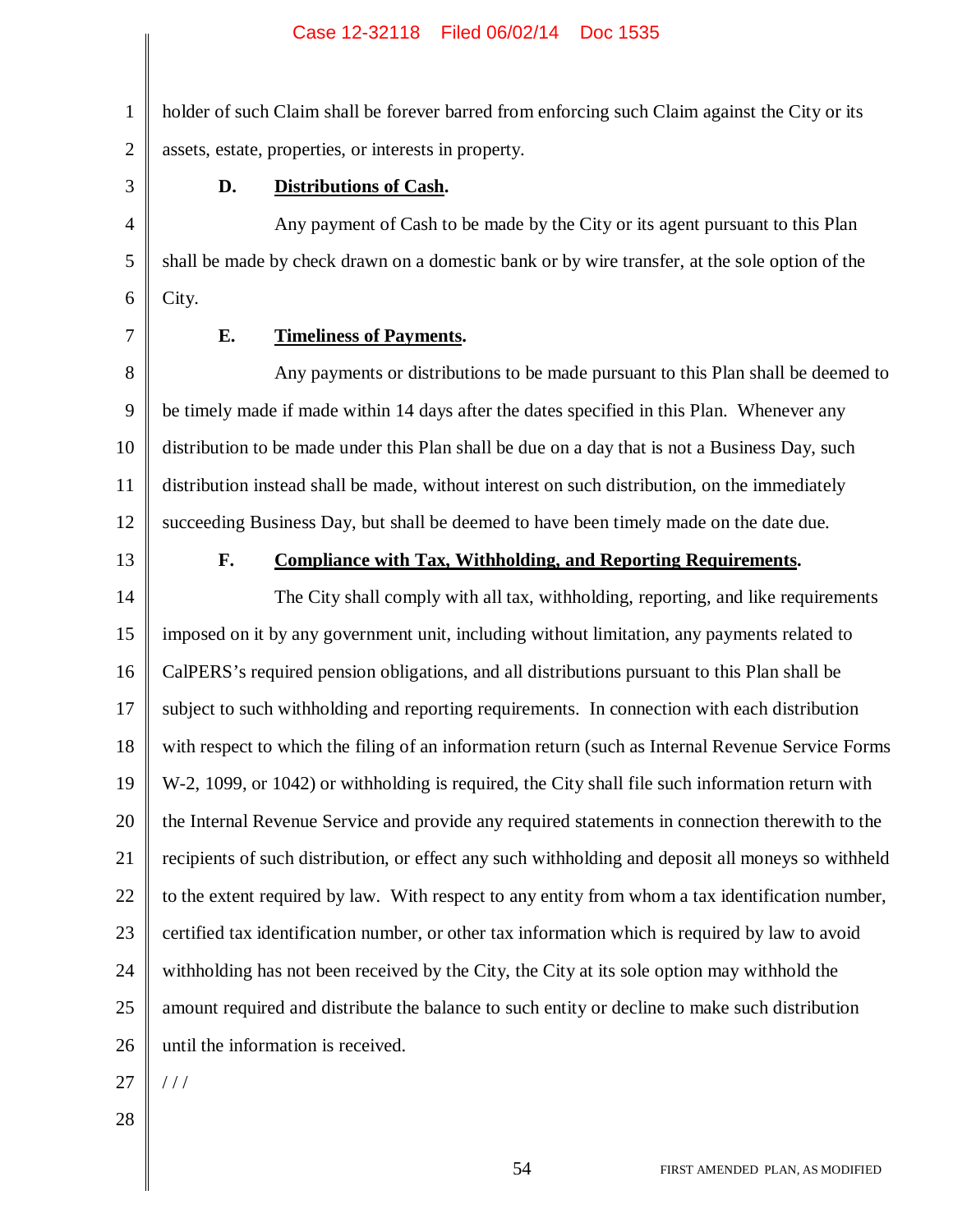holder of such Claim shall be forever barred from enforcing such Claim against the City or its assets, estate, properties, or interests in property.

**D. Distributions of Cash.**

Any payment of Cash to be made by the City or its agent pursuant to this Plan shall be made by check drawn on a domestic bank or by wire transfer, at the sole option of the City.

**E. Timeliness of Payments.**

Any payments or distributions to be made pursuant to this Plan shall be deemed to be timely made if made within 14 days after the dates specified in this Plan. Whenever any distribution to be made under this Plan shall be due on a day that is not a Business Day, such distribution instead shall be made, without interest on such distribution, on the immediately succeeding Business Day, but shall be deemed to have been timely made on the date due.

**F. Compliance with Tax, Withholding, and Reporting Requirements.**

The City shall comply with all tax, withholding, reporting, and like requirements imposed on it by any government unit, including without limitation, any payments related to CalPERS's required pension obligations, and all distributions pursuant to this Plan shall be subject to such withholding and reporting requirements. In connection with each distribution with respect to which the filing of an information return (such as Internal Revenue Service Forms W-2, 1099, or 1042) or withholding is required, the City shall file such information return with the Internal Revenue Service and provide any required statements in connection therewith to the recipients of such distribution, or effect any such withholding and deposit all moneys so withheld to the extent required by law. With respect to any entity from whom a tax identification number, certified tax identification number, or other tax information which is required by law to avoid withholding has not been received by the City, the City at its sole option may withhold the amount required and distribute the balance to such entity or decline to make such distribution until the information is received.

/ / /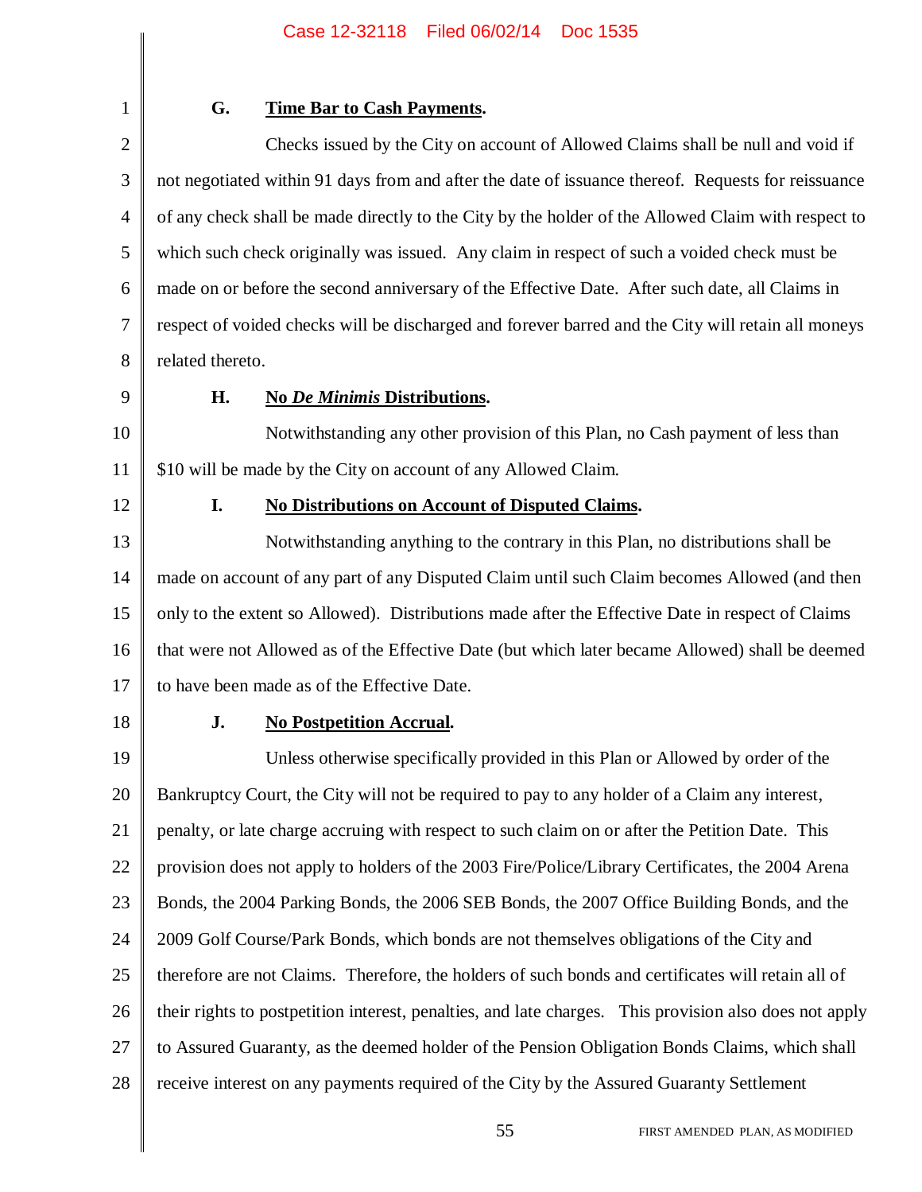### G. **Time Bar to Cash Payments.**

Checks issued by the City on account of Allowed Claims shall be null and void if not negotiated within 91 days from and after the date of issuance thereof. Requests for reissuance of any check shall be made directly to the City by the holder of the Allowed Claim with respect to which such check originally was issued. Any claim in respect of such a voided check must be made on or before the second anniversary of the Effective Date. After such date, all Claims in respect of voided checks will be discharged and forever barred and the City will retain all moneys related thereto.

### H. **No *De Minimis* Distributions.**

Notwithstanding any other provision of this Plan, no Cash payment of less than $10 will be made by the City on account of any Allowed Claim.

### I. **No Distributions on Account of Disputed Claims.**

Notwithstanding anything to the contrary in this Plan, no distributions shall be made on account of any part of any Disputed Claim until such Claim becomes Allowed (and then only to the extent so Allowed). Distributions made after the Effective Date in respect of Claims that were not Allowed as of the Effective Date (but which later became Allowed) shall be deemed to have been made as of the Effective Date.

### J. **No Postpetition Accrual.**

Unless otherwise specifically provided in this Plan or Allowed by order of the Bankruptcy Court, the City will not be required to pay to any holder of a Claim any interest, penalty, or late charge accruing with respect to such claim on or after the Petition Date. This provision does not apply to holders of the 2003 Fire/Police/Library Certificates, the 2004 Arena Bonds, the 2004 Parking Bonds, the 2006 SEB Bonds, the 2007 Office Building Bonds, and the 2009 Golf Course/Park Bonds, which bonds are not themselves obligations of the City and therefore are not Claims. Therefore, the holders of such bonds and certificates will retain all of their rights to postpetition interest, penalties, and late charges. This provision also does not apply to Assured Guaranty, as the deemed holder of the Pension Obligation Bonds Claims, which shall receive interest on any payments required of the City by the Assured Guaranty Settlement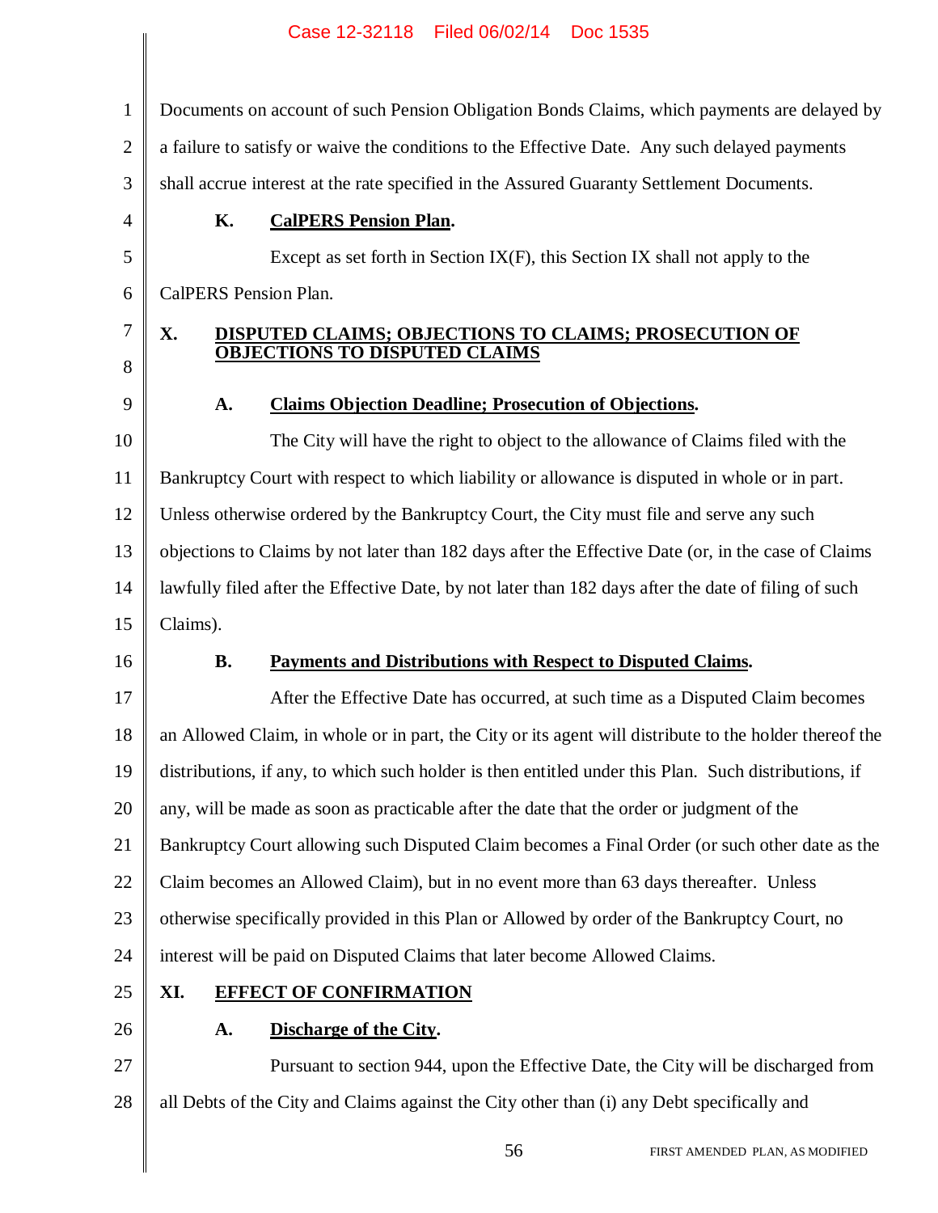Documents on account of such Pension Obligation Bonds Claims, which payments are delayed by a failure to satisfy or waive the conditions to the Effective Date. Any such delayed payments shall accrue interest at the rate specified in the Assured Guaranty Settlement Documents.

### K. **CalPERS Pension Plan.**

Except as set forth in Section IX(F), this Section IX shall not apply to the CalPERS Pension Plan.

## X. DISPUTED CLAIMS; OBJECTIONS TO CLAIMS; PROSECUTION OF OBJECTIONS TO DISPUTED CLAIMS

### A. **Claims Objection Deadline; Prosecution of Objections.**

The City will have the right to object to the allowance of Claims filed with the Bankruptcy Court with respect to which liability or allowance is disputed in whole or in part. Unless otherwise ordered by the Bankruptcy Court, the City must file and serve any such objections to Claims by not later than 182 days after the Effective Date (or, in the case of Claims lawfully filed after the Effective Date, by not later than 182 days after the date of filing of such Claims).

### B. **Payments and Distributions with Respect to Disputed Claims.**

After the Effective Date has occurred, at such time as a Disputed Claim becomes an Allowed Claim, in whole or in part, the City or its agent will distribute to the holder thereof the distributions, if any, to which such holder is then entitled under this Plan. Such distributions, if any, will be made as soon as practicable after the date that the order or judgment of the Bankruptcy Court allowing such Disputed Claim becomes a Final Order (or such other date as the Claim becomes an Allowed Claim), but in no event more than 63 days thereafter. Unless otherwise specifically provided in this Plan or Allowed by order of the Bankruptcy Court, no interest will be paid on Disputed Claims that later become Allowed Claims.

## XI. EFFECT OF CONFIRMATION

### A. **Discharge of the City.**

Pursuant to section 944, upon the Effective Date, the City will be discharged from all Debts of the City and Claims against the City other than (i) any Debt specifically and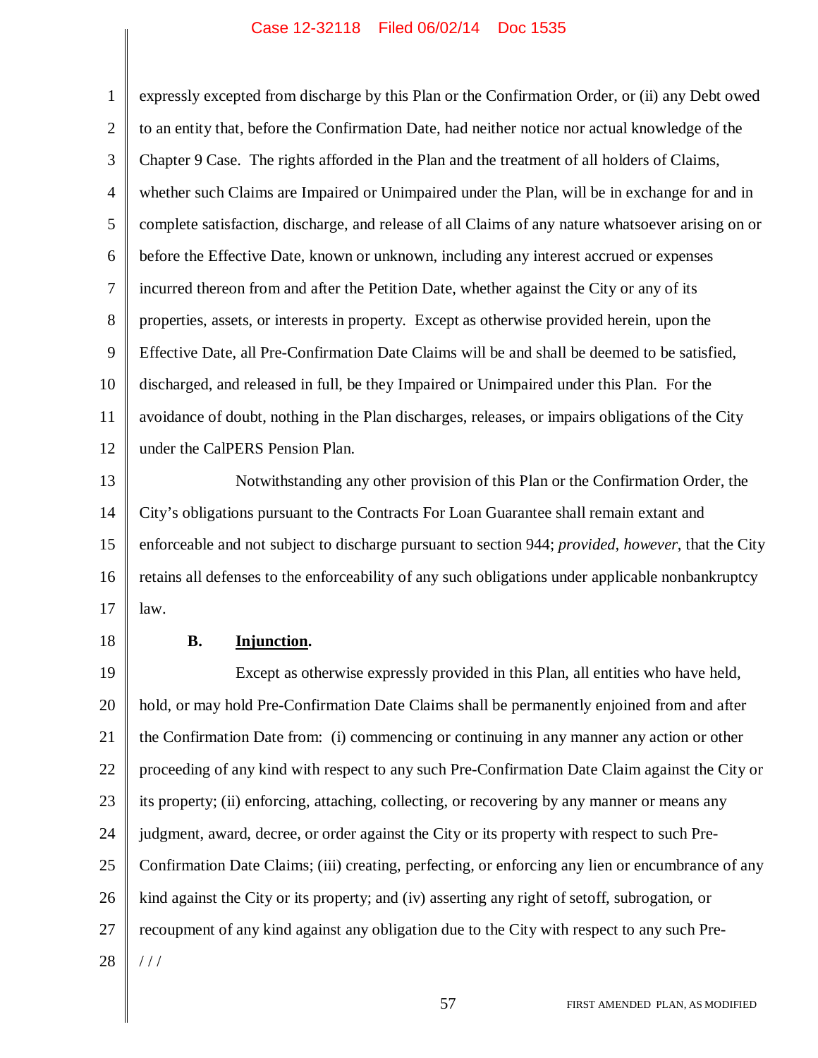expressly excepted from discharge by this Plan or the Confirmation Order, or (ii) any Debt owed to an entity that, before the Confirmation Date, had neither notice nor actual knowledge of the Chapter 9 Case. The rights afforded in the Plan and the treatment of all holders of Claims, whether such Claims are Impaired or Unimpaired under the Plan, will be in exchange for and in complete satisfaction, discharge, and release of all Claims of any nature whatsoever arising on or before the Effective Date, known or unknown, including any interest accrued or expenses incurred thereon from and after the Petition Date, whether against the City or any of its properties, assets, or interests in property. Except as otherwise provided herein, upon the Effective Date, all Pre-Confirmation Date Claims will be and shall be deemed to be satisfied, discharged, and released in full, be they Impaired or Unimpaired under this Plan. For the avoidance of doubt, nothing in the Plan discharges, releases, or impairs obligations of the City under the CalPERS Pension Plan.

Notwithstanding any other provision of this Plan or the Confirmation Order, the City's obligations pursuant to the Contracts For Loan Guarantee shall remain extant and enforceable and not subject to discharge pursuant to section 944; *provided, however*, that the City retains all defenses to the enforceability of any such obligations under applicable nonbankruptcy law.

**B. Injunction.**

Except as otherwise expressly provided in this Plan, all entities who have held, hold, or may hold Pre-Confirmation Date Claims shall be permanently enjoined from and after the Confirmation Date from: (i) commencing or continuing in any manner any action or other proceeding of any kind with respect to any such Pre-Confirmation Date Claim against the City or its property; (ii) enforcing, attaching, collecting, or recovering by any manner or means any judgment, award, decree, or order against the City or its property with respect to such Pre-Confirmation Date Claims; (iii) creating, perfecting, or enforcing any lien or encumbrance of any kind against the City or its property; and (iv) asserting any right of setoff, subrogation, or recoupment of any kind against any obligation due to the City with respect to any such Pre-

/ / /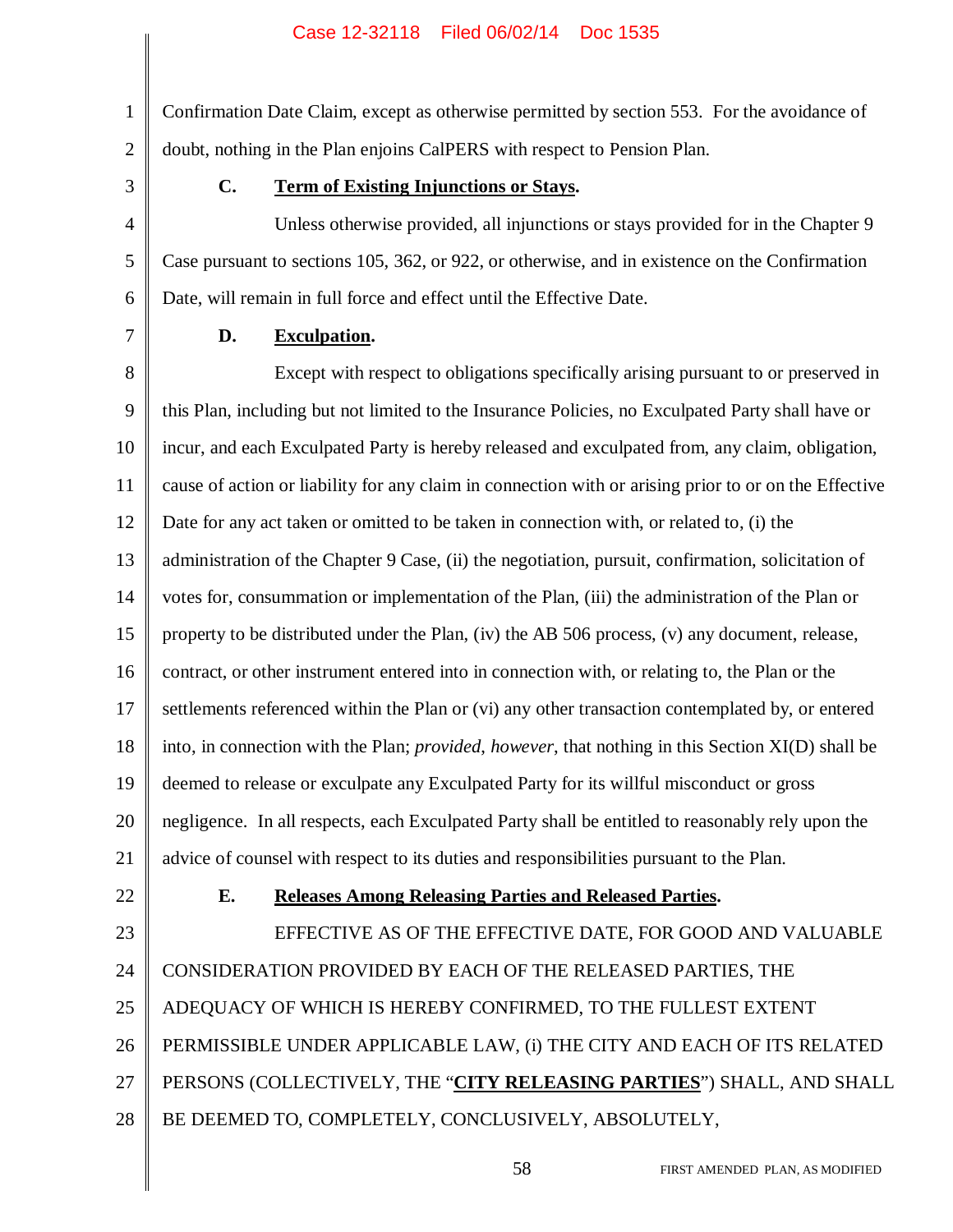Confirmation Date Claim, except as otherwise permitted by section 553. For the avoidance of doubt, nothing in the Plan enjoins CalPERS with respect to Pension Plan.

**C. Term of Existing Injunctions or Stays.**

Unless otherwise provided, all injunctions or stays provided for in the Chapter 9 Case pursuant to sections 105, 362, or 922, or otherwise, and in existence on the Confirmation Date, will remain in full force and effect until the Effective Date.

**D. Exculpation.**

Except with respect to obligations specifically arising pursuant to or preserved in this Plan, including but not limited to the Insurance Policies, no Exculpated Party shall have or incur, and each Exculpated Party is hereby released and exculpated from, any claim, obligation, cause of action or liability for any claim in connection with or arising prior to or on the Effective Date for any act taken or omitted to be taken in connection with, or related to, (i) the administration of the Chapter 9 Case, (ii) the negotiation, pursuit, confirmation, solicitation of votes for, consummation or implementation of the Plan, (iii) the administration of the Plan or property to be distributed under the Plan, (iv) the AB 506 process, (v) any document, release, contract, or other instrument entered into in connection with, or relating to, the Plan or the settlements referenced within the Plan or (vi) any other transaction contemplated by, or entered into, in connection with the Plan; *provided, however*, that nothing in this Section XI(D) shall be deemed to release or exculpate any Exculpated Party for its willful misconduct or gross negligence. In all respects, each Exculpated Party shall be entitled to reasonably rely upon the advice of counsel with respect to its duties and responsibilities pursuant to the Plan.

**E. Releases Among Releasing Parties and Released Parties.**

EFFECTIVE AS OF THE EFFECTIVE DATE, FOR GOOD AND VALUABLE CONSIDERATION PROVIDED BY EACH OF THE RELEASED PARTIES, THE ADEQUACY OF WHICH IS HEREBY CONFIRMED, TO THE FULLEST EXTENT PERMISSIBLE UNDER APPLICABLE LAW, (i) THE CITY AND EACH OF ITS RELATED PERSONS (COLLECTIVELY, THE "**CITY RELEASING PARTIES**") SHALL, AND SHALL BE DEEMED TO, COMPLETELY, CONCLUSIVELY, ABSOLUTELY,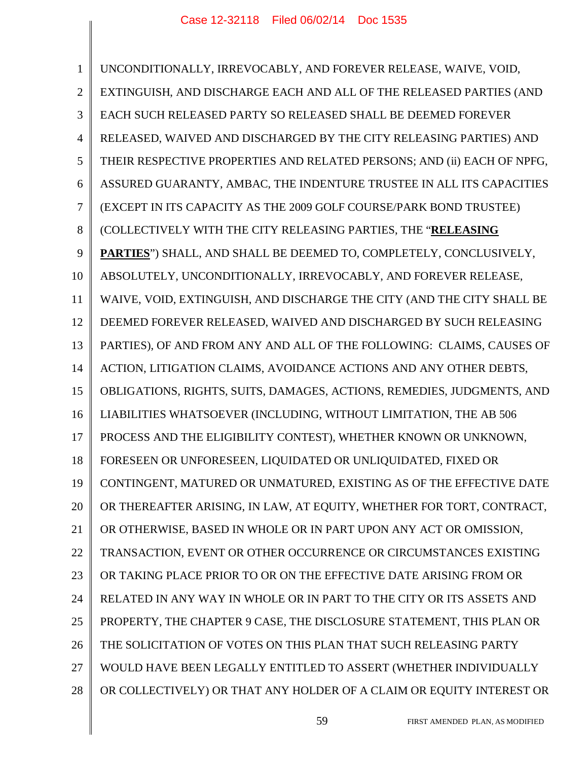UNCONDITIONALLY, IRREVOCABLY, AND FOREVER RELEASE, WAIVE, VOID, EXTINGUISH, AND DISCHARGE EACH AND ALL OF THE RELEASED PARTIES (AND EACH SUCH RELEASED PARTY SO RELEASED SHALL BE DEEMED FOREVER RELEASED, WAIVED AND DISCHARGED BY THE CITY RELEASING PARTIES) AND THEIR RESPECTIVE PROPERTIES AND RELATED PERSONS; AND (ii) EACH OF NPFG, ASSURED GUARANTY, AMBAC, THE INDENTURE TRUSTEE IN ALL ITS CAPACITIES (EXCEPT IN ITS CAPACITY AS THE 2009 GOLF COURSE/PARK BOND TRUSTEE) (COLLECTIVELY WITH THE CITY RELEASING PARTIES, THE "**RELEASING PARTIES**") SHALL, AND SHALL BE DEEMED TO, COMPLETELY, CONCLUSIVELY, ABSOLUTELY, UNCONDITIONALLY, IRREVOCABLY, AND FOREVER RELEASE, WAIVE, VOID, EXTINGUISH, AND DISCHARGE THE CITY (AND THE CITY SHALL BE DEEMED FOREVER RELEASED, WAIVED AND DISCHARGED BY SUCH RELEASING PARTIES), OF AND FROM ANY AND ALL OF THE FOLLOWING: CLAIMS, CAUSES OF ACTION, LITIGATION CLAIMS, AVOIDANCE ACTIONS AND ANY OTHER DEBTS, OBLIGATIONS, RIGHTS, SUITS, DAMAGES, ACTIONS, REMEDIES, JUDGMENTS, AND LIABILITIES WHATSOEVER (INCLUDING, WITHOUT LIMITATION, THE AB 506 PROCESS AND THE ELIGIBILITY CONTEST), WHETHER KNOWN OR UNKNOWN, FORESEEN OR UNFORESEEN, LIQUIDATED OR UNLIQUIDATED, FIXED OR CONTINGENT, MATURED OR UNMATURED, EXISTING AS OF THE EFFECTIVE DATE OR THEREAFTER ARISING, IN LAW, AT EQUITY, WHETHER FOR TORT, CONTRACT, OR OTHERWISE, BASED IN WHOLE OR IN PART UPON ANY ACT OR OMISSION, TRANSACTION, EVENT OR OTHER OCCURRENCE OR CIRCUMSTANCES EXISTING OR TAKING PLACE PRIOR TO OR ON THE EFFECTIVE DATE ARISING FROM OR RELATED IN ANY WAY IN WHOLE OR IN PART TO THE CITY OR ITS ASSETS AND PROPERTY, THE CHAPTER 9 CASE, THE DISCLOSURE STATEMENT, THIS PLAN OR THE SOLICITATION OF VOTES ON THIS PLAN THAT SUCH RELEASING PARTY WOULD HAVE BEEN LEGALLY ENTITLED TO ASSERT (WHETHER INDIVIDUALLY OR COLLECTIVELY) OR THAT ANY HOLDER OF A CLAIM OR EQUITY INTEREST OR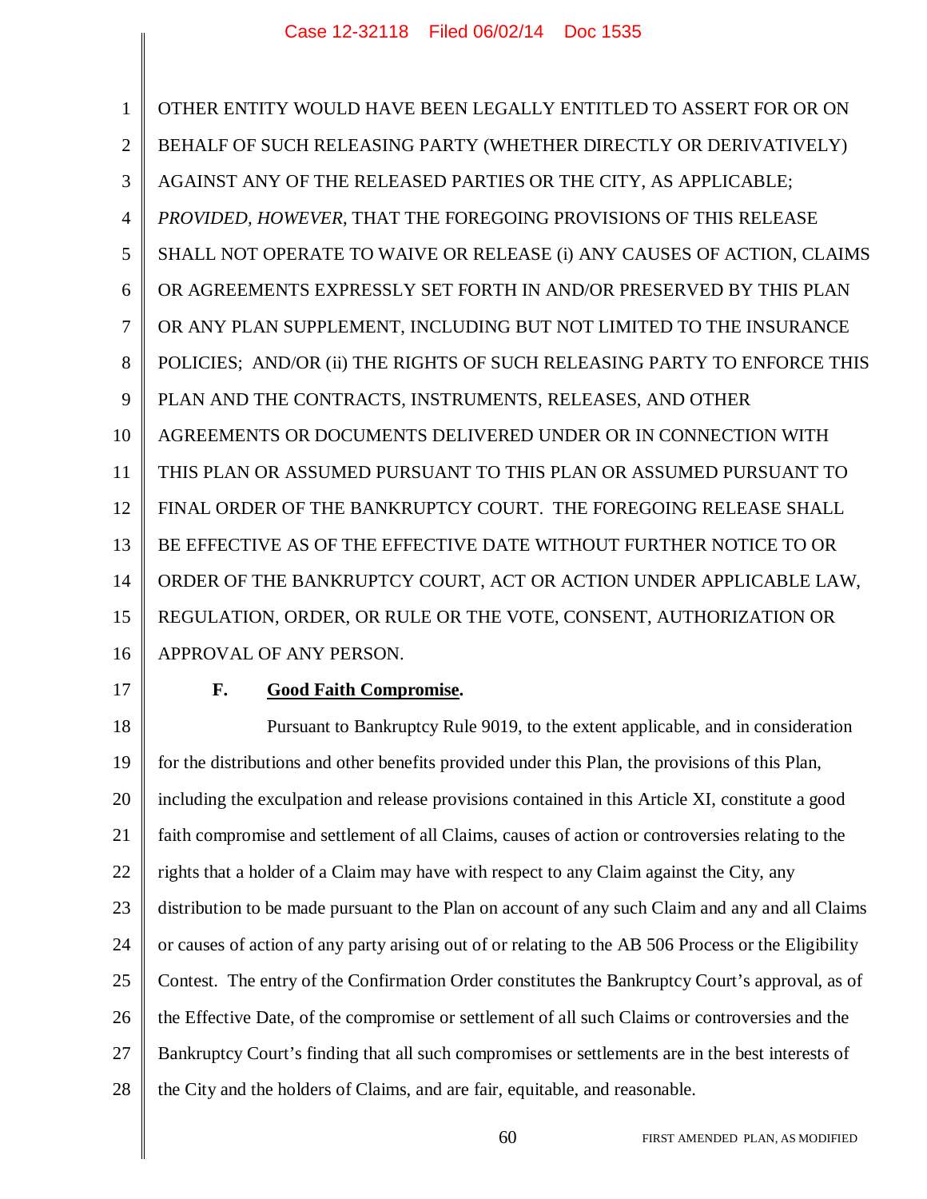OTHER ENTITY WOULD HAVE BEEN LEGALLY ENTITLED TO ASSERT FOR OR ON BEHALF OF SUCH RELEASING PARTY (WHETHER DIRECTLY OR DERIVATIVELY) AGAINST ANY OF THE RELEASED PARTIES OR THE CITY, AS APPLICABLE; *PROVIDED, HOWEVER*, THAT THE FOREGOING PROVISIONS OF THIS RELEASE SHALL NOT OPERATE TO WAIVE OR RELEASE (i) ANY CAUSES OF ACTION, CLAIMS OR AGREEMENTS EXPRESSLY SET FORTH IN AND/OR PRESERVED BY THIS PLAN OR ANY PLAN SUPPLEMENT, INCLUDING BUT NOT LIMITED TO THE INSURANCE POLICIES; AND/OR (ii) THE RIGHTS OF SUCH RELEASING PARTY TO ENFORCE THIS PLAN AND THE CONTRACTS, INSTRUMENTS, RELEASES, AND OTHER AGREEMENTS OR DOCUMENTS DELIVERED UNDER OR IN CONNECTION WITH THIS PLAN OR ASSUMED PURSUANT TO THIS PLAN OR ASSUMED PURSUANT TO FINAL ORDER OF THE BANKRUPTCY COURT. THE FOREGOING RELEASE SHALL BE EFFECTIVE AS OF THE EFFECTIVE DATE WITHOUT FURTHER NOTICE TO OR ORDER OF THE BANKRUPTCY COURT, ACT OR ACTION UNDER APPLICABLE LAW, REGULATION, ORDER, OR RULE OR THE VOTE, CONSENT, AUTHORIZATION OR APPROVAL OF ANY PERSON.

**F. Good Faith Compromise.**

Pursuant to Bankruptcy Rule 9019, to the extent applicable, and in consideration for the distributions and other benefits provided under this Plan, the provisions of this Plan, including the exculpation and release provisions contained in this Article XI, constitute a good faith compromise and settlement of all Claims, causes of action or controversies relating to the rights that a holder of a Claim may have with respect to any Claim against the City, any distribution to be made pursuant to the Plan on account of any such Claim and any and all Claims or causes of action of any party arising out of or relating to the AB 506 Process or the Eligibility Contest. The entry of the Confirmation Order constitutes the Bankruptcy Court's approval, as of the Effective Date, of the compromise or settlement of all such Claims or controversies and the Bankruptcy Court's finding that all such compromises or settlements are in the best interests of the City and the holders of Claims, and are fair, equitable, and reasonable.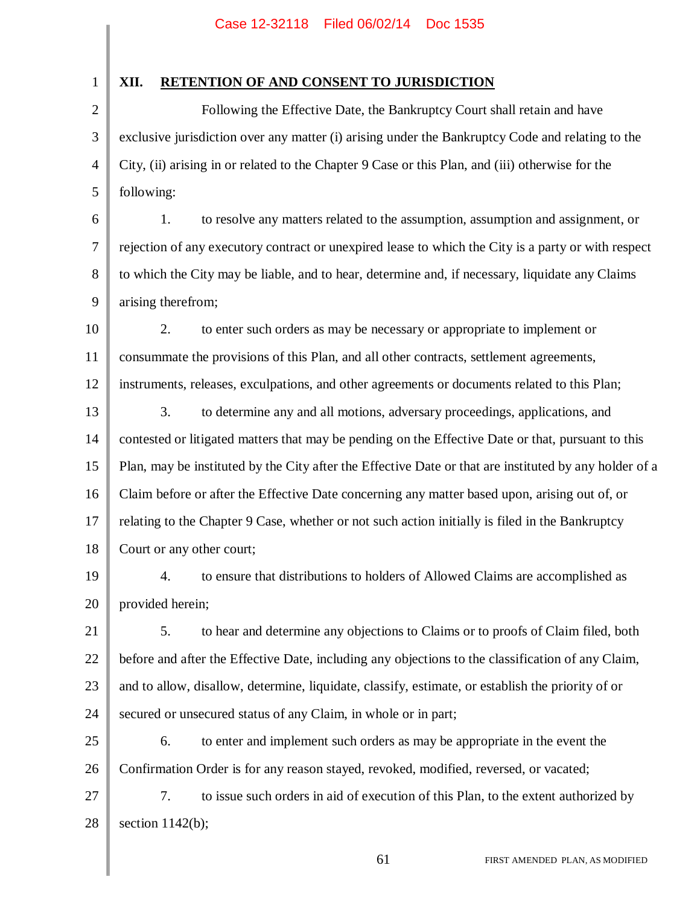## XII. RETENTION OF AND CONSENT TO JURISDICTION

Following the Effective Date, the Bankruptcy Court shall retain and have exclusive jurisdiction over any matter (i) arising under the Bankruptcy Code and relating to the City, (ii) arising in or related to the Chapter 9 Case or this Plan, and (iii) otherwise for the following:

1. to resolve any matters related to the assumption, assumption and assignment, or rejection of any executory contract or unexpired lease to which the City is a party or with respect to which the City may be liable, and to hear, determine and, if necessary, liquidate any Claims arising therefrom;

2. to enter such orders as may be necessary or appropriate to implement or consummate the provisions of this Plan, and all other contracts, settlement agreements, instruments, releases, exculpations, and other agreements or documents related to this Plan;

3. to determine any and all motions, adversary proceedings, applications, and contested or litigated matters that may be pending on the Effective Date or that, pursuant to this Plan, may be instituted by the City after the Effective Date or that are instituted by any holder of a Claim before or after the Effective Date concerning any matter based upon, arising out of, or relating to the Chapter 9 Case, whether or not such action initially is filed in the Bankruptcy Court or any other court;

4. to ensure that distributions to holders of Allowed Claims are accomplished as provided herein;

5. to hear and determine any objections to Claims or to proofs of Claim filed, both before and after the Effective Date, including any objections to the classification of any Claim, and to allow, disallow, determine, liquidate, classify, estimate, or establish the priority of or secured or unsecured status of any Claim, in whole or in part;

6. to enter and implement such orders as may be appropriate in the event the Confirmation Order is for any reason stayed, revoked, modified, reversed, or vacated;

7. to issue such orders in aid of execution of this Plan, to the extent authorized by section 1142(b);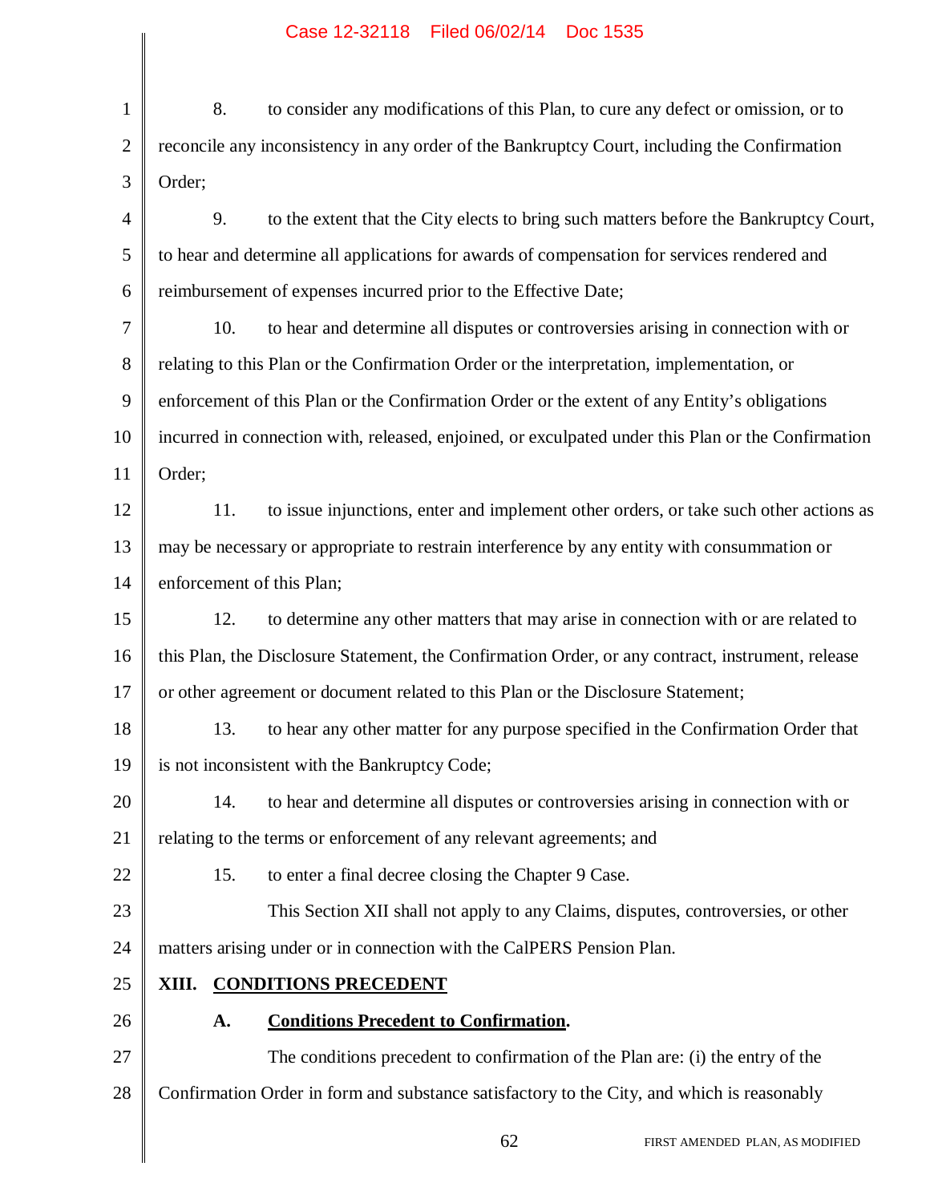8. to consider any modifications of this Plan, to cure any defect or omission, or to reconcile any inconsistency in any order of the Bankruptcy Court, including the Confirmation Order;

9. to the extent that the City elects to bring such matters before the Bankruptcy Court, to hear and determine all applications for awards of compensation for services rendered and reimbursement of expenses incurred prior to the Effective Date;

10. to hear and determine all disputes or controversies arising in connection with or relating to this Plan or the Confirmation Order or the interpretation, implementation, or enforcement of this Plan or the Confirmation Order or the extent of any Entity's obligations incurred in connection with, released, enjoined, or exculpated under this Plan or the Confirmation Order;

11. to issue injunctions, enter and implement other orders, or take such other actions as may be necessary or appropriate to restrain interference by any entity with consummation or enforcement of this Plan;

12. to determine any other matters that may arise in connection with or are related to this Plan, the Disclosure Statement, the Confirmation Order, or any contract, instrument, release or other agreement or document related to this Plan or the Disclosure Statement;

13. to hear any other matter for any purpose specified in the Confirmation Order that is not inconsistent with the Bankruptcy Code;

14. to hear and determine all disputes or controversies arising in connection with or relating to the terms or enforcement of any relevant agreements; and

15. to enter a final decree closing the Chapter 9 Case.

This Section XII shall not apply to any Claims, disputes, controversies, or other matters arising under or in connection with the CalPERS Pension Plan.

## XIII. CONDITIONS PRECEDENT

### A. Conditions Precedent to Confirmation.

The conditions precedent to confirmation of the Plan are: (i) the entry of the Confirmation Order in form and substance satisfactory to the City, and which is reasonably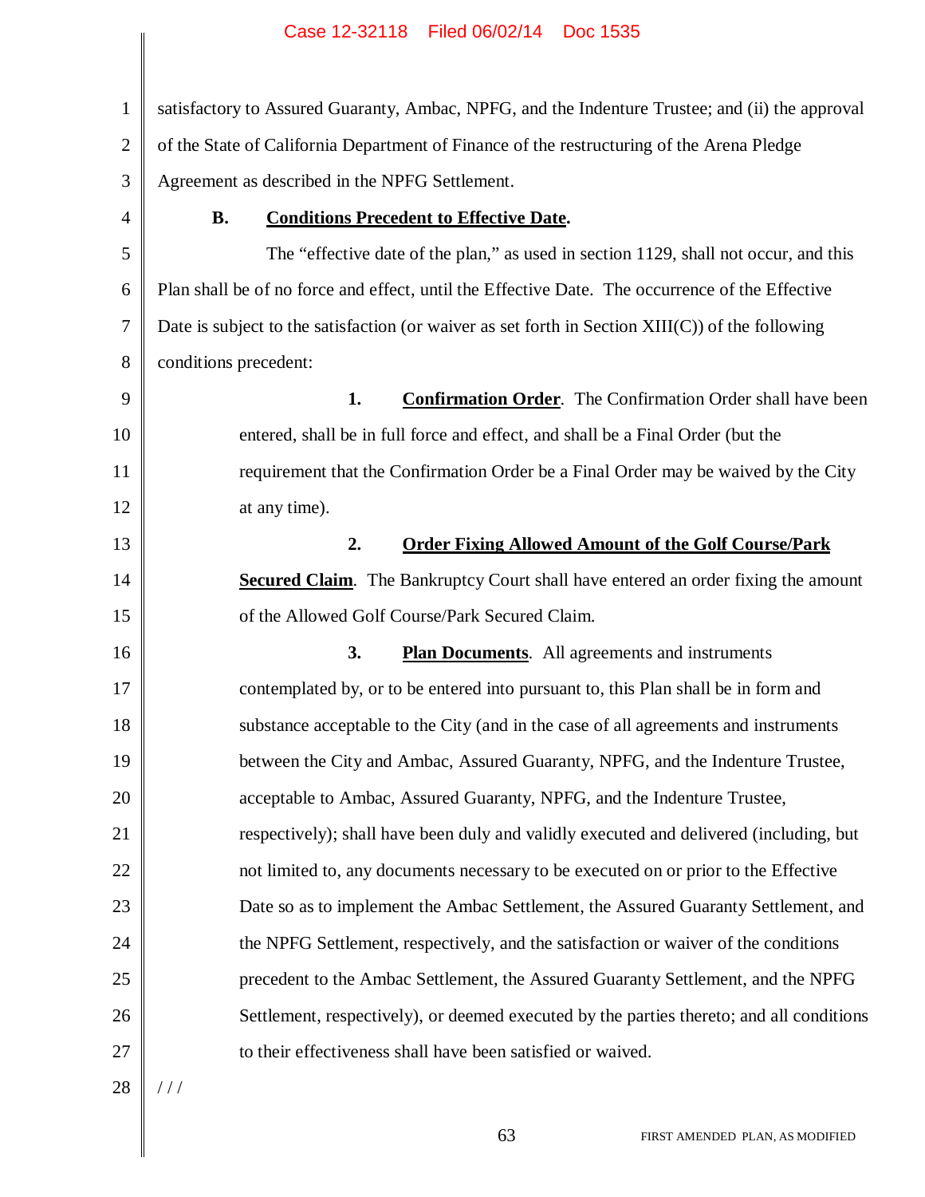satisfactory to Assured Guaranty, Ambac, NPFG, and the Indenture Trustee; and (ii) the approval of the State of California Department of Finance of the restructuring of the Arena Pledge Agreement as described in the NPFG Settlement.

### B. Conditions Precedent to Effective Date.

The "effective date of the plan," as used in section 1129, shall not occur, and this Plan shall be of no force and effect, until the Effective Date. The occurrence of the Effective Date is subject to the satisfaction (or waiver as set forth in Section XIII(C)) of the following conditions precedent:

**1. Confirmation Order.** The Confirmation Order shall have been entered, shall be in full force and effect, and shall be a Final Order (but the requirement that the Confirmation Order be a Final Order may be waived by the City at any time).

**2. Order Fixing Allowed Amount of the Golf Course/Park Secured Claim.** The Bankruptcy Court shall have entered an order fixing the amount of the Allowed Golf Course/Park Secured Claim.

**3. Plan Documents.** All agreements and instruments contemplated by, or to be entered into pursuant to, this Plan shall be in form and substance acceptable to the City (and in the case of all agreements and instruments between the City and Ambac, Assured Guaranty, NPFG, and the Indenture Trustee, acceptable to Ambac, Assured Guaranty, NPFG, and the Indenture Trustee, respectively); shall have been duly and validly executed and delivered (including, but not limited to, any documents necessary to be executed on or prior to the Effective Date so as to implement the Ambac Settlement, the Assured Guaranty Settlement, and the NPFG Settlement, respectively, and the satisfaction or waiver of the conditions precedent to the Ambac Settlement, the Assured Guaranty Settlement, and the NPFG Settlement, respectively), or deemed executed by the parties thereto; and all conditions to their effectiveness shall have been satisfied or waived.

/ / /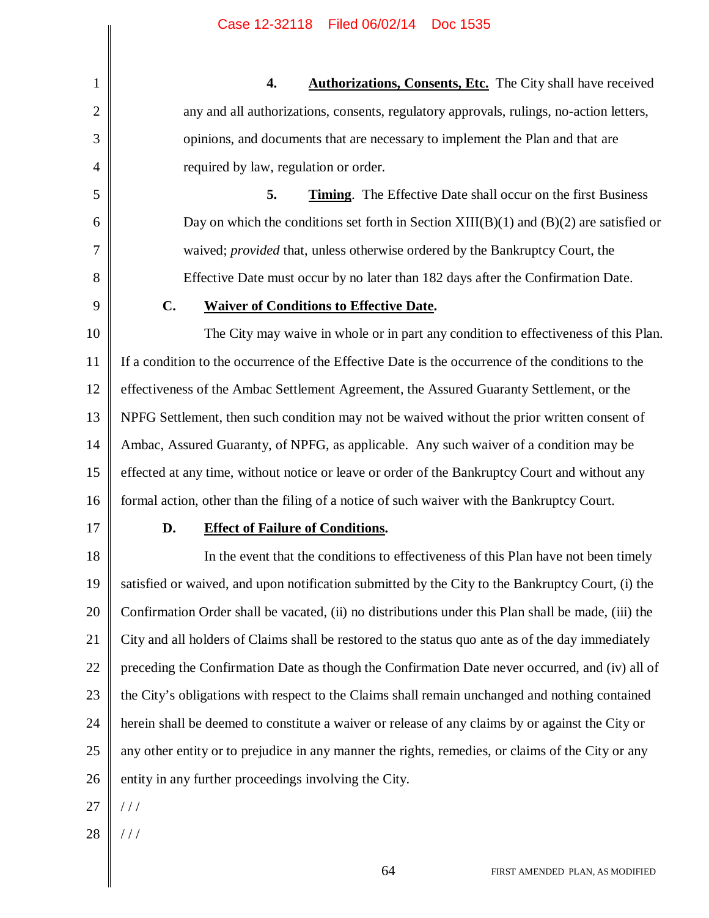4. **Authorizations, Consents, Etc.** The City shall have received any and all authorizations, consents, regulatory approvals, rulings, no-action letters, opinions, and documents that are necessary to implement the Plan and that are required by law, regulation or order.

5. **Timing**. The Effective Date shall occur on the first Business Day on which the conditions set forth in Section XIII(B)(1) and (B)(2) are satisfied or waived; *provided* that, unless otherwise ordered by the Bankruptcy Court, the Effective Date must occur by no later than 182 days after the Confirmation Date.

### C. Waiver of Conditions to Effective Date.

The City may waive in whole or in part any condition to effectiveness of this Plan. If a condition to the occurrence of the Effective Date is the occurrence of the conditions to the effectiveness of the Ambac Settlement Agreement, the Assured Guaranty Settlement, or the NPFG Settlement, then such condition may not be waived without the prior written consent of Ambac, Assured Guaranty, of NPFG, as applicable. Any such waiver of a condition may be effected at any time, without notice or leave or order of the Bankruptcy Court and without any formal action, other than the filing of a notice of such waiver with the Bankruptcy Court.

### D. Effect of Failure of Conditions.

In the event that the conditions to effectiveness of this Plan have not been timely satisfied or waived, and upon notification submitted by the City to the Bankruptcy Court, (i) the Confirmation Order shall be vacated, (ii) no distributions under this Plan shall be made, (iii) the City and all holders of Claims shall be restored to the status quo ante as of the day immediately preceding the Confirmation Date as though the Confirmation Date never occurred, and (iv) all of the City's obligations with respect to the Claims shall remain unchanged and nothing contained herein shall be deemed to constitute a waiver or release of any claims by or against the City or any other entity or to prejudice in any manner the rights, remedies, or claims of the City or any entity in any further proceedings involving the City.

/ / /

/ / /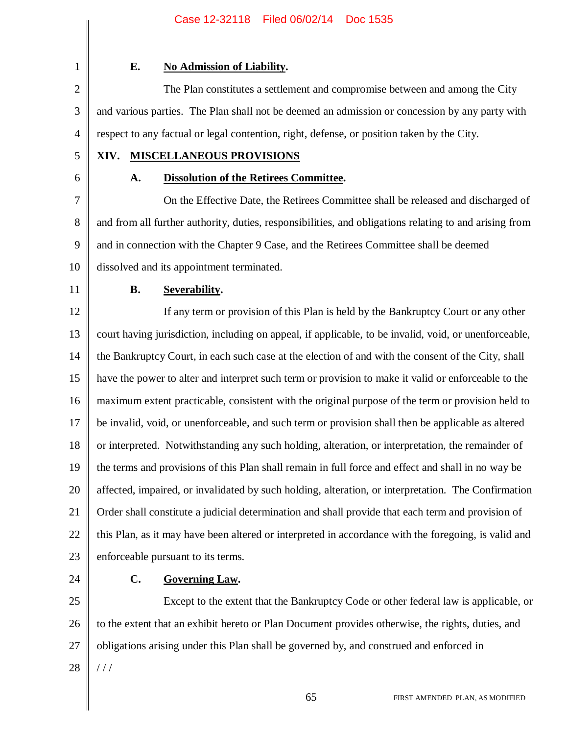### E. **No Admission of Liability.**

The Plan constitutes a settlement and compromise between and among the City and various parties. The Plan shall not be deemed an admission or concession by any party with respect to any factual or legal contention, right, defense, or position taken by the City.

## XIV. MISCELLANEOUS PROVISIONS

### A. **Dissolution of the Retirees Committee.**

On the Effective Date, the Retirees Committee shall be released and discharged of and from all further authority, duties, responsibilities, and obligations relating to and arising from and in connection with the Chapter 9 Case, and the Retirees Committee shall be deemed dissolved and its appointment terminated.

### B. **Severability.**

If any term or provision of this Plan is held by the Bankruptcy Court or any other court having jurisdiction, including on appeal, if applicable, to be invalid, void, or unenforceable, the Bankruptcy Court, in each such case at the election of and with the consent of the City, shall have the power to alter and interpret such term or provision to make it valid or enforceable to the maximum extent practicable, consistent with the original purpose of the term or provision held to be invalid, void, or unenforceable, and such term or provision shall then be applicable as altered or interpreted. Notwithstanding any such holding, alteration, or interpretation, the remainder of the terms and provisions of this Plan shall remain in full force and effect and shall in no way be affected, impaired, or invalidated by such holding, alteration, or interpretation. The Confirmation Order shall constitute a judicial determination and shall provide that each term and provision of this Plan, as it may have been altered or interpreted in accordance with the foregoing, is valid and enforceable pursuant to its terms.

### C. **Governing Law.**

Except to the extent that the Bankruptcy Code or other federal law is applicable, or to the extent that an exhibit hereto or Plan Document provides otherwise, the rights, duties, and obligations arising under this Plan shall be governed by, and construed and enforced in

/ / /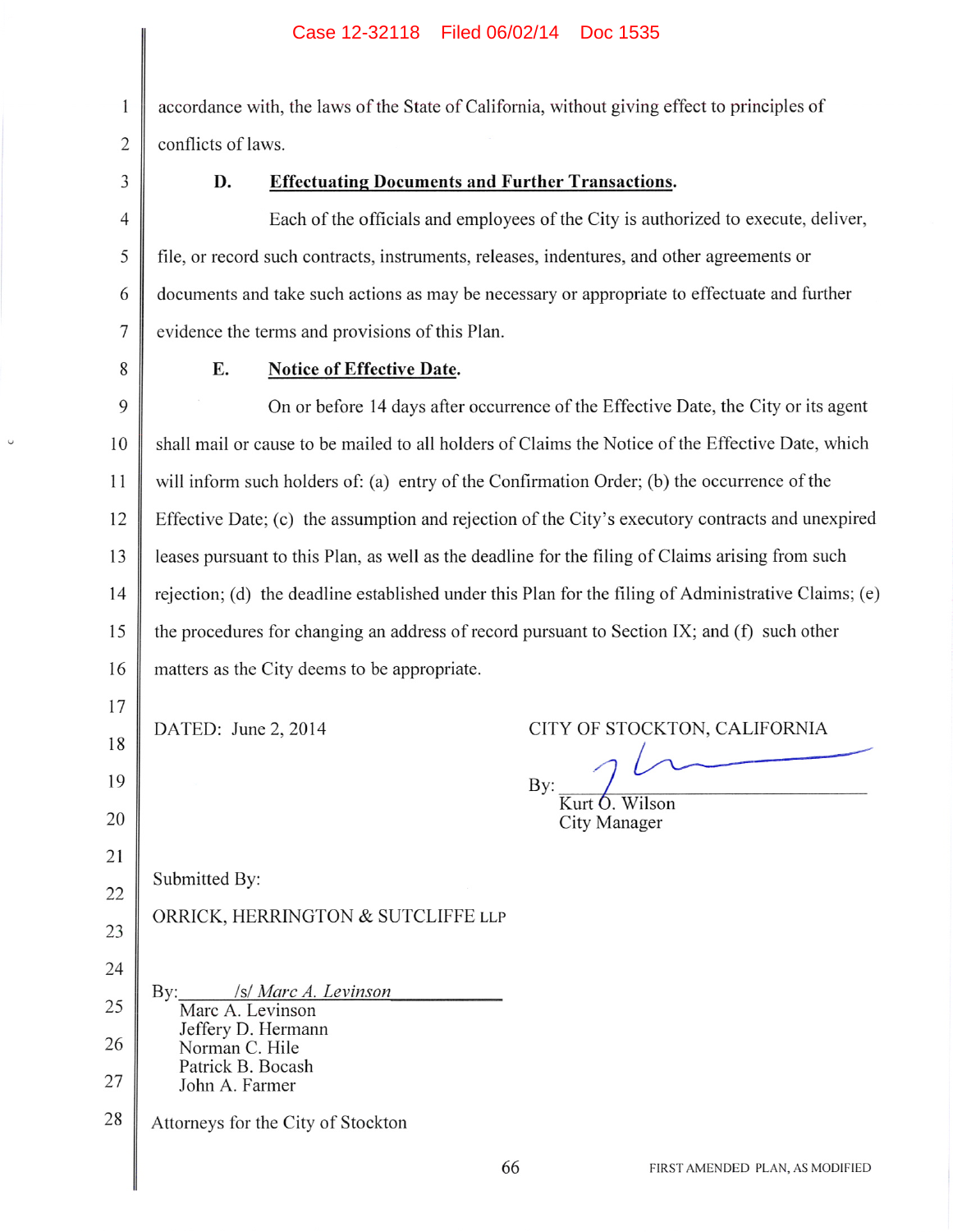accordance with, the laws of the State of California, without giving effect to principles of conflicts of laws.

**D. Effectuating Documents and Further Transactions.**

Each of the officials and employees of the City is authorized to execute, deliver, file, or record such contracts, instruments, releases, indentures, and other agreements or documents and take such actions as may be necessary or appropriate to effectuate and further evidence the terms and provisions of this Plan.

**E. Notice of Effective Date.**

On or before 14 days after occurrence of the Effective Date, the City or its agent shall mail or cause to be mailed to all holders of Claims the Notice of the Effective Date, which will inform such holders of: (a) entry of the Confirmation Order; (b) the occurrence of the Effective Date; (c) the assumption and rejection of the City's executory contracts and unexpired leases pursuant to this Plan, as well as the deadline for the filing of Claims arising from such rejection; (d) the deadline established under this Plan for the filing of Administrative Claims; (e) the procedures for changing an address of record pursuant to Section IX; and (f) such other matters as the City deems to be appropriate.

DATED: June 2, 2014

CITY OF STOCKTON, CALIFORNIA

By: ______________________
Kurt O. Wilson
City Manager

Submitted By:

ORRICK, HERRINGTON & SUTCLIFFE LLP

By: _/s/ Marc A. Levinson_
Marc A. Levinson
Jeffery D. Hermann
Norman C. Hile
Patrick B. Bocash
John A. Farmer

Attorneys for the City of Stockton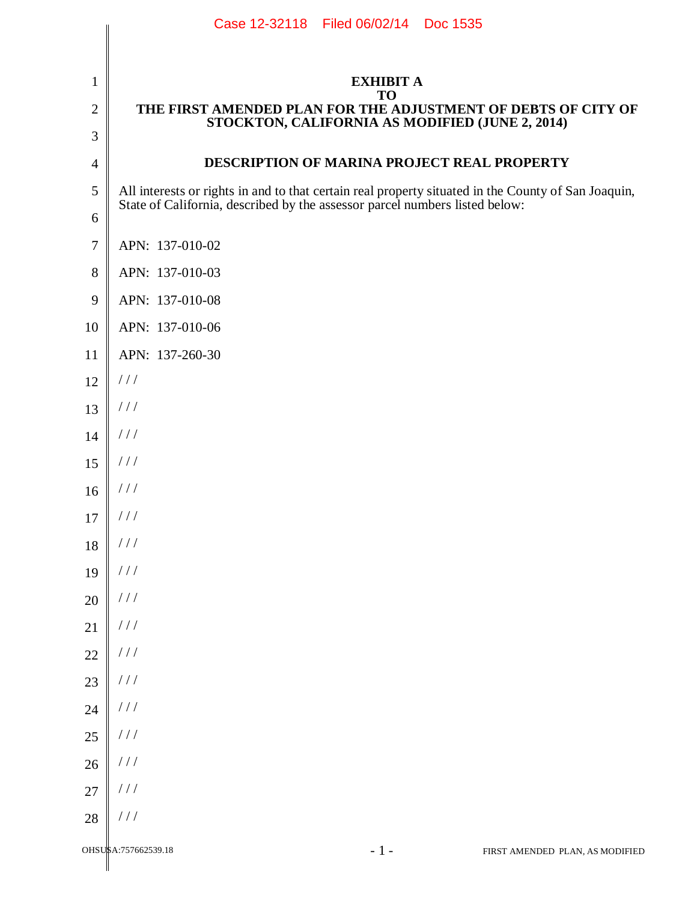**EXHIBIT A**
**TO**
**THE FIRST AMENDED PLAN FOR THE ADJUSTMENT OF DEBTS OF CITY OF STOCKTON, CALIFORNIA AS MODIFIED (JUNE 2, 2014)**

**DESCRIPTION OF MARINA PROJECT REAL PROPERTY**

All interests or rights in and to that certain real property situated in the County of San Joaquin, State of California, described by the assessor parcel numbers listed below:

APN: 137-010-02

APN: 137-010-03

APN: 137-010-08

APN: 137-010-06

APN: 137-260-30

/ / /

/ / /

/ / /

/ / /

/ / /

/ / /

/ / /

/ / /

/ / /

/ / /

/ / /

/ / /

/ / /

/ / /

/ / /

/ / /

/ / /